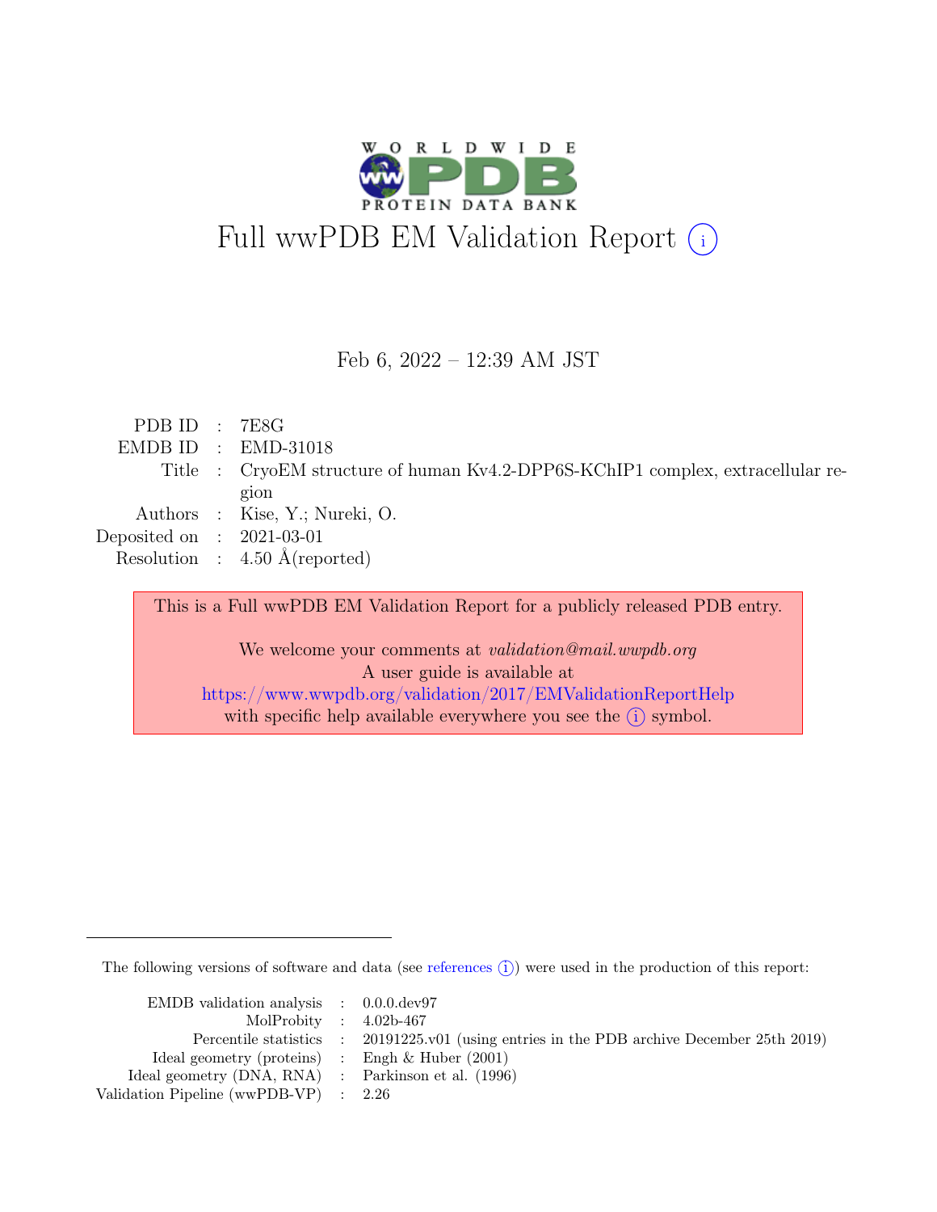# Full wwPDB EM Validation Report (i)

Feb 6, 2022 – 12:39 AM JST

| | | |
|---|---|---|
| PDB ID | : | 7E8G |
| EMDB ID | : | EMD-31018 |
| Title | : | CryoEM structure of human Kv4.2-DPP6S-KChIP1 complex, extracellular region |
| Authors | : | Kise, Y.; Nureki, O. |
| Deposited on | : | 2021-03-01 |
| Resolution | : | 4.50 Å(reported) |

This is a Full wwPDB EM Validation Report for a publicly released PDB entry.

We welcome your comments at *validation@mail.wwpdb.org*
A user guide is available at
https://www.wwpdb.org/validation/2017/EMValidationReportHelp
with specific help available everywhere you see the (i) symbol.

The following versions of software and data (see references (i)) were used in the production of this report:

| | | |
|---|---|---|
| EMDB validation analysis | : | 0.0.0.dev97 |
| MolProbity | : | 4.02b-467 |
| Percentile statistics | : | 20191225.v01 (using entries in the PDB archive December 25th 2019) |
| Ideal geometry (proteins) | : | Engh & Huber (2001) |
| Ideal geometry (DNA, RNA) | : | Parkinson et al. (1996) |
| Validation Pipeline (wwPDB-VP) | : | 2.26 |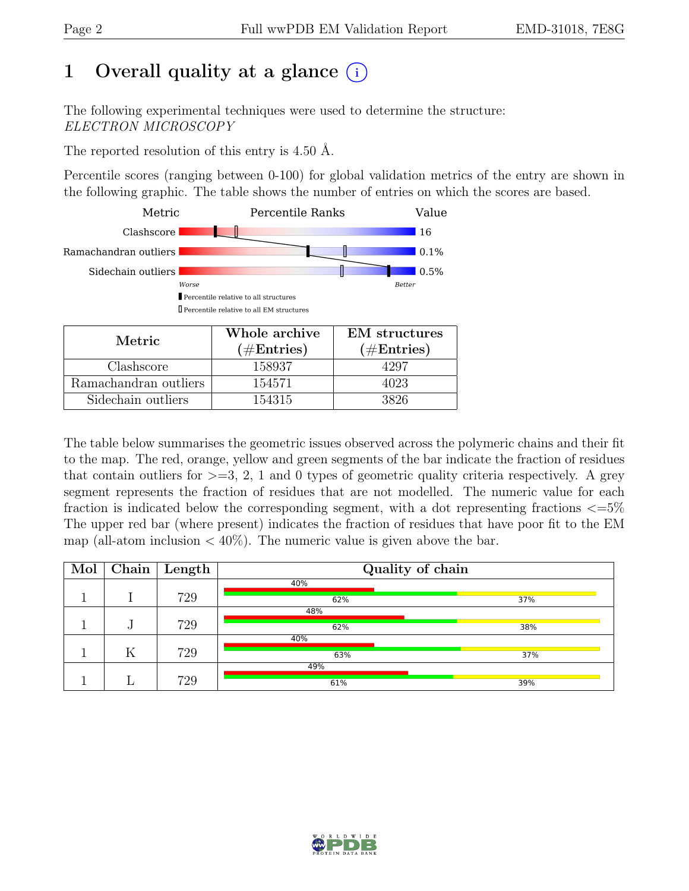# 1 Overall quality at a glance (i)

The following experimental techniques were used to determine the structure:
*ELECTRON MICROSCOPY*

The reported resolution of this entry is 4.50 Å.

Percentile scores (ranging between 0-100) for global validation metrics of the entry are shown in the following graphic. The table shows the number of entries on which the scores are based.

Metric
Percentile Ranks
Value
Clashscore
16
Ramachandran outliers
0.1%
Sidechain outliers
0.5%
Worse
Better
Percentile relative to all structures
Percentile relative to all EM structures

| Metric | Whole archive (#Entries) | EM structures (#Entries) |
|---|---|---|
| Clashscore | 158937 | 4297 |
| Ramachandran outliers | 154571 | 4023 |
| Sidechain outliers | 154315 | 3826 |

The table below summarises the geometric issues observed across the polymeric chains and their fit to the map. The red, orange, yellow and green segments of the bar indicate the fraction of residues that contain outliers for >=3, 2, 1 and 0 types of geometric quality criteria respectively. A grey segment represents the fraction of residues that are not modelled. The numeric value for each fraction is indicated below the corresponding segment, with a dot representing fractions <=5% The upper red bar (where present) indicates the fraction of residues that have poor fit to the EM map (all-atom inclusion < 40%). The numeric value is given above the bar.

| Mol | Chain | Length | Quality of chain |
|---|---|---|---|
| 1 | I | 729 | 40%<br>62% 37% |
| 1 | J | 729 | 48%<br>62% 38% |
| 1 | K | 729 | 40%<br>63% 37% |
| 1 | L | 729 | 49%<br>61% 39% |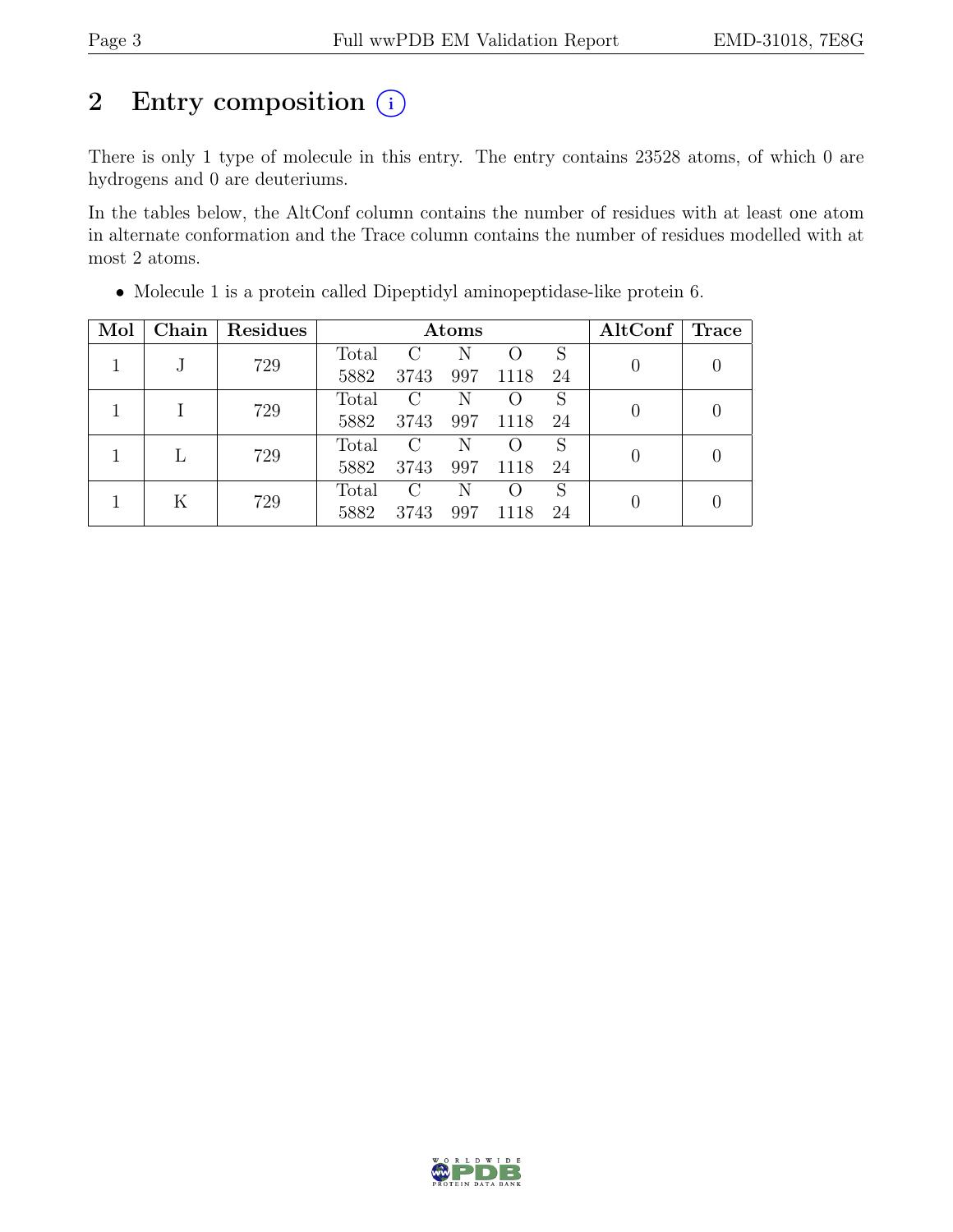# 2 Entry composition (i)

There is only 1 type of molecule in this entry. The entry contains 23528 atoms, of which 0 are hydrogens and 0 are deuteriums.

In the tables below, the AltConf column contains the number of residues with at least one atom in alternate conformation and the Trace column contains the number of residues modelled with at most 2 atoms.

- Molecule 1 is a protein called Dipeptidyl aminopeptidase-like protein 6.

| Mol | Chain | Residues | Atoms | | | | | AltConf | Trace |
|---|---|---|---|---|---|---|---|---|---|
| 1 | J | 729 | Total<br>5882 | C<br>3743 | N<br>997 | O<br>1118 | S<br>24 | 0 | 0 |
| 1 | I | 729 | Total<br>5882 | C<br>3743 | N<br>997 | O<br>1118 | S<br>24 | 0 | 0 |
| 1 | L | 729 | Total<br>5882 | C<br>3743 | N<br>997 | O<br>1118 | S<br>24 | 0 | 0 |
| 1 | K | 729 | Total<br>5882 | C<br>3743 | N<br>997 | O<br>1118 | S<br>24 | 0 | 0 |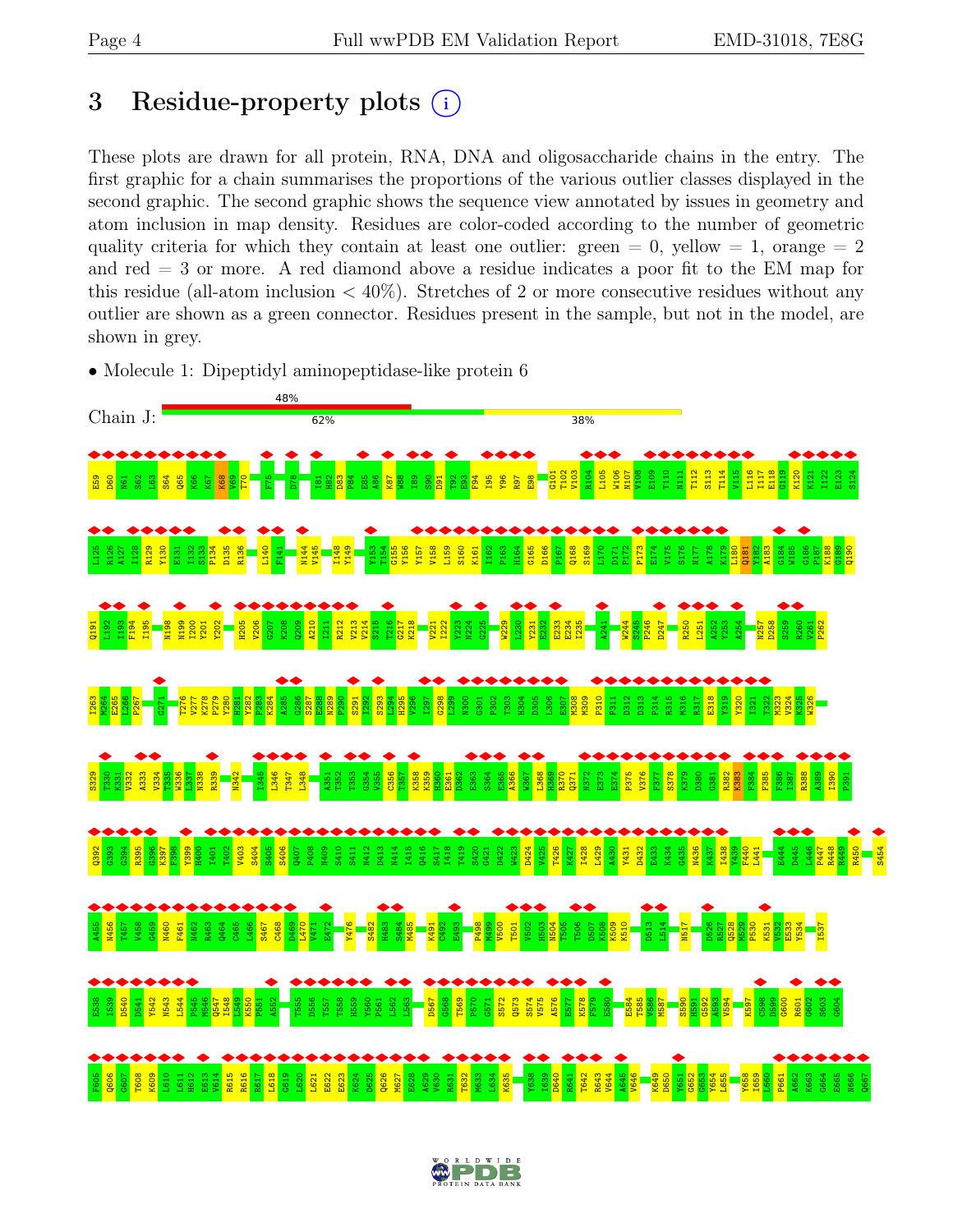# 3 Residue-property plots (i)

These plots are drawn for all protein, RNA, DNA and oligosaccharide chains in the entry. The first graphic for a chain summarises the proportions of the various outlier classes displayed in the second graphic. The second graphic shows the sequence view annotated by issues in geometry and atom inclusion in map density. Residues are color-coded according to the number of geometric quality criteria for which they contain at least one outlier: green = 0, yellow = 1, orange = 2 and red = 3 or more. A red diamond above a residue indicates a poor fit to the EM map for this residue (all-atom inclusion < 40%). Stretches of 2 or more consecutive residues without any outlier are shown as a green connector. Residues present in the sample, but not in the model, are shown in grey.

- Molecule 1: Dipeptidyl aminopeptidase-like protein 6

Chain J:

48%

62%

38%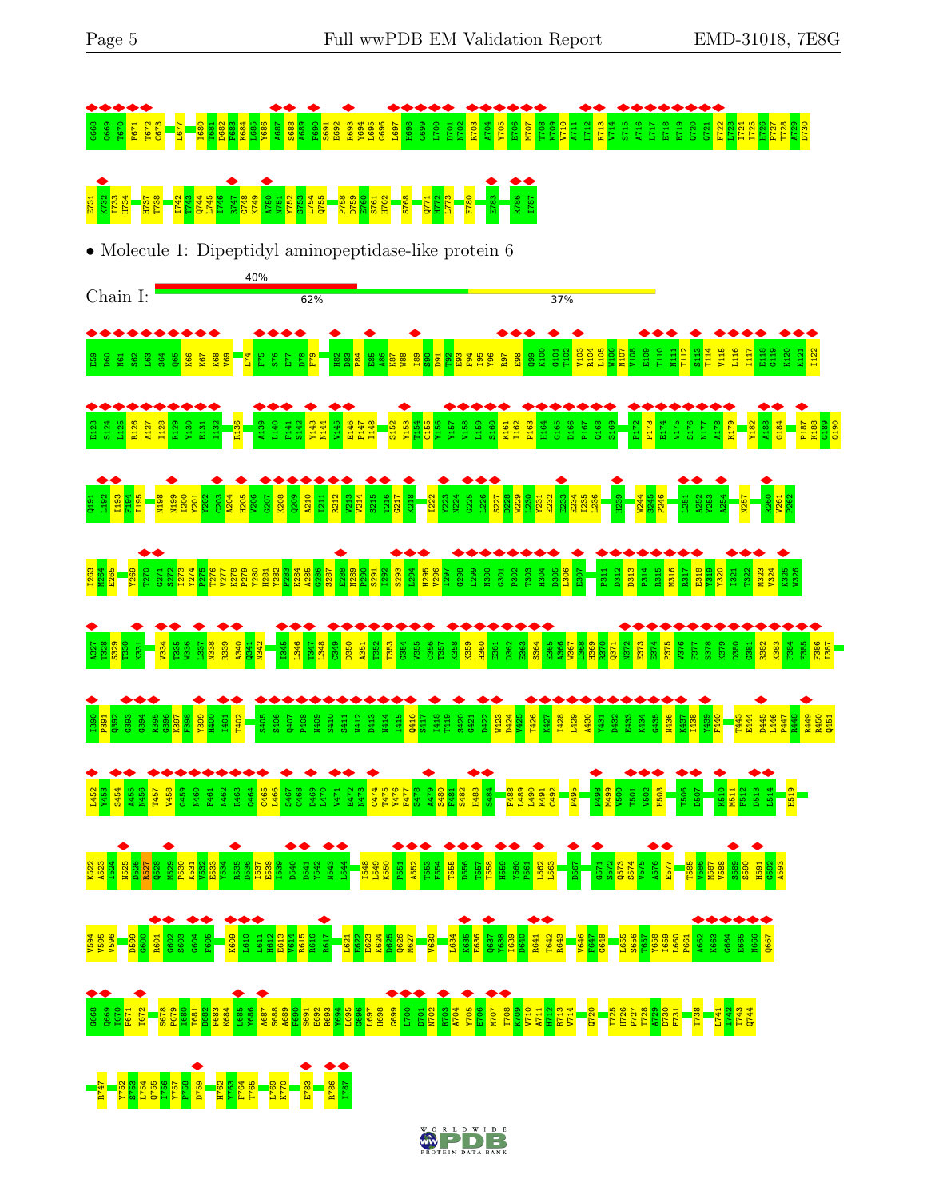G668 Q669 T670 F671 T672 C673 L677 I680 T681 D682 F683 K684 L685 Y686 A687 S688 A689 F690 S691 E692 R693 Y694 L695 G696 L697 H698 G699 L700 D701 N702 R703 A704 Y705 E706 M707 T708 K709 V710 A711 H712 R713 V714 S715 A716 L717 E718 E719 Q720 Q721 F722 L723 I724 I725 H726 P727 T728 A729 D730

E731 K732 I733 H734 H737 T738 I742 T743 Q744 L745 I746 R747 G748 K749 A750 N751 Y752 S753 L754 Q755 P758 D759 E760 S761 H762 S768 Q771 H772 L773 F780 E783 R786 I787

- Molecule 1: Dipeptidyl aminopeptidase-like protein 6

Chain I:

40%

62%

37%

E59 D60 N61 S62 L63 S64 Q65 K66 K67 K68 V69 L74 F75 S76 E77 D78 F79 H82 D83 P84 E85 A86 K87 W88 I89 S90 D91 T92 E93 F94 I95 Y96 R97 E98 Q99 K100 G101 T102 V103 R104 L105 W106 N107 V108 E109 T110 N111 T112 S113 T114 V115 L116 I117 E118 G119 K120 K121 I122

E123 S124 L125 R126 A127 I128 R129 Y130 E131 I132 R136 A139 L140 F141 S142 Y143 N144 V145 E146 P147 I148 S152 Y153 T154 G155 Y156 V157 V158 L159 S160 K161 I162 P163 H164 G165 D166 P167 Q168 S169 P172 P173 E174 V175 S176 N177 A178 K179 Y182 A183 G184 P187 K188 G189 Q190

Q191 L192 I193 F194 I195 N198 N199 I200 Y201 Y202 C203 A204 H205 V206 G207 K208 Q209 A210 I211 R212 V213 V214 S215 T216 G217 K218 I222 Y223 N224 G225 L226 S227 D228 W229 L230 Y231 E232 E233 E234 I235 L236 H239 W244 S245 P246 L251 A252 Y253 A254 N257 R260 V261 P262

I263 W264 E265 Y269 T270 G271 S272 I273 Y274 P275 T276 V277 K278 P279 Y280 H281 Y282 P283 K284 A285 G286 S287 E288 N289 P290 S291 I292 S293 L294 H295 V296 I297 G298 L299 N300 G301 P302 T303 H304 D305 L306 E307 P311 D312 D313 P314 R315 M316 R317 E318 Y319 Y320 I321 T322 M323 V324 K325 W326

A327 T328 S329 T330 K331 V334 T335 W336 L337 N338 R339 A340 Q341 N342 I345 L346 T347 L348 C349 D350 A351 T352 T353 G354 V355 C356 T357 K358 K359 H360 E361 D362 E363 S364 E365 A366 W367 L368 H369 R370 Q371 N372 E373 E374 P375 V376 F377 S378 K379 D380 G381 R382 K383 F384 F385 F386 I387

I390 P391 Q392 G393 G394 R395 G396 K397 F398 Y399 H400 I401 T402 S405 S406 Q407 P408 N409 S410 S411 N412 D413 N414 I415 Q416 S417 I418 T419 S420 G421 D422 W423 D424 V425 T426 K427 I428 L429 A430 Y431 D432 E433 K434 G435 N436 K437 I438 Y439 F440 T443 E444 D445 L446 P447 R448 R449 R450 Q451

L452 Y453 S454 A455 N456 T457 V458 G459 N460 F461 N462 R463 Q464 C465 L466 S467 C468 D469 L470 V471 E472 N473 C474 T475 Y476 F477 S478 A479 S480 F481 S482 H483 S484 F488 L489 L490 K491 C492 P495 P498 M499 V500 T501 V502 H503 T506 D507 K510 M511 F512 D513 L514 H519

K522 A523 I524 N525 D526 R527 Q528 M529 P530 K531 V532 E533 T534 R535 D536 I537 E538 I539 D540 D541 Y542 N543 L544 I548 L549 K550 P551 A552 T553 F554 T555 D556 T557 T558 H559 Y560 P561 L562 L563 D567 G571 S572 Q573 S574 V575 A576 E577 T585 V586 M587 V588 S589 S590 H591 G592 A593

V594 V595 V596 D599 G600 R601 G602 S603 G604 F605 K609 L610 L611 H612 E613 V614 R615 R616 R617 L621 E622 E623 K624 D625 Q626 M627 V630 L634 K635 E636 Q637 Y638 I639 D640 R641 T642 R643 V646 F647 G648 L655 S656 T657 Y658 I659 L660 P661 A662 K663 G664 E665 N666 Q667

G668 Q669 T670 F671 T672 S678 P679 I680 T681 D682 F683 K684 L685 Y686 A687 S688 A689 F690 S691 E692 R693 Y694 L695 G696 L697 H698 G699 L700 D701 N702 R703 A704 Y705 E706 M707 T708 K709 V710 A711 H712 R713 V714 Q720 I725 H726 P727 T728 A729 D730 E731 T738 L741 I742 T743 Q744

R747 Y752 S753 L754 Q755 I756 Y757 P758 D759 H762 Y763 F764 T765 L769 K770 E783 R786 I787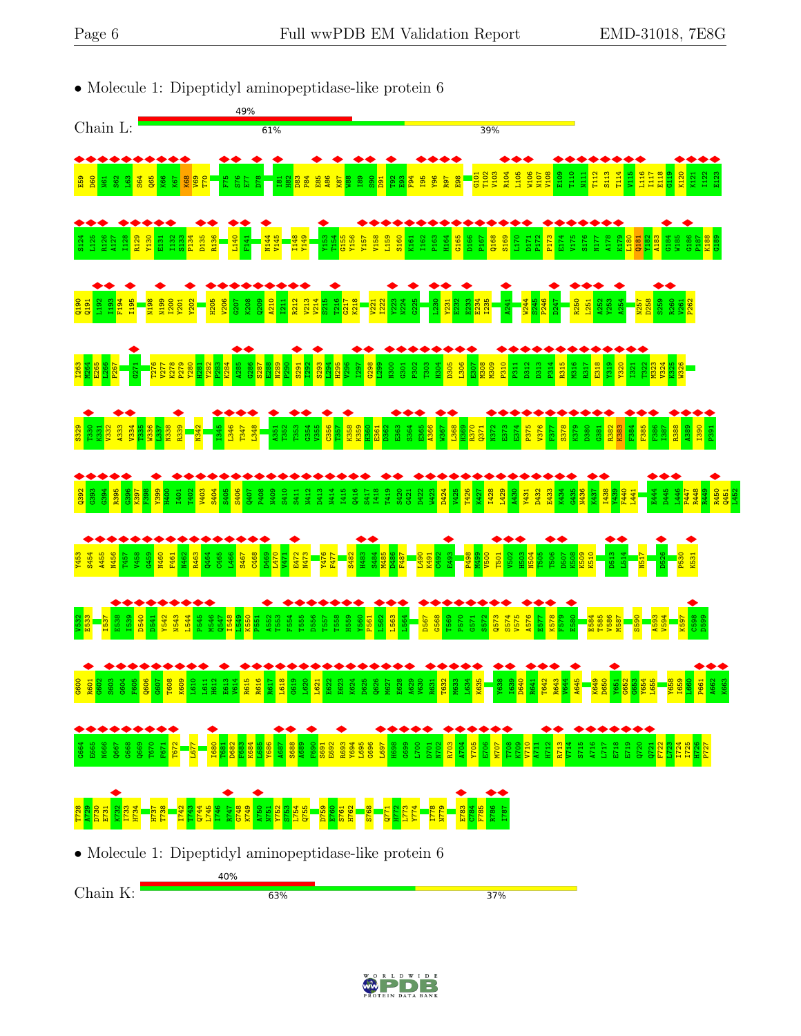- Molecule 1: Dipeptidyl aminopeptidase-like protein 6

Chain L:

49%

61%

39%

E59 D60 N61 S62 L63 S64 Q65 K66 K67 K68 V69 T70 F75 S76 E77 D78 I81 H82 D83 P84 E85 A86 K87 W88 I89 S90 D91 T92 E93 F94 I95 Y96 R97 E98 G101 T102 V103 R104 L105 W106 N107 V108 E109 T110 N111 T112 S113 T114 V115 L116 I117 E118 G119 K120 K121 I122 E123

S124 L125 R126 A127 I128 R129 Y130 E131 I132 S133 P134 D135 R136 L140 F141 N144 V145 I148 Y149 Y153 T154 G155 Y156 Y157 V158 L159 S160 K161 I162 P163 H164 G165 D166 P167 Q168 S169 L170 D171 P172 P173 E174 V175 S176 N177 A178 K179 L180 Q181 Y182 A183 G184 W185 G186 P187 K188 G189

Q190 Q191 L192 I193 F194 I195 N198 N199 I200 Y201 Y202 H205 V206 G207 K208 Q209 A210 I211 R212 V213 V214 S215 T216 G217 K218 V221 I222 Y223 N224 G225 L230 Y231 E232 E233 E234 I235 A241 W244 S245 P246 D247 R250 L251 A252 Y253 A254 N257 D258 S259 R260 V261 P262

I263 M264 E265 L266 P267 G271 T276 V277 K278 P279 Y280 H281 Y282 P283 K284 A285 G286 S287 E288 N289 P290 S291 I292 S293 L294 H295 V296 I297 G298 L299 N300 G301 P302 T303 H304 D305 L306 E307 M308 M309 P310 P311 D312 D313 P314 R315 M316 R317 E318 Y319 Y320 I321 T322 M323 V324 K325 W326

S329 T330 K331 V332 A333 V334 T335 W336 L337 N338 R339 N342 I345 L346 T347 L348 A351 T352 T353 G354 V355 C356 T357 K358 K359 H360 E361 D362 E363 S364 E365 A366 W367 L368 H369 R370 Q371 N372 E373 E374 P375 V376 F377 S378 K379 D380 G381 R382 K383 F384 F385 F386 I387 R388 A389 I390 P391

Q392 G393 G394 R395 G396 K397 F398 Y399 H400 I401 T402 V403 S404 S405 S406 Q407 P408 N409 S410 S411 N412 D413 N414 I415 Q416 S417 I418 T419 S420 G421 D422 W423 D424 V425 T426 K427 I428 L429 A430 Y431 D432 E433 K434 G435 N436 K437 I438 Y439 F440 L441 E444 D445 L446 P447 R448 R449 R450 Q451 L452

Y453 S454 A455 N456 T457 V458 G459 N460 F461 N462 R463 Q464 C465 L466 S467 C468 D469 L470 V471 E472 N473 Y476 F477 S482 H483 S484 M485 D486 F487 L490 K491 C492 E493 P498 M499 V500 T501 V502 H503 N504 T505 T506 D507 K508 K509 K510 D513 L514 N517 D526 P530 K531

V532 E533 I537 E538 I539 D540 D541 Y542 N543 L544 P545 M546 Q547 I548 L549 K550 P551 A552 T553 F554 T555 D556 T557 T558 H559 Y560 P561 L562 L563 L564 D567 G568 T569 P570 G571 S572 Q573 S574 V575 A576 E577 K578 F579 E580 E584 T585 V586 M587 S590 A593 V594 K597 C598 D599

G600 R601 G602 S603 G604 F605 Q606 G607 T608 K609 L610 L611 H612 E613 V614 R615 R616 R617 L618 G619 L620 L621 E622 E623 K624 D625 Q626 M627 E628 A629 V630 R631 T632 M633 L634 K635 Y638 I639 D640 K641 T642 R643 V644 A645 K649 D650 Y651 G652 G653 Y654 L655 Y658 I659 L660 P661 A662 K663

G664 E665 N666 Q667 G668 Q669 T670 F671 T672 L677 I680 T681 D682 F683 K684 L685 Y686 A687 S688 A689 F690 S691 E692 R693 Y694 L695 G696 L697 H698 G699 L700 D701 N702 R703 A704 Y705 E706 M707 T708 K709 V710 A711 H712 R713 V714 S715 A716 L717 E718 E719 Q720 Q721 F722 L723 I724 I725 H726 P727

T728 A729 D730 E731 K732 I733 H734 H737 T738 I742 T743 Q744 L745 I746 R747 G748 K749 A750 N751 Y752 S753 L754 Q755 D759 E760 S761 H762 S768 Q771 H772 L773 Y774 I778 N779 E783 C784 F785 R786 I787

- Molecule 1: Dipeptidyl aminopeptidase-like protein 6

Chain K:

40%

63%

37%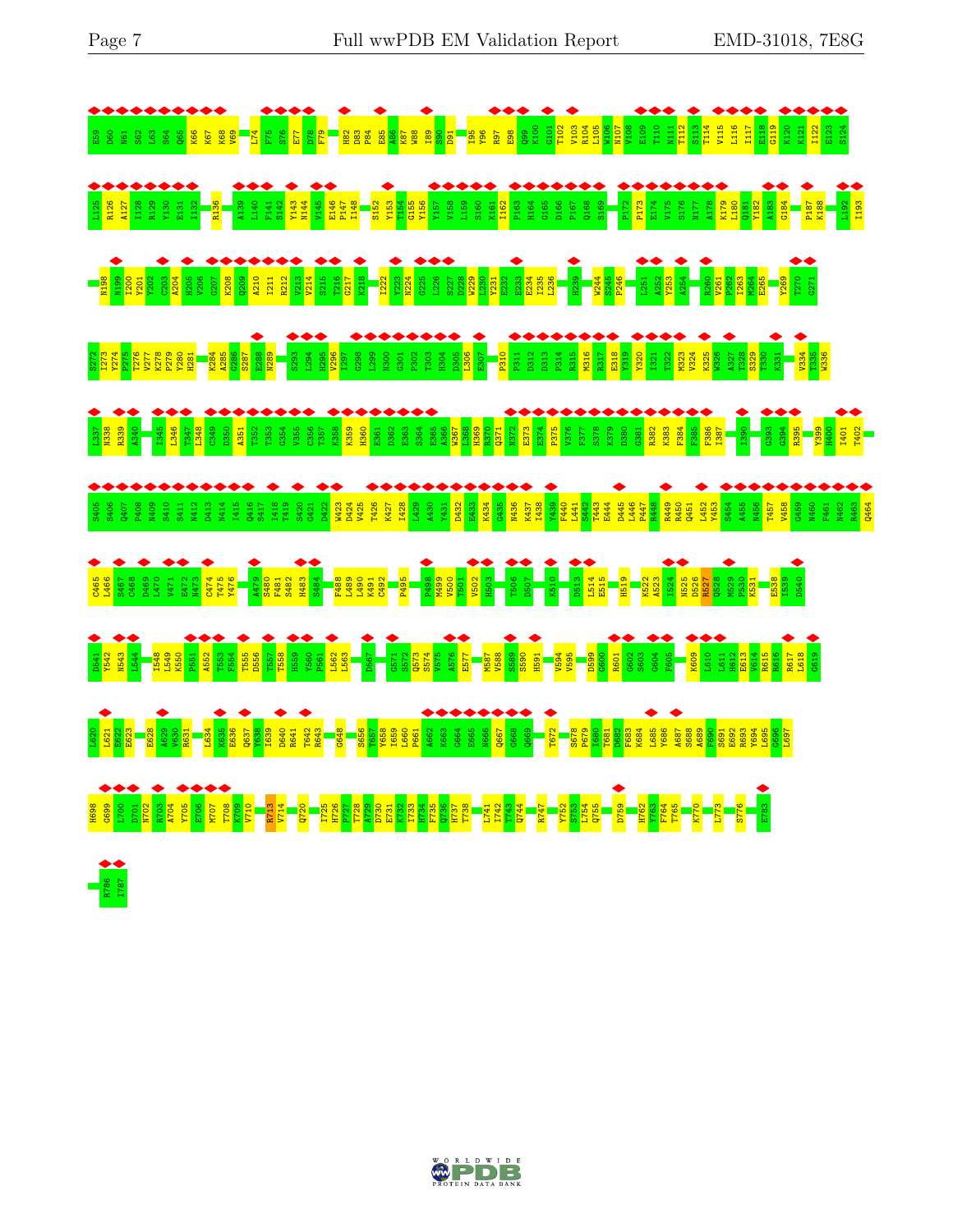E59 D60 N61 S62 L63 S64 Q65 K66 K67 K68 V69 L74 F75 S76 E77 D78 F79 H82 D83 P84 E85 A86 K87 W88 I89 S90 D91 I95 Y96 R97 E98 Q99 K100 G101 T102 V103 R104 L105 W106 N107 V108 E109 T110 N111 T112 S113 T114 V115 L116 I117 E118 G119 K120 K121 I122 E123 S124

L125 R126 A127 I128 R129 Y130 E131 I132 R136 A139 L140 F141 S142 Y143 N144 V145 E146 P147 I148 S152 Y153 T154 G155 Y156 V157 V158 L159 S160 K161 I162 P163 H164 G165 D166 P167 Q168 S169 P172 P173 E174 V175 S176 N177 A178 K179 L180 Q181 Y182 A183 G184 P187 K188 L192 I193

N198 N199 I200 Y201 Y202 C203 A204 H205 V206 G207 K208 Q209 A210 I211 R212 V213 V214 S215 T216 G217 K218 I222 V223 N224 G225 L226 S227 D228 W229 L230 Y231 E232 E233 E234 I235 L236 N239 W244 S245 P246 L251 A252 Y253 A254 R260 V261 P262 I263 M264 E265 Y269 T270 G271

S272 I273 V274 P275 T276 V277 K278 P279 Y280 H281 K284 A285 G286 S287 E288 N289 S293 L294 H295 V296 I297 G298 L299 N300 G301 P302 T303 H304 D305 L306 E307 P310 P311 D312 D313 P314 R315 M316 R317 E318 Y319 Y320 I321 T322 M323 V324 K325 W326 A327 T328 S329 T330 K331 V334 T335 W336

L337 N338 R339 A340 I345 L346 T347 L348 C349 D350 A351 T352 T353 G354 V355 C356 T357 K358 K359 H360 E361 D362 E363 S364 E365 A366 W367 L368 H369 R370 Q371 N372 E373 E374 P375 V376 F377 S378 K379 D380 G381 R382 K383 F384 F385 F386 I387 I390 G393 G394 R395 Y399 H400 I401 T402

S405 S406 Q407 P408 N409 S410 S411 N412 D413 N414 I415 Q416 S417 I418 T419 S420 G421 D422 W423 D424 V425 T426 K427 I428 L429 A430 Y431 D432 E433 K434 G435 N436 K437 I438 Y439 L440 L441 S442 T443 E444 D445 L446 P447 R448 R449 R450 Q451 L452 Y453 S454 A455 N456 T457 V458 G459 N460 F461 N462 R463 Q464

C465 L466 S467 C468 D469 L470 V471 E472 M473 C474 T475 Y476 A479 S480 F481 S482 H483 S484 F488 L489 L490 K491 C492 P495 P498 M499 V500 T501 V502 H503 T506 D507 K510 D513 L514 E515 H519 K522 A523 I524 N525 D526 R527 Q528 M529 P530 K531 E538 I539 D540

D541 Y542 N543 L544 I548 L549 K550 P551 A552 T553 F554 T555 D556 T557 T558 H559 Y560 P561 L562 L563 D567 G571 S572 Q573 S574 V575 A576 E577 M587 V588 S589 S590 H591 V594 V595 D599 G600 R601 G602 S603 G604 F605 K609 L610 L611 H612 E613 V614 R615 R616 R617 L618 G619

L620 L621 E622 E623 E628 A629 V630 R631 L634 K635 E636 Q637 Y638 I639 D640 R641 T642 R643 G648 S656 T657 Y658 I659 L660 P661 A662 K663 G664 E665 N666 Q667 G668 Q669 T672 S678 P679 I680 T681 D682 F683 K684 L685 Y686 A687 S688 A689 F690 S691 E692 R693 Y694 L695 G696 L697

H698 G699 L700 D701 N702 R703 A704 Y705 E706 M707 T708 K709 V710 R713 V714 Q720 I725 H726 P727 T728 A729 D730 E731 K732 I733 H734 F735 Q736 H737 T738 L741 I742 T743 Q744 R747 Y752 S753 L754 Q755 D759 H762 Y763 F764 T765 K770 L773 S776 E783

R786 I787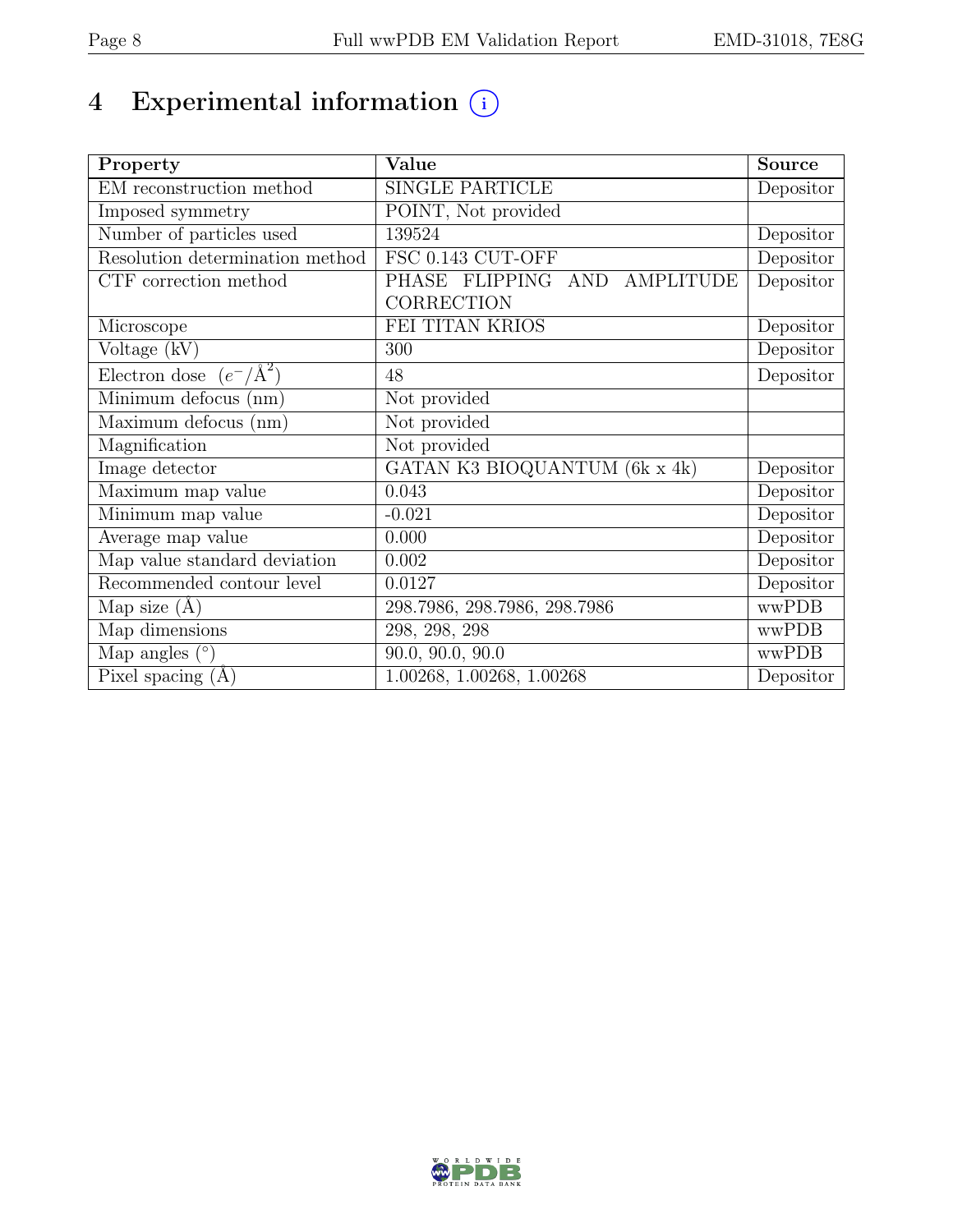# 4 Experimental information

| Property | Value | Source |
|---|---|---|
| EM reconstruction method | SINGLE PARTICLE | Depositor |
| Imposed symmetry | POINT, Not provided | |
| Number of particles used | 139524 | Depositor |
| Resolution determination method | FSC 0.143 CUT-OFF | Depositor |
| CTF correction method | PHASE FLIPPING AND AMPLITUDE CORRECTION | Depositor |
| Microscope | FEI TITAN KRIOS | Depositor |
| Voltage (kV) | 300 | Depositor |
| Electron dose ($e^-/\text{Å}^2$) | 48 | Depositor |
| Minimum defocus (nm) | Not provided | |
| Maximum defocus (nm) | Not provided | |
| Magnification | Not provided | |
| Image detector | GATAN K3 BIOQUANTUM (6k x 4k) | Depositor |
| Maximum map value | 0.043 | Depositor |
| Minimum map value | -0.021 | Depositor |
| Average map value | 0.000 | Depositor |
| Map value standard deviation | 0.002 | Depositor |
| Recommended contour level | 0.0127 | Depositor |
| Map size (Å) | 298.7986, 298.7986, 298.7986 | wwPDB |
| Map dimensions | 298, 298, 298 | wwPDB |
| Map angles (°) | 90.0, 90.0, 90.0 | wwPDB |
| Pixel spacing (Å) | 1.00268, 1.00268, 1.00268 | Depositor |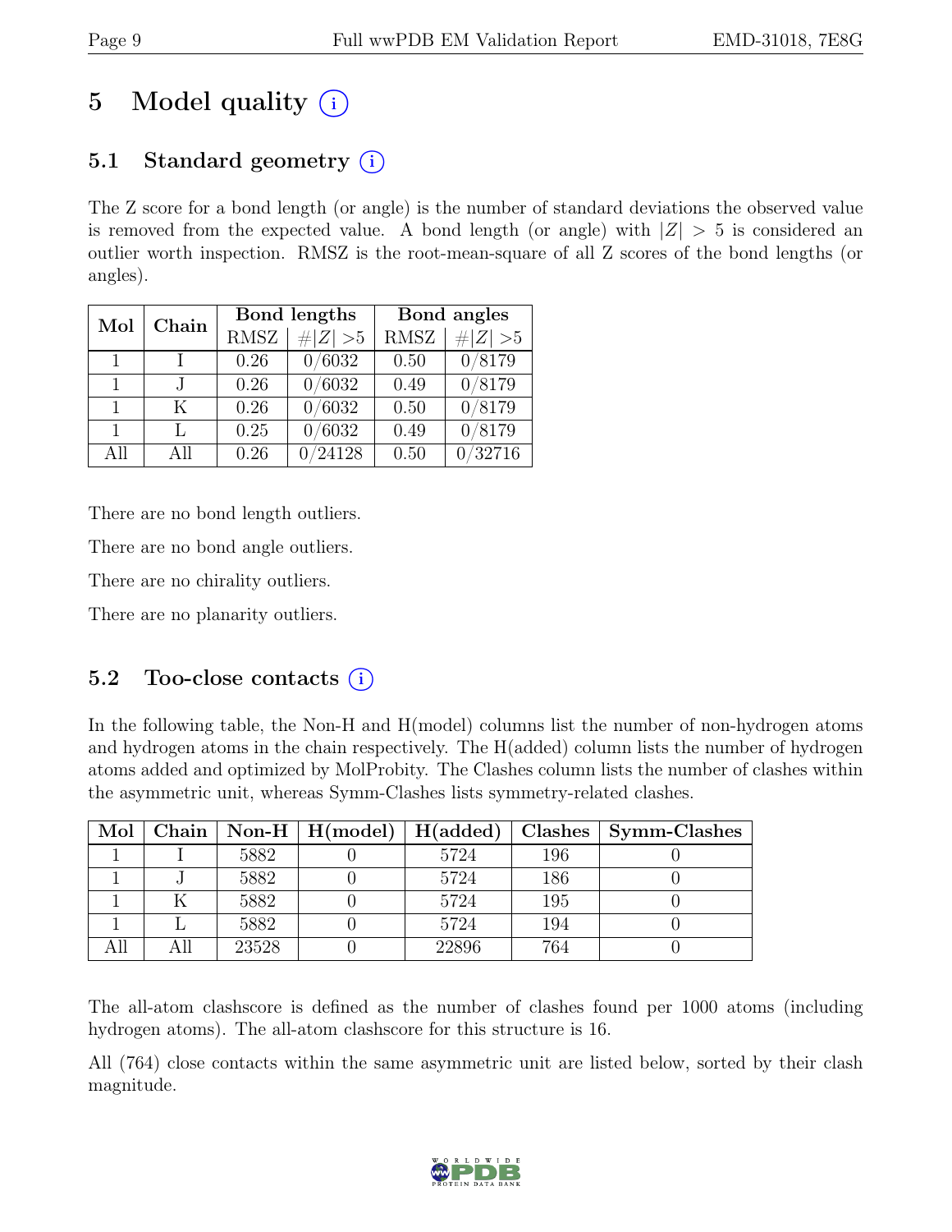# 5 Model quality (i)

## 5.1 Standard geometry (i)

The Z score for a bond length (or angle) is the number of standard deviations the observed value is removed from the expected value. A bond length (or angle) with $|Z| > 5$ is considered an outlier worth inspection. RMSZ is the root-mean-square of all Z scores of the bond lengths (or angles).

| Mol | Chain | Bond lengths | | Bond angles | |
|---|---|---|---|---|---|
| | | RMSZ | $\#\|Z\| > 5$ | RMSZ | $\#\|Z\| > 5$ |
| 1 | I | 0.26 | 0/6032 | 0.50 | 0/8179 |
| 1 | J | 0.26 | 0/6032 | 0.49 | 0/8179 |
| 1 | K | 0.26 | 0/6032 | 0.50 | 0/8179 |
| 1 | L | 0.25 | 0/6032 | 0.49 | 0/8179 |
| All | All | 0.26 | 0/24128 | 0.50 | 0/32716 |

There are no bond length outliers.

There are no bond angle outliers.

There are no chirality outliers.

There are no planarity outliers.

## 5.2 Too-close contacts (i)

In the following table, the Non-H and H(model) columns list the number of non-hydrogen atoms and hydrogen atoms in the chain respectively. The H(added) column lists the number of hydrogen atoms added and optimized by MolProbity. The Clashes column lists the number of clashes within the asymmetric unit, whereas Symm-Clashes lists symmetry-related clashes.

| Mol | Chain | Non-H | H(model) | H(added) | Clashes | Symm-Clashes |
|---|---|---|---|---|---|---|
| 1 | I | 5882 | 0 | 5724 | 196 | 0 |
| 1 | J | 5882 | 0 | 5724 | 186 | 0 |
| 1 | K | 5882 | 0 | 5724 | 195 | 0 |
| 1 | L | 5882 | 0 | 5724 | 194 | 0 |
| All | All | 23528 | 0 | 22896 | 764 | 0 |

The all-atom clashscore is defined as the number of clashes found per 1000 atoms (including hydrogen atoms). The all-atom clashscore for this structure is 16.

All (764) close contacts within the same asymmetric unit are listed below, sorted by their clash magnitude.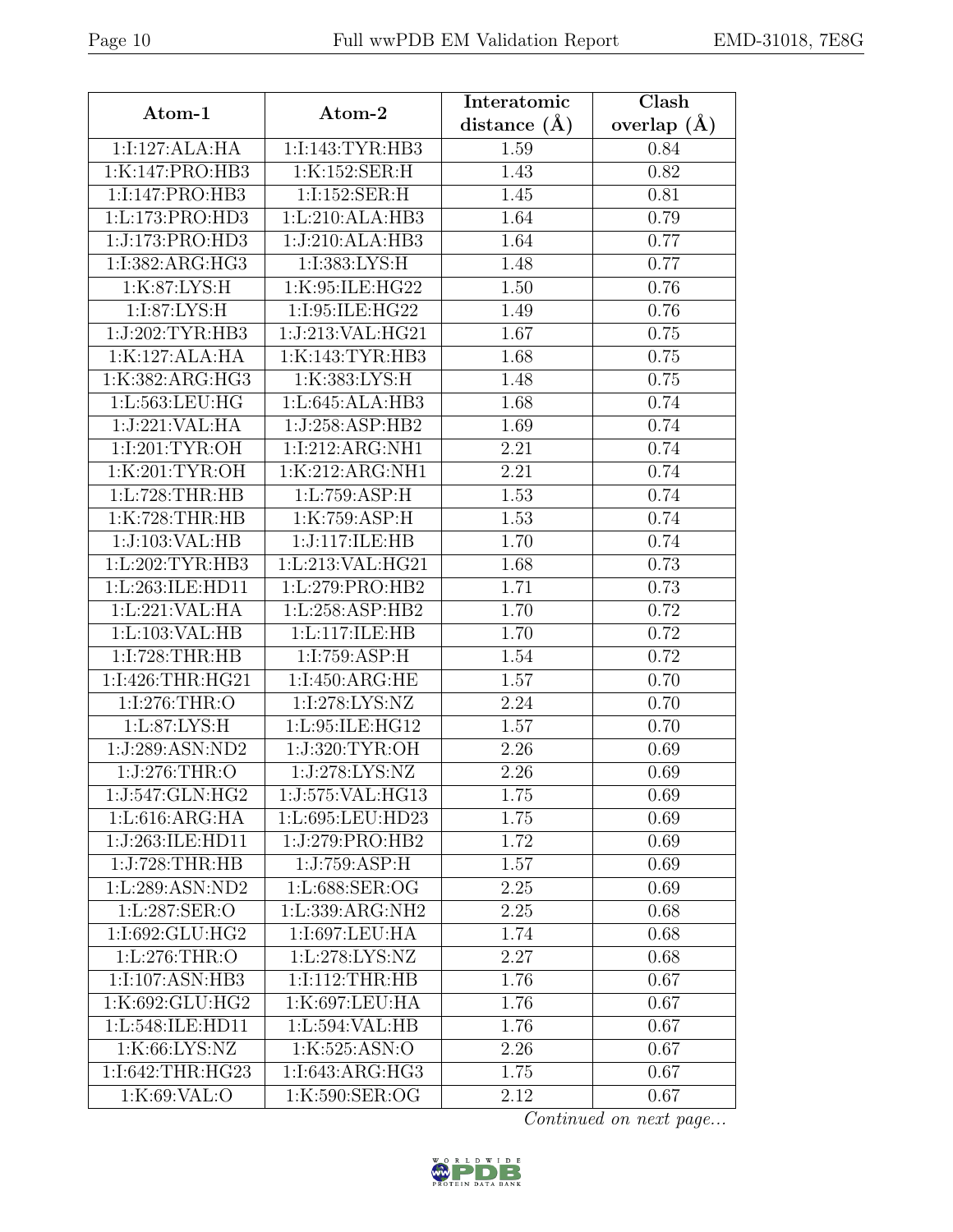| Atom-1 | Atom-2 | Interatomic distance (Å) | Clash overlap (Å) |
|---|---|---|---|
| 1:I:127:ALA:HA | 1:I:143:TYR:HB3 | 1.59 | 0.84 |
| 1:K:147:PRO:HB3 | 1:K:152:SER:H | 1.43 | 0.82 |
| 1:I:147:PRO:HB3 | 1:I:152:SER:H | 1.45 | 0.81 |
| 1:L:173:PRO:HD3 | 1:L:210:ALA:HB3 | 1.64 | 0.79 |
| 1:J:173:PRO:HD3 | 1:J:210:ALA:HB3 | 1.64 | 0.77 |
| 1:I:382:ARG:HG3 | 1:I:383:LYS:H | 1.48 | 0.77 |
| 1:K:87:LYS:H | 1:K:95:ILE:HG22 | 1.50 | 0.76 |
| 1:I:87:LYS:H | 1:I:95:ILE:HG22 | 1.49 | 0.76 |
| 1:J:202:TYR:HB3 | 1:J:213:VAL:HG21 | 1.67 | 0.75 |
| 1:K:127:ALA:HA | 1:K:143:TYR:HB3 | 1.68 | 0.75 |
| 1:K:382:ARG:HG3 | 1:K:383:LYS:H | 1.48 | 0.75 |
| 1:L:563:LEU:HG | 1:L:645:ALA:HB3 | 1.68 | 0.74 |
| 1:J:221:VAL:HA | 1:J:258:ASP:HB2 | 1.69 | 0.74 |
| 1:I:201:TYR:OH | 1:I:212:ARG:NH1 | 2.21 | 0.74 |
| 1:K:201:TYR:OH | 1:K:212:ARG:NH1 | 2.21 | 0.74 |
| 1:L:728:THR:HB | 1:L:759:ASP:H | 1.53 | 0.74 |
| 1:K:728:THR:HB | 1:K:759:ASP:H | 1.53 | 0.74 |
| 1:J:103:VAL:HB | 1:J:117:ILE:HB | 1.70 | 0.74 |
| 1:L:202:TYR:HB3 | 1:L:213:VAL:HG21 | 1.68 | 0.73 |
| 1:L:263:ILE:HD11 | 1:L:279:PRO:HB2 | 1.71 | 0.73 |
| 1:L:221:VAL:HA | 1:L:258:ASP:HB2 | 1.70 | 0.72 |
| 1:L:103:VAL:HB | 1:L:117:ILE:HB | 1.70 | 0.72 |
| 1:I:728:THR:HB | 1:I:759:ASP:H | 1.54 | 0.72 |
| 1:I:426:THR:HG21 | 1:I:450:ARG:HE | 1.57 | 0.70 |
| 1:I:276:THR:O | 1:I:278:LYS:NZ | 2.24 | 0.70 |
| 1:L:87:LYS:H | 1:L:95:ILE:HG12 | 1.57 | 0.70 |
| 1:J:289:ASN:ND2 | 1:J:320:TYR:OH | 2.26 | 0.69 |
| 1:J:276:THR:O | 1:J:278:LYS:NZ | 2.26 | 0.69 |
| 1:J:547:GLN:HG2 | 1:J:575:VAL:HG13 | 1.75 | 0.69 |
| 1:L:616:ARG:HA | 1:L:695:LEU:HD23 | 1.75 | 0.69 |
| 1:J:263:ILE:HD11 | 1:J:279:PRO:HB2 | 1.72 | 0.69 |
| 1:J:728:THR:HB | 1:J:759:ASP:H | 1.57 | 0.69 |
| 1:L:289:ASN:ND2 | 1:L:688:SER:OG | 2.25 | 0.69 |
| 1:L:287:SER:O | 1:L:339:ARG:NH2 | 2.25 | 0.68 |
| 1:I:692:GLU:HG2 | 1:I:697:LEU:HA | 1.74 | 0.68 |
| 1:L:276:THR:O | 1:L:278:LYS:NZ | 2.27 | 0.68 |
| 1:I:107:ASN:HB3 | 1:I:112:THR:HB | 1.76 | 0.67 |
| 1:K:692:GLU:HG2 | 1:K:697:LEU:HA | 1.76 | 0.67 |
| 1:L:548:ILE:HD11 | 1:L:594:VAL:HB | 1.76 | 0.67 |
| 1:K:66:LYS:NZ | 1:K:525:ASN:O | 2.26 | 0.67 |
| 1:I:642:THR:HG23 | 1:I:643:ARG:HG3 | 1.75 | 0.67 |
| 1:K:69:VAL:O | 1:K:590:SER:OG | 2.12 | 0.67 |

*Continued on next page...*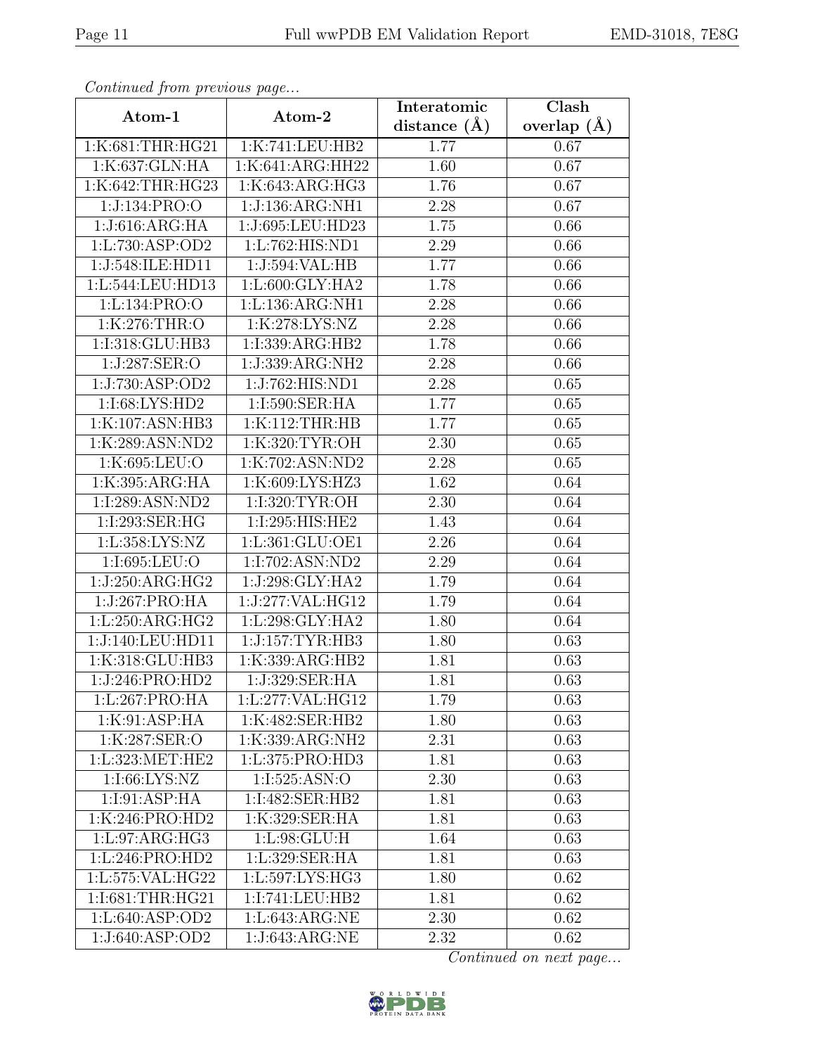*Continued from previous page...*

| Atom-1 | Atom-2 | Interatomic distance (Å) | Clash overlap (Å) |
|---|---|---|---|
| 1:K:681:THR:HG21 | 1:K:741:LEU:HB2 | 1.77 | 0.67 |
| 1:K:637:GLN:HA | 1:K:641:ARG:HH22 | 1.60 | 0.67 |
| 1:K:642:THR:HG23 | 1:K:643:ARG:HG3 | 1.76 | 0.67 |
| 1:J:134:PRO:O | 1:J:136:ARG:NH1 | 2.28 | 0.67 |
| 1:J:616:ARG:HA | 1:J:695:LEU:HD23 | 1.75 | 0.66 |
| 1:L:730:ASP:OD2 | 1:L:762:HIS:ND1 | 2.29 | 0.66 |
| 1:J:548:ILE:HD11 | 1:J:594:VAL:HB | 1.77 | 0.66 |
| 1:L:544:LEU:HD13 | 1:L:600:GLY:HA2 | 1.78 | 0.66 |
| 1:L:134:PRO:O | 1:L:136:ARG:NH1 | 2.28 | 0.66 |
| 1:K:276:THR:O | 1:K:278:LYS:NZ | 2.28 | 0.66 |
| 1:I:318:GLU:HB3 | 1:I:339:ARG:HB2 | 1.78 | 0.66 |
| 1:J:287:SER:O | 1:J:339:ARG:NH2 | 2.28 | 0.66 |
| 1:J:730:ASP:OD2 | 1:J:762:HIS:ND1 | 2.28 | 0.65 |
| 1:I:68:LYS:HD2 | 1:I:590:SER:HA | 1.77 | 0.65 |
| 1:K:107:ASN:HB3 | 1:K:112:THR:HB | 1.77 | 0.65 |
| 1:K:289:ASN:ND2 | 1:K:320:TYR:OH | 2.30 | 0.65 |
| 1:K:695:LEU:O | 1:K:702:ASN:ND2 | 2.28 | 0.65 |
| 1:K:395:ARG:HA | 1:K:609:LYS:HZ3 | 1.62 | 0.64 |
| 1:I:289:ASN:ND2 | 1:I:320:TYR:OH | 2.30 | 0.64 |
| 1:I:293:SER:HG | 1:I:295:HIS:HE2 | 1.43 | 0.64 |
| 1:L:358:LYS:NZ | 1:L:361:GLU:OE1 | 2.26 | 0.64 |
| 1:I:695:LEU:O | 1:I:702:ASN:ND2 | 2.29 | 0.64 |
| 1:J:250:ARG:HG2 | 1:J:298:GLY:HA2 | 1.79 | 0.64 |
| 1:J:267:PRO:HA | 1:J:277:VAL:HG12 | 1.79 | 0.64 |
| 1:L:250:ARG:HG2 | 1:L:298:GLY:HA2 | 1.80 | 0.64 |
| 1:J:140:LEU:HD11 | 1:J:157:TYR:HB3 | 1.80 | 0.63 |
| 1:K:318:GLU:HB3 | 1:K:339:ARG:HB2 | 1.81 | 0.63 |
| 1:J:246:PRO:HD2 | 1:J:329:SER:HA | 1.81 | 0.63 |
| 1:L:267:PRO:HA | 1:L:277:VAL:HG12 | 1.79 | 0.63 |
| 1:K:91:ASP:HA | 1:K:482:SER:HB2 | 1.80 | 0.63 |
| 1:K:287:SER:O | 1:K:339:ARG:NH2 | 2.31 | 0.63 |
| 1:L:323:MET:HE2 | 1:L:375:PRO:HD3 | 1.81 | 0.63 |
| 1:I:66:LYS:NZ | 1:I:525:ASN:O | 2.30 | 0.63 |
| 1:I:91:ASP:HA | 1:I:482:SER:HB2 | 1.81 | 0.63 |
| 1:K:246:PRO:HD2 | 1:K:329:SER:HA | 1.81 | 0.63 |
| 1:L:97:ARG:HG3 | 1:L:98:GLU:H | 1.64 | 0.63 |
| 1:L:246:PRO:HD2 | 1:L:329:SER:HA | 1.81 | 0.63 |
| 1:L:575:VAL:HG22 | 1:L:597:LYS:HG3 | 1.80 | 0.62 |
| 1:I:681:THR:HG21 | 1:I:741:LEU:HB2 | 1.81 | 0.62 |
| 1:L:640:ASP:OD2 | 1:L:643:ARG:NE | 2.30 | 0.62 |
| 1:J:640:ASP:OD2 | 1:J:643:ARG:NE | 2.32 | 0.62 |

*Continued on next page...*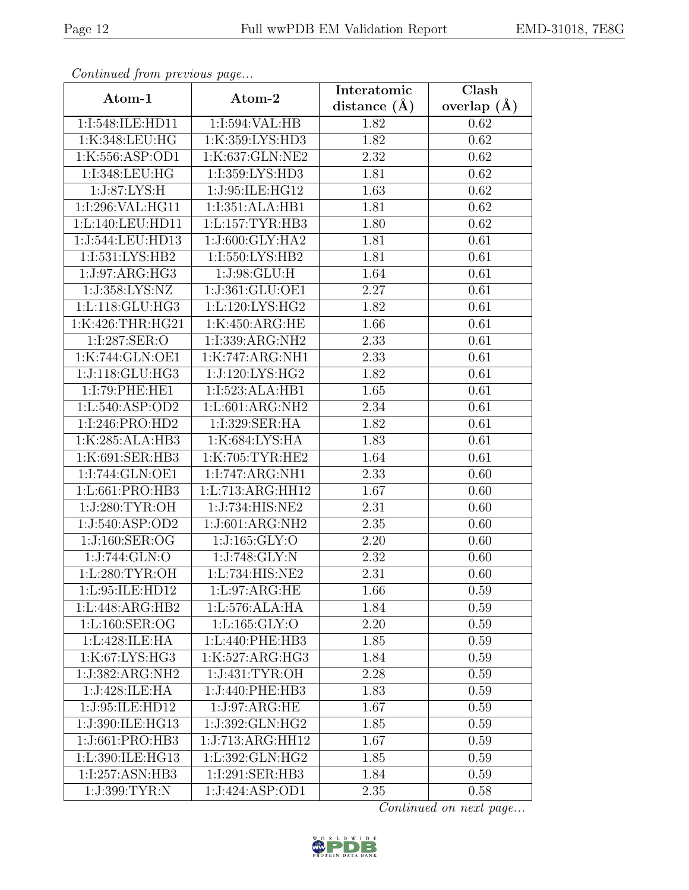*Continued from previous page...*

| Atom-1 | Atom-2 | Interatomic distance (Å) | Clash overlap (Å) |
|---|---|---|---|
| 1:I:548:ILE:HD11 | 1:I:594:VAL:HB | 1.82 | 0.62 |
| 1:K:348:LEU:HG | 1:K:359:LYS:HD3 | 1.82 | 0.62 |
| 1:K:556:ASP:OD1 | 1:K:637:GLN:NE2 | 2.32 | 0.62 |
| 1:I:348:LEU:HG | 1:I:359:LYS:HD3 | 1.81 | 0.62 |
| 1:J:87:LYS:H | 1:J:95:ILE:HG12 | 1.63 | 0.62 |
| 1:I:296:VAL:HG11 | 1:I:351:ALA:HB1 | 1.81 | 0.62 |
| 1:L:140:LEU:HD11 | 1:L:157:TYR:HB3 | 1.80 | 0.62 |
| 1:J:544:LEU:HD13 | 1:J:600:GLY:HA2 | 1.81 | 0.61 |
| 1:I:531:LYS:HB2 | 1:I:550:LYS:HB2 | 1.81 | 0.61 |
| 1:J:97:ARG:HG3 | 1:J:98:GLU:H | 1.64 | 0.61 |
| 1:J:358:LYS:NZ | 1:J:361:GLU:OE1 | 2.27 | 0.61 |
| 1:L:118:GLU:HG3 | 1:L:120:LYS:HG2 | 1.82 | 0.61 |
| 1:K:426:THR:HG21 | 1:K:450:ARG:HE | 1.66 | 0.61 |
| 1:I:287:SER:O | 1:I:339:ARG:NH2 | 2.33 | 0.61 |
| 1:K:744:GLN:OE1 | 1:K:747:ARG:NH1 | 2.33 | 0.61 |
| 1:J:118:GLU:HG3 | 1:J:120:LYS:HG2 | 1.82 | 0.61 |
| 1:I:79:PHE:HE1 | 1:I:523:ALA:HB1 | 1.65 | 0.61 |
| 1:L:540:ASP:OD2 | 1:L:601:ARG:NH2 | 2.34 | 0.61 |
| 1:I:246:PRO:HD2 | 1:I:329:SER:HA | 1.82 | 0.61 |
| 1:K:285:ALA:HB3 | 1:K:684:LYS:HA | 1.83 | 0.61 |
| 1:K:691:SER:HB3 | 1:K:705:TYR:HE2 | 1.64 | 0.61 |
| 1:I:744:GLN:OE1 | 1:I:747:ARG:NH1 | 2.33 | 0.60 |
| 1:L:661:PRO:HB3 | 1:L:713:ARG:HH12 | 1.67 | 0.60 |
| 1:J:280:TYR:OH | 1:J:734:HIS:NE2 | 2.31 | 0.60 |
| 1:J:540:ASP:OD2 | 1:J:601:ARG:NH2 | 2.35 | 0.60 |
| 1:J:160:SER:OG | 1:J:165:GLY:O | 2.20 | 0.60 |
| 1:J:744:GLN:O | 1:J:748:GLY:N | 2.32 | 0.60 |
| 1:L:280:TYR:OH | 1:L:734:HIS:NE2 | 2.31 | 0.60 |
| 1:L:95:ILE:HD12 | 1:L:97:ARG:HE | 1.66 | 0.59 |
| 1:L:448:ARG:HB2 | 1:L:576:ALA:HA | 1.84 | 0.59 |
| 1:L:160:SER:OG | 1:L:165:GLY:O | 2.20 | 0.59 |
| 1:L:428:ILE:HA | 1:L:440:PHE:HB3 | 1.85 | 0.59 |
| 1:K:67:LYS:HG3 | 1:K:527:ARG:HG3 | 1.84 | 0.59 |
| 1:J:382:ARG:NH2 | 1:J:431:TYR:OH | 2.28 | 0.59 |
| 1:J:428:ILE:HA | 1:J:440:PHE:HB3 | 1.83 | 0.59 |
| 1:J:95:ILE:HD12 | 1:J:97:ARG:HE | 1.67 | 0.59 |
| 1:J:390:ILE:HG13 | 1:J:392:GLN:HG2 | 1.85 | 0.59 |
| 1:J:661:PRO:HB3 | 1:J:713:ARG:HH12 | 1.67 | 0.59 |
| 1:L:390:ILE:HG13 | 1:L:392:GLN:HG2 | 1.85 | 0.59 |
| 1:I:257:ASN:HB3 | 1:I:291:SER:HB3 | 1.84 | 0.59 |
| 1:J:399:TYR:N | 1:J:424:ASP:OD1 | 2.35 | 0.58 |

*Continued on next page...*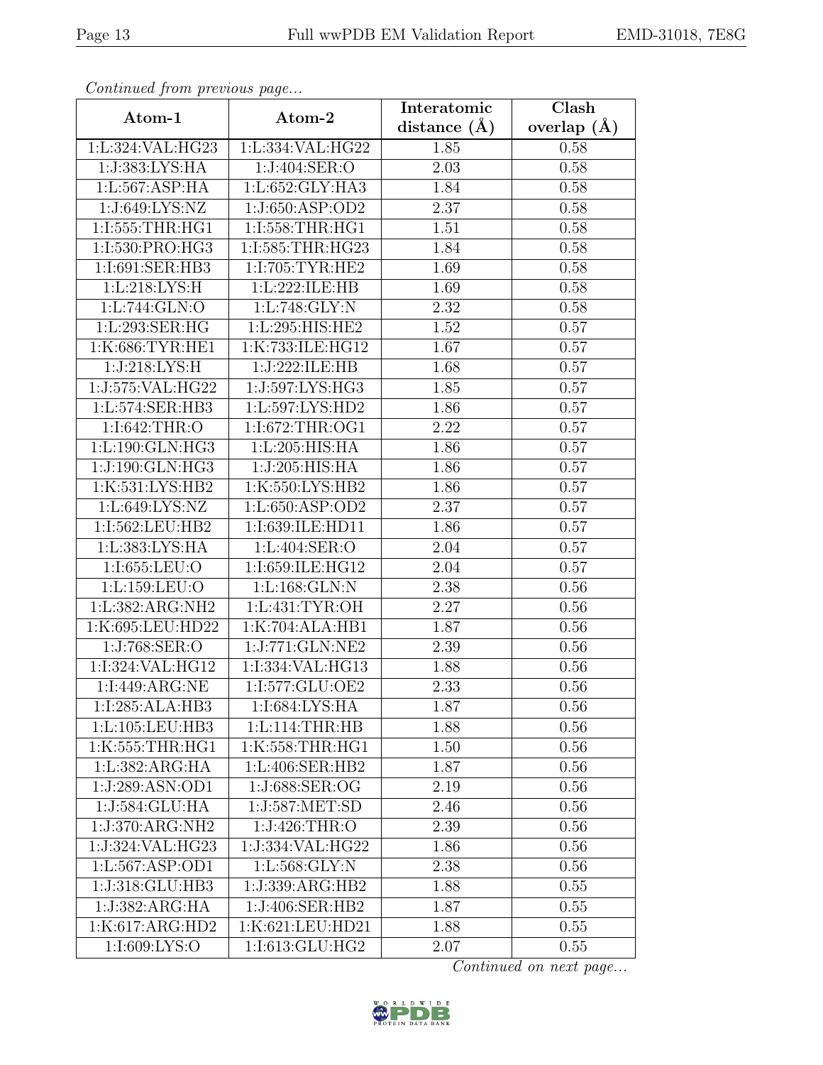*Continued from previous page...*

| Atom-1 | Atom-2 | Interatomic distance (Å) | Clash overlap (Å) |
|---|---|---|---|
| 1:L:324:VAL:HG23 | 1:L:334:VAL:HG22 | 1.85 | 0.58 |
| 1:J:383:LYS:HA | 1:J:404:SER:O | 2.03 | 0.58 |
| 1:L:567:ASP:HA | 1:L:652:GLY:HA3 | 1.84 | 0.58 |
| 1:J:649:LYS:NZ | 1:J:650:ASP:OD2 | 2.37 | 0.58 |
| 1:I:555:THR:HG1 | 1:I:558:THR:HG1 | 1.51 | 0.58 |
| 1:I:530:PRO:HG3 | 1:I:585:THR:HG23 | 1.84 | 0.58 |
| 1:I:691:SER:HB3 | 1:I:705:TYR:HE2 | 1.69 | 0.58 |
| 1:L:218:LYS:H | 1:L:222:ILE:HB | 1.69 | 0.58 |
| 1:L:744:GLN:O | 1:L:748:GLY:N | 2.32 | 0.58 |
| 1:L:293:SER:HG | 1:L:295:HIS:HE2 | 1.52 | 0.57 |
| 1:K:686:TYR:HE1 | 1:K:733:ILE:HG12 | 1.67 | 0.57 |
| 1:J:218:LYS:H | 1:J:222:ILE:HB | 1.68 | 0.57 |
| 1:J:575:VAL:HG22 | 1:J:597:LYS:HG3 | 1.85 | 0.57 |
| 1:L:574:SER:HB3 | 1:L:597:LYS:HD2 | 1.86 | 0.57 |
| 1:I:642:THR:O | 1:I:672:THR:OG1 | 2.22 | 0.57 |
| 1:L:190:GLN:HG3 | 1:L:205:HIS:HA | 1.86 | 0.57 |
| 1:J:190:GLN:HG3 | 1:J:205:HIS:HA | 1.86 | 0.57 |
| 1:K:531:LYS:HB2 | 1:K:550:LYS:HB2 | 1.86 | 0.57 |
| 1:L:649:LYS:NZ | 1:L:650:ASP:OD2 | 2.37 | 0.57 |
| 1:I:562:LEU:HB2 | 1:I:639:ILE:HD11 | 1.86 | 0.57 |
| 1:L:383:LYS:HA | 1:L:404:SER:O | 2.04 | 0.57 |
| 1:I:655:LEU:O | 1:I:659:ILE:HG12 | 2.04 | 0.57 |
| 1:L:159:LEU:O | 1:L:168:GLN:N | 2.38 | 0.56 |
| 1:L:382:ARG:NH2 | 1:L:431:TYR:OH | 2.27 | 0.56 |
| 1:K:695:LEU:HD22 | 1:K:704:ALA:HB1 | 1.87 | 0.56 |
| 1:J:768:SER:O | 1:J:771:GLN:NE2 | 2.39 | 0.56 |
| 1:I:324:VAL:HG12 | 1:I:334:VAL:HG13 | 1.88 | 0.56 |
| 1:I:449:ARG:NE | 1:I:577:GLU:OE2 | 2.33 | 0.56 |
| 1:I:285:ALA:HB3 | 1:I:684:LYS:HA | 1.87 | 0.56 |
| 1:L:105:LEU:HB3 | 1:L:114:THR:HB | 1.88 | 0.56 |
| 1:K:555:THR:HG1 | 1:K:558:THR:HG1 | 1.50 | 0.56 |
| 1:L:382:ARG:HA | 1:L:406:SER:HB2 | 1.87 | 0.56 |
| 1:J:289:ASN:OD1 | 1:J:688:SER:OG | 2.19 | 0.56 |
| 1:J:584:GLU:HA | 1:J:587:MET:SD | 2.46 | 0.56 |
| 1:J:370:ARG:NH2 | 1:J:426:THR:O | 2.39 | 0.56 |
| 1:J:324:VAL:HG23 | 1:J:334:VAL:HG22 | 1.86 | 0.56 |
| 1:L:567:ASP:OD1 | 1:L:568:GLY:N | 2.38 | 0.56 |
| 1:J:318:GLU:HB3 | 1:J:339:ARG:HB2 | 1.88 | 0.55 |
| 1:J:382:ARG:HA | 1:J:406:SER:HB2 | 1.87 | 0.55 |
| 1:K:617:ARG:HD2 | 1:K:621:LEU:HD21 | 1.88 | 0.55 |
| 1:I:609:LYS:O | 1:I:613:GLU:HG2 | 2.07 | 0.55 |

*Continued on next page...*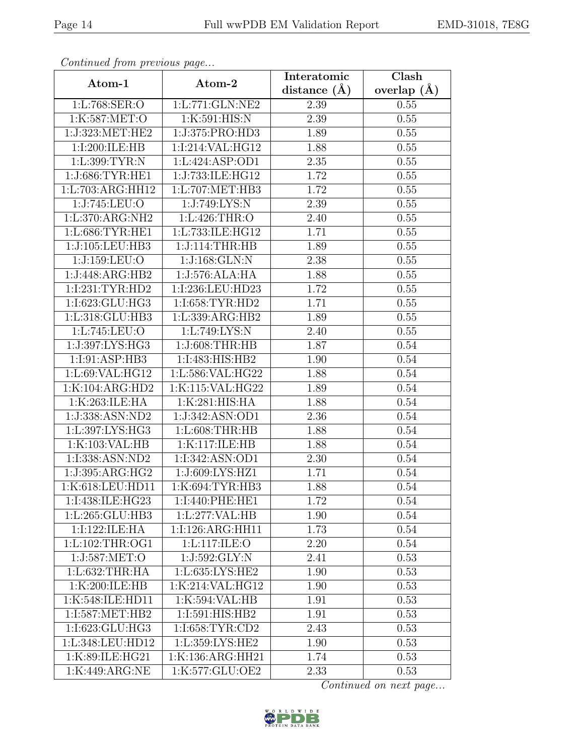*Continued from previous page...*

| Atom-1 | Atom-2 | Interatomic distance (Å) | Clash overlap (Å) |
|---|---|---|---|
| 1:L:768:SER:O | 1:L:771:GLN:NE2 | 2.39 | 0.55 |
| 1:K:587:MET:O | 1:K:591:HIS:N | 2.39 | 0.55 |
| 1:J:323:MET:HE2 | 1:J:375:PRO:HD3 | 1.89 | 0.55 |
| 1:I:200:ILE:HB | 1:I:214:VAL:HG12 | 1.88 | 0.55 |
| 1:L:399:TYR:N | 1:L:424:ASP:OD1 | 2.35 | 0.55 |
| 1:J:686:TYR:HE1 | 1:J:733:ILE:HG12 | 1.72 | 0.55 |
| 1:L:703:ARG:HH12 | 1:L:707:MET:HB3 | 1.72 | 0.55 |
| 1:J:745:LEU:O | 1:J:749:LYS:N | 2.39 | 0.55 |
| 1:L:370:ARG:NH2 | 1:L:426:THR:O | 2.40 | 0.55 |
| 1:L:686:TYR:HE1 | 1:L:733:ILE:HG12 | 1.71 | 0.55 |
| 1:J:105:LEU:HB3 | 1:J:114:THR:HB | 1.89 | 0.55 |
| 1:J:159:LEU:O | 1:J:168:GLN:N | 2.38 | 0.55 |
| 1:J:448:ARG:HB2 | 1:J:576:ALA:HA | 1.88 | 0.55 |
| 1:I:231:TYR:HD2 | 1:I:236:LEU:HD23 | 1.72 | 0.55 |
| 1:I:623:GLU:HG3 | 1:I:658:TYR:HD2 | 1.71 | 0.55 |
| 1:L:318:GLU:HB3 | 1:L:339:ARG:HB2 | 1.89 | 0.55 |
| 1:L:745:LEU:O | 1:L:749:LYS:N | 2.40 | 0.55 |
| 1:J:397:LYS:HG3 | 1:J:608:THR:HB | 1.87 | 0.54 |
| 1:I:91:ASP:HB3 | 1:I:483:HIS:HB2 | 1.90 | 0.54 |
| 1:L:69:VAL:HG12 | 1:L:586:VAL:HG22 | 1.88 | 0.54 |
| 1:K:104:ARG:HD2 | 1:K:115:VAL:HG22 | 1.89 | 0.54 |
| 1:K:263:ILE:HA | 1:K:281:HIS:HA | 1.88 | 0.54 |
| 1:J:338:ASN:ND2 | 1:J:342:ASN:OD1 | 2.36 | 0.54 |
| 1:L:397:LYS:HG3 | 1:L:608:THR:HB | 1.88 | 0.54 |
| 1:K:103:VAL:HB | 1:K:117:ILE:HB | 1.88 | 0.54 |
| 1:I:338:ASN:ND2 | 1:I:342:ASN:OD1 | 2.30 | 0.54 |
| 1:J:395:ARG:HG2 | 1:J:609:LYS:HZ1 | 1.71 | 0.54 |
| 1:K:618:LEU:HD11 | 1:K:694:TYR:HB3 | 1.88 | 0.54 |
| 1:I:438:ILE:HG23 | 1:I:440:PHE:HE1 | 1.72 | 0.54 |
| 1:L:265:GLU:HB3 | 1:L:277:VAL:HB | 1.90 | 0.54 |
| 1:I:122:ILE:HA | 1:I:126:ARG:HH11 | 1.73 | 0.54 |
| 1:L:102:THR:OG1 | 1:L:117:ILE:O | 2.20 | 0.54 |
| 1:J:587:MET:O | 1:J:592:GLY:N | 2.41 | 0.53 |
| 1:L:632:THR:HA | 1:L:635:LYS:HE2 | 1.90 | 0.53 |
| 1:K:200:ILE:HB | 1:K:214:VAL:HG12 | 1.90 | 0.53 |
| 1:K:548:ILE:HD11 | 1:K:594:VAL:HB | 1.91 | 0.53 |
| 1:I:587:MET:HB2 | 1:I:591:HIS:HB2 | 1.91 | 0.53 |
| 1:I:623:GLU:HG3 | 1:I:658:TYR:CD2 | 2.43 | 0.53 |
| 1:L:348:LEU:HD12 | 1:L:359:LYS:HE2 | 1.90 | 0.53 |
| 1:K:89:ILE:HG21 | 1:K:136:ARG:HH21 | 1.74 | 0.53 |
| 1:K:449:ARG:NE | 1:K:577:GLU:OE2 | 2.33 | 0.53 |

*Continued on next page...*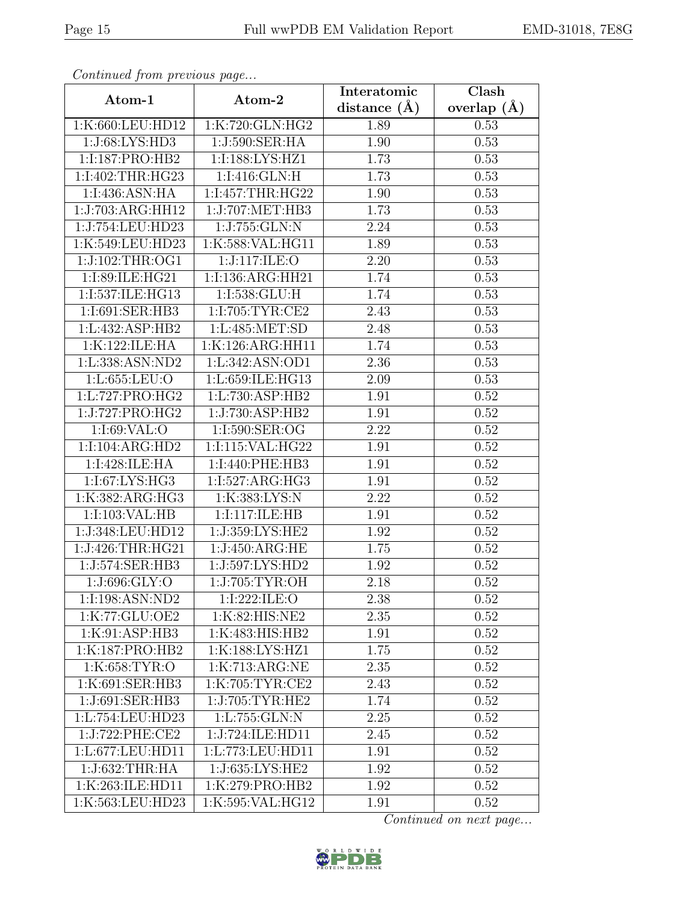*Continued from previous page...*

| Atom-1 | Atom-2 | Interatomic distance (Å) | Clash overlap (Å) |
|---|---|---|---|
| 1:K:660:LEU:HD12 | 1:K:720:GLN:HG2 | 1.89 | 0.53 |
| 1:J:68:LYS:HD3 | 1:J:590:SER:HA | 1.90 | 0.53 |
| 1:I:187:PRO:HB2 | 1:I:188:LYS:HZ1 | 1.73 | 0.53 |
| 1:I:402:THR:HG23 | 1:I:416:GLN:H | 1.73 | 0.53 |
| 1:I:436:ASN:HA | 1:I:457:THR:HG22 | 1.90 | 0.53 |
| 1:J:703:ARG:HH12 | 1:J:707:MET:HB3 | 1.73 | 0.53 |
| 1:J:754:LEU:HD23 | 1:J:755:GLN:N | 2.24 | 0.53 |
| 1:K:549:LEU:HD23 | 1:K:588:VAL:HG11 | 1.89 | 0.53 |
| 1:J:102:THR:OG1 | 1:J:117:ILE:O | 2.20 | 0.53 |
| 1:I:89:ILE:HG21 | 1:I:136:ARG:HH21 | 1.74 | 0.53 |
| 1:I:537:ILE:HG13 | 1:I:538:GLU:H | 1.74 | 0.53 |
| 1:I:691:SER:HB3 | 1:I:705:TYR:CE2 | 2.43 | 0.53 |
| 1:L:432:ASP:HB2 | 1:L:485:MET:SD | 2.48 | 0.53 |
| 1:K:122:ILE:HA | 1:K:126:ARG:HH11 | 1.74 | 0.53 |
| 1:L:338:ASN:ND2 | 1:L:342:ASN:OD1 | 2.36 | 0.53 |
| 1:L:655:LEU:O | 1:L:659:ILE:HG13 | 2.09 | 0.53 |
| 1:L:727:PRO:HG2 | 1:L:730:ASP:HB2 | 1.91 | 0.52 |
| 1:J:727:PRO:HG2 | 1:J:730:ASP:HB2 | 1.91 | 0.52 |
| 1:I:69:VAL:O | 1:I:590:SER:OG | 2.22 | 0.52 |
| 1:I:104:ARG:HD2 | 1:I:115:VAL:HG22 | 1.91 | 0.52 |
| 1:I:428:ILE:HA | 1:I:440:PHE:HB3 | 1.91 | 0.52 |
| 1:I:67:LYS:HG3 | 1:I:527:ARG:HG3 | 1.91 | 0.52 |
| 1:K:382:ARG:HG3 | 1:K:383:LYS:N | 2.22 | 0.52 |
| 1:I:103:VAL:HB | 1:I:117:ILE:HB | 1.91 | 0.52 |
| 1:J:348:LEU:HD12 | 1:J:359:LYS:HE2 | 1.92 | 0.52 |
| 1:J:426:THR:HG21 | 1:J:450:ARG:HE | 1.75 | 0.52 |
| 1:J:574:SER:HB3 | 1:J:597:LYS:HD2 | 1.92 | 0.52 |
| 1:J:696:GLY:O | 1:J:705:TYR:OH | 2.18 | 0.52 |
| 1:I:198:ASN:ND2 | 1:I:222:ILE:O | 2.38 | 0.52 |
| 1:K:77:GLU:OE2 | 1:K:82:HIS:NE2 | 2.35 | 0.52 |
| 1:K:91:ASP:HB3 | 1:K:483:HIS:HB2 | 1.91 | 0.52 |
| 1:K:187:PRO:HB2 | 1:K:188:LYS:HZ1 | 1.75 | 0.52 |
| 1:K:658:TYR:O | 1:K:713:ARG:NE | 2.35 | 0.52 |
| 1:K:691:SER:HB3 | 1:K:705:TYR:CE2 | 2.43 | 0.52 |
| 1:J:691:SER:HB3 | 1:J:705:TYR:HE2 | 1.74 | 0.52 |
| 1:L:754:LEU:HD23 | 1:L:755:GLN:N | 2.25 | 0.52 |
| 1:J:722:PHE:CE2 | 1:J:724:ILE:HD11 | 2.45 | 0.52 |
| 1:L:677:LEU:HD11 | 1:L:773:LEU:HD11 | 1.91 | 0.52 |
| 1:J:632:THR:HA | 1:J:635:LYS:HE2 | 1.92 | 0.52 |
| 1:K:263:ILE:HD11 | 1:K:279:PRO:HB2 | 1.92 | 0.52 |
| 1:K:563:LEU:HD23 | 1:K:595:VAL:HG12 | 1.91 | 0.52 |

*Continued on next page...*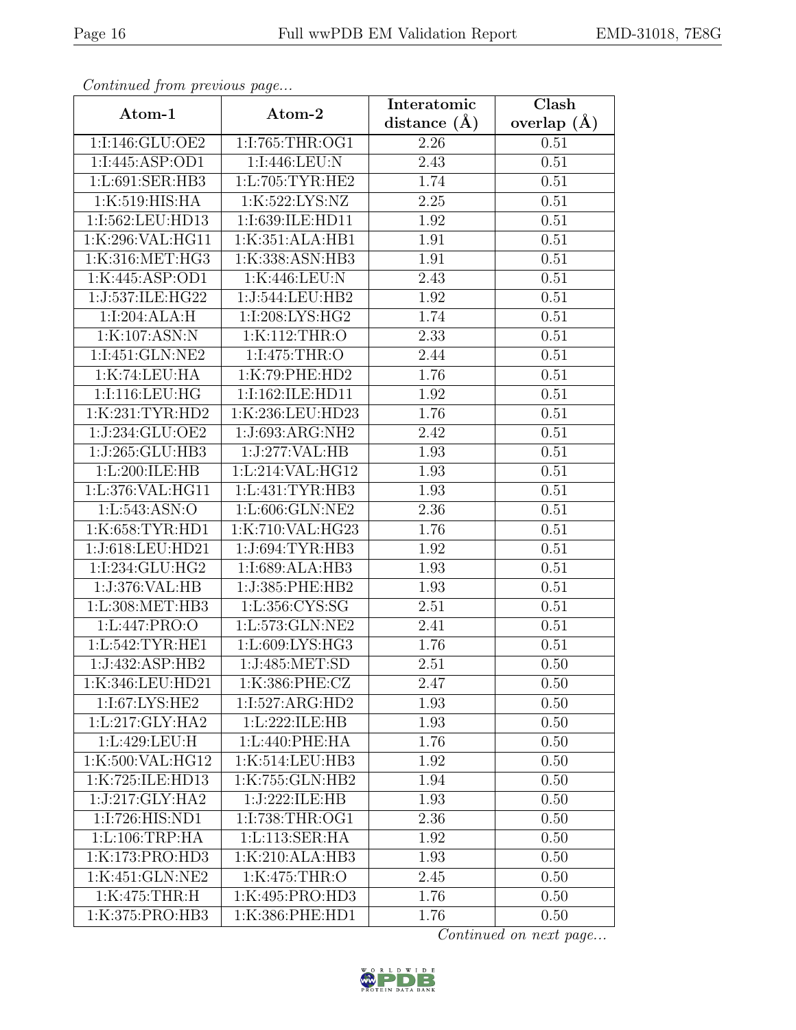*Continued from previous page...*

| Atom-1 | Atom-2 | Interatomic distance (Å) | Clash overlap (Å) |
|---|---|---|---|
| 1:I:146:GLU:OE2 | 1:I:765:THR:OG1 | 2.26 | 0.51 |
| 1:I:445:ASP:OD1 | 1:I:446:LEU:N | 2.43 | 0.51 |
| 1:L:691:SER:HB3 | 1:L:705:TYR:HE2 | 1.74 | 0.51 |
| 1:K:519:HIS:HA | 1:K:522:LYS:NZ | 2.25 | 0.51 |
| 1:I:562:LEU:HD13 | 1:I:639:ILE:HD11 | 1.92 | 0.51 |
| 1:K:296:VAL:HG11 | 1:K:351:ALA:HB1 | 1.91 | 0.51 |
| 1:K:316:MET:HG3 | 1:K:338:ASN:HB3 | 1.91 | 0.51 |
| 1:K:445:ASP:OD1 | 1:K:446:LEU:N | 2.43 | 0.51 |
| 1:J:537:ILE:HG22 | 1:J:544:LEU:HB2 | 1.92 | 0.51 |
| 1:I:204:ALA:H | 1:I:208:LYS:HG2 | 1.74 | 0.51 |
| 1:K:107:ASN:N | 1:K:112:THR:O | 2.33 | 0.51 |
| 1:I:451:GLN:NE2 | 1:I:475:THR:O | 2.44 | 0.51 |
| 1:K:74:LEU:HA | 1:K:79:PHE:HD2 | 1.76 | 0.51 |
| 1:I:116:LEU:HG | 1:I:162:ILE:HD11 | 1.92 | 0.51 |
| 1:K:231:TYR:HD2 | 1:K:236:LEU:HD23 | 1.76 | 0.51 |
| 1:J:234:GLU:OE2 | 1:J:693:ARG:NH2 | 2.42 | 0.51 |
| 1:J:265:GLU:HB3 | 1:J:277:VAL:HB | 1.93 | 0.51 |
| 1:L:200:ILE:HB | 1:L:214:VAL:HG12 | 1.93 | 0.51 |
| 1:L:376:VAL:HG11 | 1:L:431:TYR:HB3 | 1.93 | 0.51 |
| 1:L:543:ASN:O | 1:L:606:GLN:NE2 | 2.36 | 0.51 |
| 1:K:658:TYR:HD1 | 1:K:710:VAL:HG23 | 1.76 | 0.51 |
| 1:J:618:LEU:HD21 | 1:J:694:TYR:HB3 | 1.92 | 0.51 |
| 1:I:234:GLU:HG2 | 1:I:689:ALA:HB3 | 1.93 | 0.51 |
| 1:J:376:VAL:HB | 1:J:385:PHE:HB2 | 1.93 | 0.51 |
| 1:L:308:MET:HB3 | 1:L:356:CYS:SG | 2.51 | 0.51 |
| 1:L:447:PRO:O | 1:L:573:GLN:NE2 | 2.41 | 0.51 |
| 1:L:542:TYR:HE1 | 1:L:609:LYS:HG3 | 1.76 | 0.51 |
| 1:J:432:ASP:HB2 | 1:J:485:MET:SD | 2.51 | 0.50 |
| 1:K:346:LEU:HD21 | 1:K:386:PHE:CZ | 2.47 | 0.50 |
| 1:I:67:LYS:HE2 | 1:I:527:ARG:HD2 | 1.93 | 0.50 |
| 1:L:217:GLY:HA2 | 1:L:222:ILE:HB | 1.93 | 0.50 |
| 1:L:429:LEU:H | 1:L:440:PHE:HA | 1.76 | 0.50 |
| 1:K:500:VAL:HG12 | 1:K:514:LEU:HB3 | 1.92 | 0.50 |
| 1:K:725:ILE:HD13 | 1:K:755:GLN:HB2 | 1.94 | 0.50 |
| 1:J:217:GLY:HA2 | 1:J:222:ILE:HB | 1.93 | 0.50 |
| 1:I:726:HIS:ND1 | 1:I:738:THR:OG1 | 2.36 | 0.50 |
| 1:L:106:TRP:HA | 1:L:113:SER:HA | 1.92 | 0.50 |
| 1:K:173:PRO:HD3 | 1:K:210:ALA:HB3 | 1.93 | 0.50 |
| 1:K:451:GLN:NE2 | 1:K:475:THR:O | 2.45 | 0.50 |
| 1:K:475:THR:H | 1:K:495:PRO:HD3 | 1.76 | 0.50 |
| 1:K:375:PRO:HB3 | 1:K:386:PHE:HD1 | 1.76 | 0.50 |

*Continued on next page...*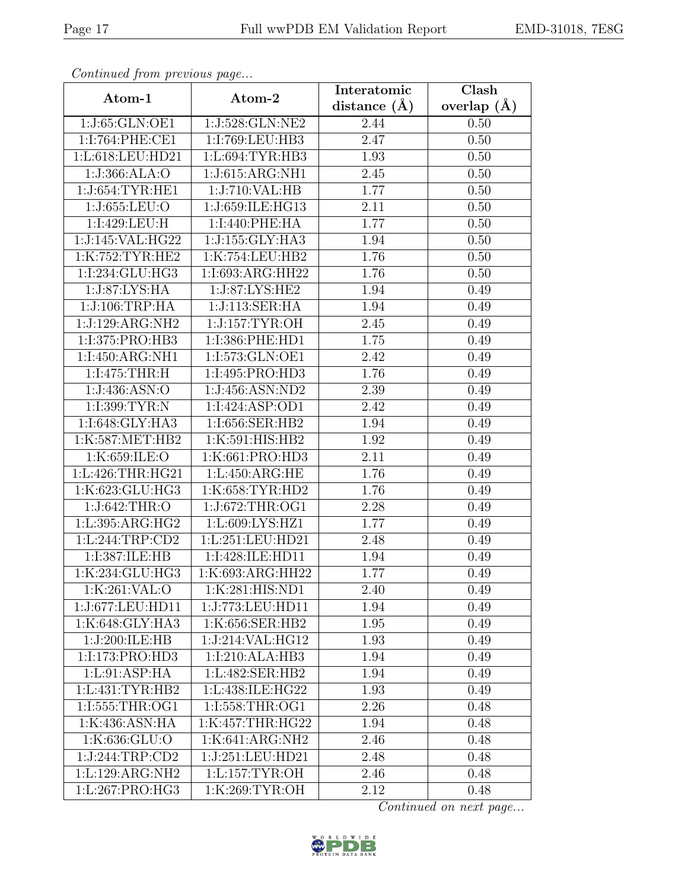*Continued from previous page...*

| Atom-1 | Atom-2 | Interatomic distance (Å) | Clash overlap (Å) |
|---|---|---|---|
| 1:J:65:GLN:OE1 | 1:J:528:GLN:NE2 | 2.44 | 0.50 |
| 1:I:764:PHE:CE1 | 1:I:769:LEU:HB3 | 2.47 | 0.50 |
| 1:L:618:LEU:HD21 | 1:L:694:TYR:HB3 | 1.93 | 0.50 |
| 1:J:366:ALA:O | 1:J:615:ARG:NH1 | 2.45 | 0.50 |
| 1:J:654:TYR:HE1 | 1:J:710:VAL:HB | 1.77 | 0.50 |
| 1:J:655:LEU:O | 1:J:659:ILE:HG13 | 2.11 | 0.50 |
| 1:I:429:LEU:H | 1:I:440:PHE:HA | 1.77 | 0.50 |
| 1:J:145:VAL:HG22 | 1:J:155:GLY:HA3 | 1.94 | 0.50 |
| 1:K:752:TYR:HE2 | 1:K:754:LEU:HB2 | 1.76 | 0.50 |
| 1:I:234:GLU:HG3 | 1:I:693:ARG:HH22 | 1.76 | 0.50 |
| 1:J:87:LYS:HA | 1:J:87:LYS:HE2 | 1.94 | 0.49 |
| 1:J:106:TRP:HA | 1:J:113:SER:HA | 1.94 | 0.49 |
| 1:J:129:ARG:NH2 | 1:J:157:TYR:OH | 2.45 | 0.49 |
| 1:I:375:PRO:HB3 | 1:I:386:PHE:HD1 | 1.75 | 0.49 |
| 1:I:450:ARG:NH1 | 1:I:573:GLN:OE1 | 2.42 | 0.49 |
| 1:I:475:THR:H | 1:I:495:PRO:HD3 | 1.76 | 0.49 |
| 1:J:436:ASN:O | 1:J:456:ASN:ND2 | 2.39 | 0.49 |
| 1:I:399:TYR:N | 1:I:424:ASP:OD1 | 2.42 | 0.49 |
| 1:I:648:GLY:HA3 | 1:I:656:SER:HB2 | 1.94 | 0.49 |
| 1:K:587:MET:HB2 | 1:K:591:HIS:HB2 | 1.92 | 0.49 |
| 1:K:659:ILE:O | 1:K:661:PRO:HD3 | 2.11 | 0.49 |
| 1:L:426:THR:HG21 | 1:L:450:ARG:HE | 1.76 | 0.49 |
| 1:K:623:GLU:HG3 | 1:K:658:TYR:HD2 | 1.76 | 0.49 |
| 1:J:642:THR:O | 1:J:672:THR:OG1 | 2.28 | 0.49 |
| 1:L:395:ARG:HG2 | 1:L:609:LYS:HZ1 | 1.77 | 0.49 |
| 1:L:244:TRP:CD2 | 1:L:251:LEU:HD21 | 2.48 | 0.49 |
| 1:I:387:ILE:HB | 1:I:428:ILE:HD11 | 1.94 | 0.49 |
| 1:K:234:GLU:HG3 | 1:K:693:ARG:HH22 | 1.77 | 0.49 |
| 1:K:261:VAL:O | 1:K:281:HIS:ND1 | 2.40 | 0.49 |
| 1:J:677:LEU:HD11 | 1:J:773:LEU:HD11 | 1.94 | 0.49 |
| 1:K:648:GLY:HA3 | 1:K:656:SER:HB2 | 1.95 | 0.49 |
| 1:J:200:ILE:HB | 1:J:214:VAL:HG12 | 1.93 | 0.49 |
| 1:I:173:PRO:HD3 | 1:I:210:ALA:HB3 | 1.94 | 0.49 |
| 1:L:91:ASP:HA | 1:L:482:SER:HB2 | 1.94 | 0.49 |
| 1:L:431:TYR:HB2 | 1:L:438:ILE:HG22 | 1.93 | 0.49 |
| 1:I:555:THR:OG1 | 1:I:558:THR:OG1 | 2.26 | 0.48 |
| 1:K:436:ASN:HA | 1:K:457:THR:HG22 | 1.94 | 0.48 |
| 1:K:636:GLU:O | 1:K:641:ARG:NH2 | 2.46 | 0.48 |
| 1:J:244:TRP:CD2 | 1:J:251:LEU:HD21 | 2.48 | 0.48 |
| 1:L:129:ARG:NH2 | 1:L:157:TYR:OH | 2.46 | 0.48 |
| 1:L:267:PRO:HG3 | 1:K:269:TYR:OH | 2.12 | 0.48 |

*Continued on next page...*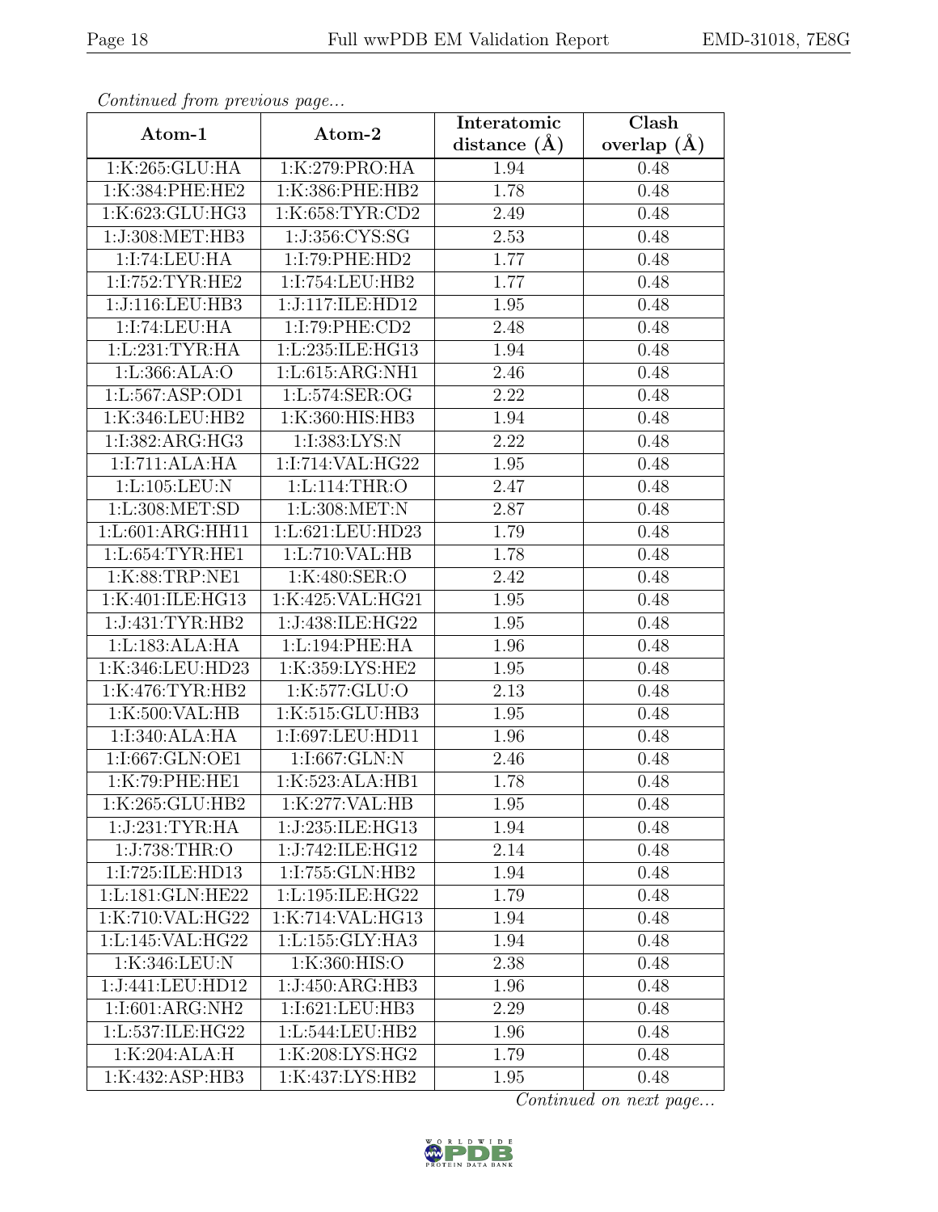*Continued from previous page...*

| Atom-1 | Atom-2 | Interatomic distance (Å) | Clash overlap (Å) |
|---|---|---|---|
| 1:K:265:GLU:HA | 1:K:279:PRO:HA | 1.94 | 0.48 |
| 1:K:384:PHE:HE2 | 1:K:386:PHE:HB2 | 1.78 | 0.48 |
| 1:K:623:GLU:HG3 | 1:K:658:TYR:CD2 | 2.49 | 0.48 |
| 1:J:308:MET:HB3 | 1:J:356:CYS:SG | 2.53 | 0.48 |
| 1:I:74:LEU:HA | 1:I:79:PHE:HD2 | 1.77 | 0.48 |
| 1:I:752:TYR:HE2 | 1:I:754:LEU:HB2 | 1.77 | 0.48 |
| 1:J:116:LEU:HB3 | 1:J:117:ILE:HD12 | 1.95 | 0.48 |
| 1:I:74:LEU:HA | 1:I:79:PHE:CD2 | 2.48 | 0.48 |
| 1:L:231:TYR:HA | 1:L:235:ILE:HG13 | 1.94 | 0.48 |
| 1:L:366:ALA:O | 1:L:615:ARG:NH1 | 2.46 | 0.48 |
| 1:L:567:ASP:OD1 | 1:L:574:SER:OG | 2.22 | 0.48 |
| 1:K:346:LEU:HB2 | 1:K:360:HIS:HB3 | 1.94 | 0.48 |
| 1:I:382:ARG:HG3 | 1:I:383:LYS:N | 2.22 | 0.48 |
| 1:I:711:ALA:HA | 1:I:714:VAL:HG22 | 1.95 | 0.48 |
| 1:L:105:LEU:N | 1:L:114:THR:O | 2.47 | 0.48 |
| 1:L:308:MET:SD | 1:L:308:MET:N | 2.87 | 0.48 |
| 1:L:601:ARG:HH11 | 1:L:621:LEU:HD23 | 1.79 | 0.48 |
| 1:L:654:TYR:HE1 | 1:L:710:VAL:HB | 1.78 | 0.48 |
| 1:K:88:TRP:NE1 | 1:K:480:SER:O | 2.42 | 0.48 |
| 1:K:401:ILE:HG13 | 1:K:425:VAL:HG21 | 1.95 | 0.48 |
| 1:J:431:TYR:HB2 | 1:J:438:ILE:HG22 | 1.95 | 0.48 |
| 1:L:183:ALA:HA | 1:L:194:PHE:HA | 1.96 | 0.48 |
| 1:K:346:LEU:HD23 | 1:K:359:LYS:HE2 | 1.95 | 0.48 |
| 1:K:476:TYR:HB2 | 1:K:577:GLU:O | 2.13 | 0.48 |
| 1:K:500:VAL:HB | 1:K:515:GLU:HB3 | 1.95 | 0.48 |
| 1:I:340:ALA:HA | 1:I:697:LEU:HD11 | 1.96 | 0.48 |
| 1:I:667:GLN:OE1 | 1:I:667:GLN:N | 2.46 | 0.48 |
| 1:K:79:PHE:HE1 | 1:K:523:ALA:HB1 | 1.78 | 0.48 |
| 1:K:265:GLU:HB2 | 1:K:277:VAL:HB | 1.95 | 0.48 |
| 1:J:231:TYR:HA | 1:J:235:ILE:HG13 | 1.94 | 0.48 |
| 1:J:738:THR:O | 1:J:742:ILE:HG12 | 2.14 | 0.48 |
| 1:I:725:ILE:HD13 | 1:I:755:GLN:HB2 | 1.94 | 0.48 |
| 1:L:181:GLN:HE22 | 1:L:195:ILE:HG22 | 1.79 | 0.48 |
| 1:K:710:VAL:HG22 | 1:K:714:VAL:HG13 | 1.94 | 0.48 |
| 1:L:145:VAL:HG22 | 1:L:155:GLY:HA3 | 1.94 | 0.48 |
| 1:K:346:LEU:N | 1:K:360:HIS:O | 2.38 | 0.48 |
| 1:J:441:LEU:HD12 | 1:J:450:ARG:HB3 | 1.96 | 0.48 |
| 1:I:601:ARG:NH2 | 1:I:621:LEU:HB3 | 2.29 | 0.48 |
| 1:L:537:ILE:HG22 | 1:L:544:LEU:HB2 | 1.96 | 0.48 |
| 1:K:204:ALA:H | 1:K:208:LYS:HG2 | 1.79 | 0.48 |
| 1:K:432:ASP:HB3 | 1:K:437:LYS:HB2 | 1.95 | 0.48 |

*Continued on next page...*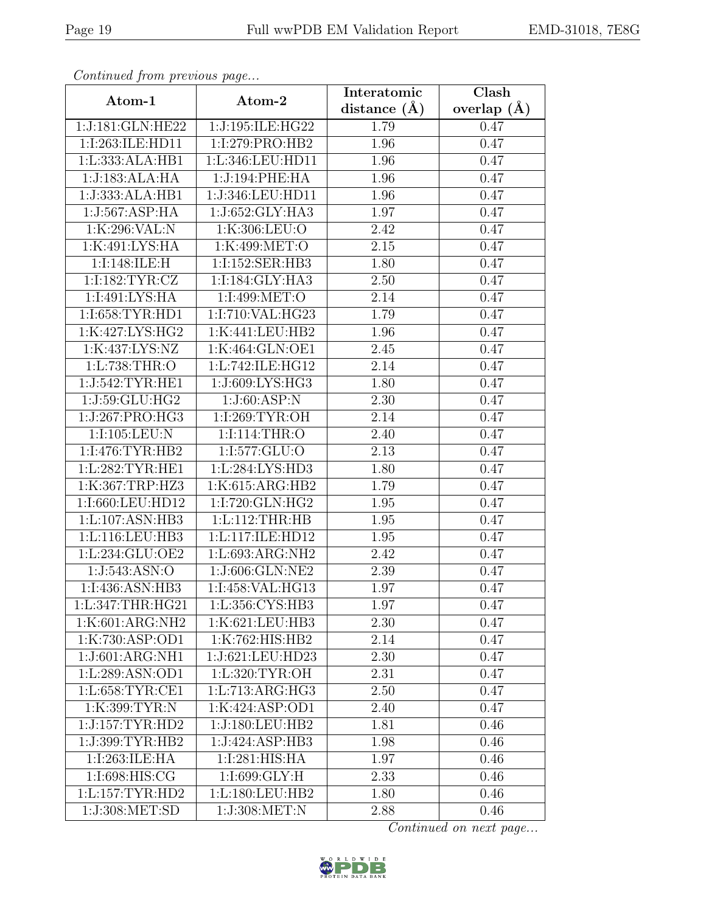*Continued from previous page...*

| Atom-1 | Atom-2 | Interatomic distance (Å) | Clash overlap (Å) |
| --- | --- | --- | --- |
| 1:J:181:GLN:HE22 | 1:J:195:ILE:HG22 | 1.79 | 0.47 |
| 1:I:263:ILE:HD11 | 1:I:279:PRO:HB2 | 1.96 | 0.47 |
| 1:L:333:ALA:HB1 | 1:L:346:LEU:HD11 | 1.96 | 0.47 |
| 1:J:183:ALA:HA | 1:J:194:PHE:HA | 1.96 | 0.47 |
| 1:J:333:ALA:HB1 | 1:J:346:LEU:HD11 | 1.96 | 0.47 |
| 1:J:567:ASP:HA | 1:J:652:GLY:HA3 | 1.97 | 0.47 |
| 1:K:296:VAL:N | 1:K:306:LEU:O | 2.42 | 0.47 |
| 1:K:491:LYS:HA | 1:K:499:MET:O | 2.15 | 0.47 |
| 1:I:148:ILE:H | 1:I:152:SER:HB3 | 1.80 | 0.47 |
| 1:I:182:TYR:CZ | 1:I:184:GLY:HA3 | 2.50 | 0.47 |
| 1:I:491:LYS:HA | 1:I:499:MET:O | 2.14 | 0.47 |
| 1:I:658:TYR:HD1 | 1:I:710:VAL:HG23 | 1.79 | 0.47 |
| 1:K:427:LYS:HG2 | 1:K:441:LEU:HB2 | 1.96 | 0.47 |
| 1:K:437:LYS:NZ | 1:K:464:GLN:OE1 | 2.45 | 0.47 |
| 1:L:738:THR:O | 1:L:742:ILE:HG12 | 2.14 | 0.47 |
| 1:J:542:TYR:HE1 | 1:J:609:LYS:HG3 | 1.80 | 0.47 |
| 1:J:59:GLU:HG2 | 1:J:60:ASP:N | 2.30 | 0.47 |
| 1:J:267:PRO:HG3 | 1:I:269:TYR:OH | 2.14 | 0.47 |
| 1:I:105:LEU:N | 1:I:114:THR:O | 2.40 | 0.47 |
| 1:I:476:TYR:HB2 | 1:I:577:GLU:O | 2.13 | 0.47 |
| 1:L:282:TYR:HE1 | 1:L:284:LYS:HD3 | 1.80 | 0.47 |
| 1:K:367:TRP:HZ3 | 1:K:615:ARG:HB2 | 1.79 | 0.47 |
| 1:I:660:LEU:HD12 | 1:I:720:GLN:HG2 | 1.95 | 0.47 |
| 1:L:107:ASN:HB3 | 1:L:112:THR:HB | 1.95 | 0.47 |
| 1:L:116:LEU:HB3 | 1:L:117:ILE:HD12 | 1.95 | 0.47 |
| 1:L:234:GLU:OE2 | 1:L:693:ARG:NH2 | 2.42 | 0.47 |
| 1:J:543:ASN:O | 1:J:606:GLN:NE2 | 2.39 | 0.47 |
| 1:I:436:ASN:HB3 | 1:I:458:VAL:HG13 | 1.97 | 0.47 |
| 1:L:347:THR:HG21 | 1:L:356:CYS:HB3 | 1.97 | 0.47 |
| 1:K:601:ARG:NH2 | 1:K:621:LEU:HB3 | 2.30 | 0.47 |
| 1:K:730:ASP:OD1 | 1:K:762:HIS:HB2 | 2.14 | 0.47 |
| 1:J:601:ARG:NH1 | 1:J:621:LEU:HD23 | 2.30 | 0.47 |
| 1:L:289:ASN:OD1 | 1:L:320:TYR:OH | 2.31 | 0.47 |
| 1:L:658:TYR:CE1 | 1:L:713:ARG:HG3 | 2.50 | 0.47 |
| 1:K:399:TYR:N | 1:K:424:ASP:OD1 | 2.40 | 0.47 |
| 1:J:157:TYR:HD2 | 1:J:180:LEU:HB2 | 1.81 | 0.46 |
| 1:J:399:TYR:HB2 | 1:J:424:ASP:HB3 | 1.98 | 0.46 |
| 1:I:263:ILE:HA | 1:I:281:HIS:HA | 1.97 | 0.46 |
| 1:I:698:HIS:CG | 1:I:699:GLY:H | 2.33 | 0.46 |
| 1:L:157:TYR:HD2 | 1:L:180:LEU:HB2 | 1.80 | 0.46 |
| 1:J:308:MET:SD | 1:J:308:MET:N | 2.88 | 0.46 |

*Continued on next page...*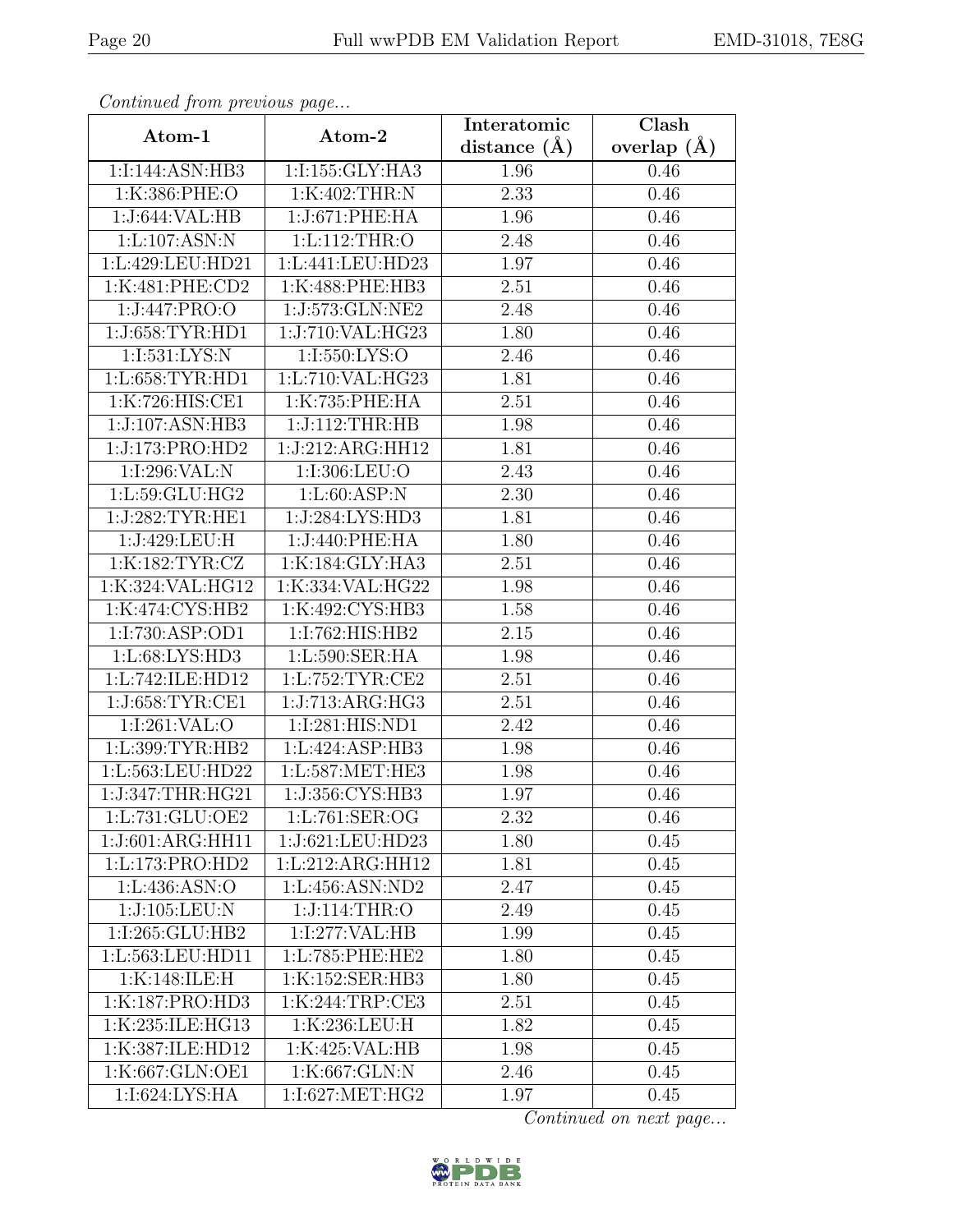*Continued from previous page...*

| Atom-1 | Atom-2 | Interatomic distance (Å) | Clash overlap (Å) |
| --- | --- | --- | --- |
| 1:I:144:ASN:HB3 | 1:I:155:GLY:HA3 | 1.96 | 0.46 |
| 1:K:386:PHE:O | 1:K:402:THR:N | 2.33 | 0.46 |
| 1:J:644:VAL:HB | 1:J:671:PHE:HA | 1.96 | 0.46 |
| 1:L:107:ASN:N | 1:L:112:THR:O | 2.48 | 0.46 |
| 1:L:429:LEU:HD21 | 1:L:441:LEU:HD23 | 1.97 | 0.46 |
| 1:K:481:PHE:CD2 | 1:K:488:PHE:HB3 | 2.51 | 0.46 |
| 1:J:447:PRO:O | 1:J:573:GLN:NE2 | 2.48 | 0.46 |
| 1:J:658:TYR:HD1 | 1:J:710:VAL:HG23 | 1.80 | 0.46 |
| 1:I:531:LYS:N | 1:I:550:LYS:O | 2.46 | 0.46 |
| 1:L:658:TYR:HD1 | 1:L:710:VAL:HG23 | 1.81 | 0.46 |
| 1:K:726:HIS:CE1 | 1:K:735:PHE:HA | 2.51 | 0.46 |
| 1:J:107:ASN:HB3 | 1:J:112:THR:HB | 1.98 | 0.46 |
| 1:J:173:PRO:HD2 | 1:J:212:ARG:HH12 | 1.81 | 0.46 |
| 1:I:296:VAL:N | 1:I:306:LEU:O | 2.43 | 0.46 |
| 1:L:59:GLU:HG2 | 1:L:60:ASP:N | 2.30 | 0.46 |
| 1:J:282:TYR:HE1 | 1:J:284:LYS:HD3 | 1.81 | 0.46 |
| 1:J:429:LEU:H | 1:J:440:PHE:HA | 1.80 | 0.46 |
| 1:K:182:TYR:CZ | 1:K:184:GLY:HA3 | 2.51 | 0.46 |
| 1:K:324:VAL:HG12 | 1:K:334:VAL:HG22 | 1.98 | 0.46 |
| 1:K:474:CYS:HB2 | 1:K:492:CYS:HB3 | 1.58 | 0.46 |
| 1:I:730:ASP:OD1 | 1:I:762:HIS:HB2 | 2.15 | 0.46 |
| 1:L:68:LYS:HD3 | 1:L:590:SER:HA | 1.98 | 0.46 |
| 1:L:742:ILE:HD12 | 1:L:752:TYR:CE2 | 2.51 | 0.46 |
| 1:J:658:TYR:CE1 | 1:J:713:ARG:HG3 | 2.51 | 0.46 |
| 1:I:261:VAL:O | 1:I:281:HIS:ND1 | 2.42 | 0.46 |
| 1:L:399:TYR:HB2 | 1:L:424:ASP:HB3 | 1.98 | 0.46 |
| 1:L:563:LEU:HD22 | 1:L:587:MET:HE3 | 1.98 | 0.46 |
| 1:J:347:THR:HG21 | 1:J:356:CYS:HB3 | 1.97 | 0.46 |
| 1:L:731:GLU:OE2 | 1:L:761:SER:OG | 2.32 | 0.46 |
| 1:J:601:ARG:HH11 | 1:J:621:LEU:HD23 | 1.80 | 0.45 |
| 1:L:173:PRO:HD2 | 1:L:212:ARG:HH12 | 1.81 | 0.45 |
| 1:L:436:ASN:O | 1:L:456:ASN:ND2 | 2.47 | 0.45 |
| 1:J:105:LEU:N | 1:J:114:THR:O | 2.49 | 0.45 |
| 1:I:265:GLU:HB2 | 1:I:277:VAL:HB | 1.99 | 0.45 |
| 1:L:563:LEU:HD11 | 1:L:785:PHE:HE2 | 1.80 | 0.45 |
| 1:K:148:ILE:H | 1:K:152:SER:HB3 | 1.80 | 0.45 |
| 1:K:187:PRO:HD3 | 1:K:244:TRP:CE3 | 2.51 | 0.45 |
| 1:K:235:ILE:HG13 | 1:K:236:LEU:H | 1.82 | 0.45 |
| 1:K:387:ILE:HD12 | 1:K:425:VAL:HB | 1.98 | 0.45 |
| 1:K:667:GLN:OE1 | 1:K:667:GLN:N | 2.46 | 0.45 |
| 1:I:624:LYS:HA | 1:I:627:MET:HG2 | 1.97 | 0.45 |

*Continued on next page...*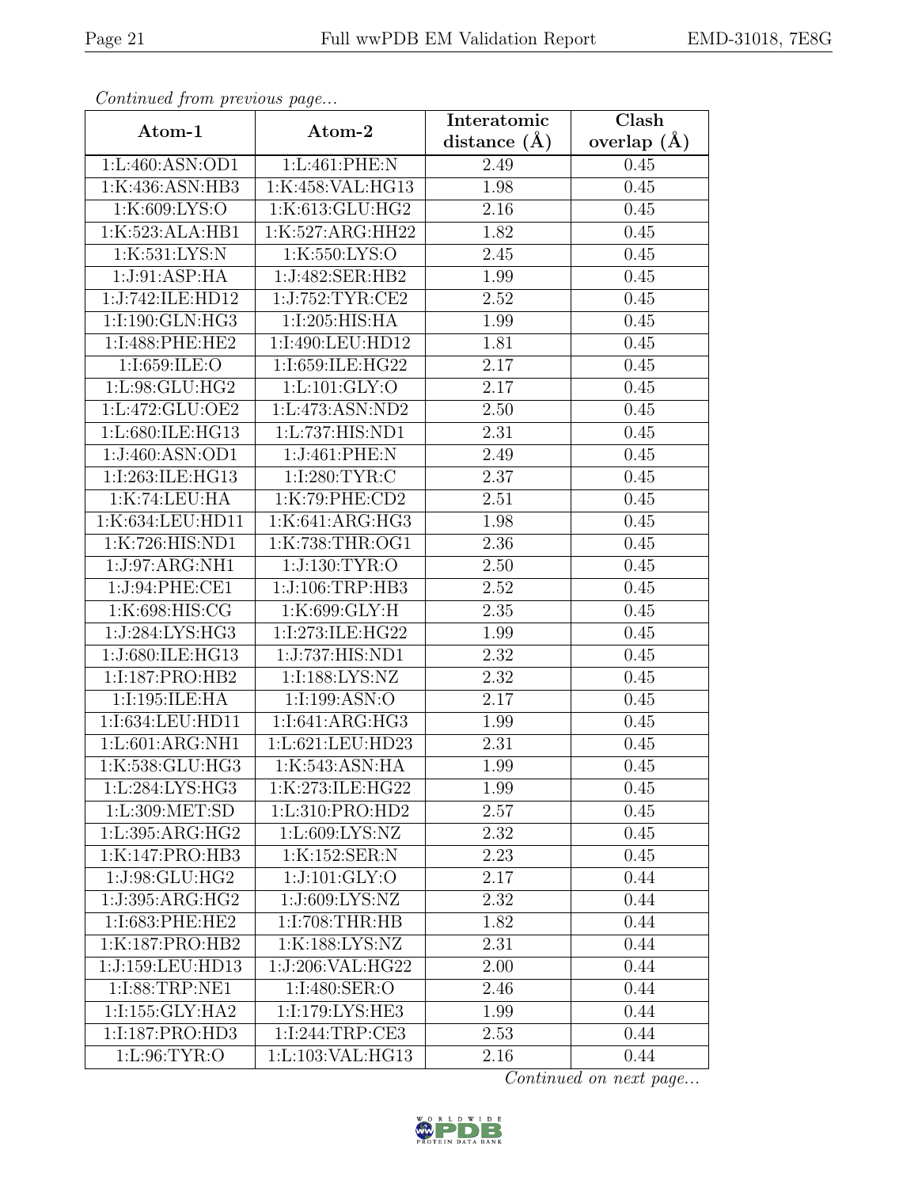*Continued from previous page...*

| Atom-1 | Atom-2 | Interatomic distance (Å) | Clash overlap (Å) |
|---|---|---|---|
| 1:L:460:ASN:OD1 | 1:L:461:PHE:N | 2.49 | 0.45 |
| 1:K:436:ASN:HB3 | 1:K:458:VAL:HG13 | 1.98 | 0.45 |
| 1:K:609:LYS:O | 1:K:613:GLU:HG2 | 2.16 | 0.45 |
| 1:K:523:ALA:HB1 | 1:K:527:ARG:HH22 | 1.82 | 0.45 |
| 1:K:531:LYS:N | 1:K:550:LYS:O | 2.45 | 0.45 |
| 1:J:91:ASP:HA | 1:J:482:SER:HB2 | 1.99 | 0.45 |
| 1:J:742:ILE:HD12 | 1:J:752:TYR:CE2 | 2.52 | 0.45 |
| 1:I:190:GLN:HG3 | 1:I:205:HIS:HA | 1.99 | 0.45 |
| 1:I:488:PHE:HE2 | 1:I:490:LEU:HD12 | 1.81 | 0.45 |
| 1:I:659:ILE:O | 1:I:659:ILE:HG22 | 2.17 | 0.45 |
| 1:L:98:GLU:HG2 | 1:L:101:GLY:O | 2.17 | 0.45 |
| 1:L:472:GLU:OE2 | 1:L:473:ASN:ND2 | 2.50 | 0.45 |
| 1:L:680:ILE:HG13 | 1:L:737:HIS:ND1 | 2.31 | 0.45 |
| 1:J:460:ASN:OD1 | 1:J:461:PHE:N | 2.49 | 0.45 |
| 1:I:263:ILE:HG13 | 1:I:280:TYR:C | 2.37 | 0.45 |
| 1:K:74:LEU:HA | 1:K:79:PHE:CD2 | 2.51 | 0.45 |
| 1:K:634:LEU:HD11 | 1:K:641:ARG:HG3 | 1.98 | 0.45 |
| 1:K:726:HIS:ND1 | 1:K:738:THR:OG1 | 2.36 | 0.45 |
| 1:J:97:ARG:NH1 | 1:J:130:TYR:O | 2.50 | 0.45 |
| 1:J:94:PHE:CE1 | 1:J:106:TRP:HB3 | 2.52 | 0.45 |
| 1:K:698:HIS:CG | 1:K:699:GLY:H | 2.35 | 0.45 |
| 1:J:284:LYS:HG3 | 1:I:273:ILE:HG22 | 1.99 | 0.45 |
| 1:J:680:ILE:HG13 | 1:J:737:HIS:ND1 | 2.32 | 0.45 |
| 1:I:187:PRO:HB2 | 1:I:188:LYS:NZ | 2.32 | 0.45 |
| 1:I:195:ILE:HA | 1:I:199:ASN:O | 2.17 | 0.45 |
| 1:I:634:LEU:HD11 | 1:I:641:ARG:HG3 | 1.99 | 0.45 |
| 1:L:601:ARG:NH1 | 1:L:621:LEU:HD23 | 2.31 | 0.45 |
| 1:K:538:GLU:HG3 | 1:K:543:ASN:HA | 1.99 | 0.45 |
| 1:L:284:LYS:HG3 | 1:K:273:ILE:HG22 | 1.99 | 0.45 |
| 1:L:309:MET:SD | 1:L:310:PRO:HD2 | 2.57 | 0.45 |
| 1:L:395:ARG:HG2 | 1:L:609:LYS:NZ | 2.32 | 0.45 |
| 1:K:147:PRO:HB3 | 1:K:152:SER:N | 2.23 | 0.45 |
| 1:J:98:GLU:HG2 | 1:J:101:GLY:O | 2.17 | 0.44 |
| 1:J:395:ARG:HG2 | 1:J:609:LYS:NZ | 2.32 | 0.44 |
| 1:I:683:PHE:HE2 | 1:I:708:THR:HB | 1.82 | 0.44 |
| 1:K:187:PRO:HB2 | 1:K:188:LYS:NZ | 2.31 | 0.44 |
| 1:J:159:LEU:HD13 | 1:J:206:VAL:HG22 | 2.00 | 0.44 |
| 1:I:88:TRP:NE1 | 1:I:480:SER:O | 2.46 | 0.44 |
| 1:I:155:GLY:HA2 | 1:I:179:LYS:HE3 | 1.99 | 0.44 |
| 1:I:187:PRO:HD3 | 1:I:244:TRP:CE3 | 2.53 | 0.44 |
| 1:L:96:TYR:O | 1:L:103:VAL:HG13 | 2.16 | 0.44 |

*Continued on next page...*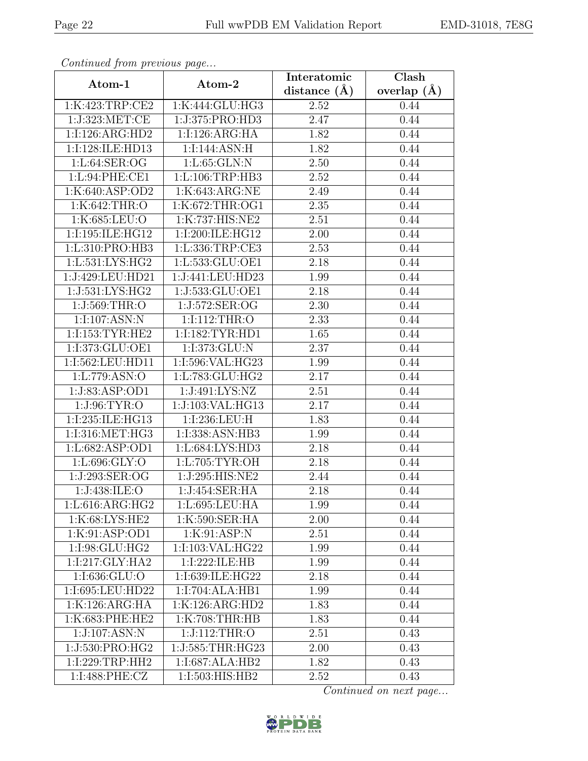*Continued from previous page...*

| Atom-1 | Atom-2 | Interatomic distance (Å) | Clash overlap (Å) |
|---|---|---|---|
| 1:K:423:TRP:CE2 | 1:K:444:GLU:HG3 | 2.52 | 0.44 |
| 1:J:323:MET:CE | 1:J:375:PRO:HD3 | 2.47 | 0.44 |
| 1:I:126:ARG:HD2 | 1:I:126:ARG:HA | 1.82 | 0.44 |
| 1:I:128:ILE:HD13 | 1:I:144:ASN:H | 1.82 | 0.44 |
| 1:L:64:SER:OG | 1:L:65:GLN:N | 2.50 | 0.44 |
| 1:L:94:PHE:CE1 | 1:L:106:TRP:HB3 | 2.52 | 0.44 |
| 1:K:640:ASP:OD2 | 1:K:643:ARG:NE | 2.49 | 0.44 |
| 1:K:642:THR:O | 1:K:672:THR:OG1 | 2.35 | 0.44 |
| 1:K:685:LEU:O | 1:K:737:HIS:NE2 | 2.51 | 0.44 |
| 1:I:195:ILE:HG12 | 1:I:200:ILE:HG12 | 2.00 | 0.44 |
| 1:L:310:PRO:HB3 | 1:L:336:TRP:CE3 | 2.53 | 0.44 |
| 1:L:531:LYS:HG2 | 1:L:533:GLU:OE1 | 2.18 | 0.44 |
| 1:J:429:LEU:HD21 | 1:J:441:LEU:HD23 | 1.99 | 0.44 |
| 1:J:531:LYS:HG2 | 1:J:533:GLU:OE1 | 2.18 | 0.44 |
| 1:J:569:THR:O | 1:J:572:SER:OG | 2.30 | 0.44 |
| 1:I:107:ASN:N | 1:I:112:THR:O | 2.33 | 0.44 |
| 1:I:153:TYR:HE2 | 1:I:182:TYR:HD1 | 1.65 | 0.44 |
| 1:I:373:GLU:OE1 | 1:I:373:GLU:N | 2.37 | 0.44 |
| 1:I:562:LEU:HD11 | 1:I:596:VAL:HG23 | 1.99 | 0.44 |
| 1:L:779:ASN:O | 1:L:783:GLU:HG2 | 2.17 | 0.44 |
| 1:J:83:ASP:OD1 | 1:J:491:LYS:NZ | 2.51 | 0.44 |
| 1:J:96:TYR:O | 1:J:103:VAL:HG13 | 2.17 | 0.44 |
| 1:I:235:ILE:HG13 | 1:I:236:LEU:H | 1.83 | 0.44 |
| 1:I:316:MET:HG3 | 1:I:338:ASN:HB3 | 1.99 | 0.44 |
| 1:L:682:ASP:OD1 | 1:L:684:LYS:HD3 | 2.18 | 0.44 |
| 1:L:696:GLY:O | 1:L:705:TYR:OH | 2.18 | 0.44 |
| 1:J:293:SER:OG | 1:J:295:HIS:NE2 | 2.44 | 0.44 |
| 1:J:438:ILE:O | 1:J:454:SER:HA | 2.18 | 0.44 |
| 1:L:616:ARG:HG2 | 1:L:695:LEU:HA | 1.99 | 0.44 |
| 1:K:68:LYS:HE2 | 1:K:590:SER:HA | 2.00 | 0.44 |
| 1:K:91:ASP:OD1 | 1:K:91:ASP:N | 2.51 | 0.44 |
| 1:I:98:GLU:HG2 | 1:I:103:VAL:HG22 | 1.99 | 0.44 |
| 1:I:217:GLY:HA2 | 1:I:222:ILE:HB | 1.99 | 0.44 |
| 1:I:636:GLU:O | 1:I:639:ILE:HG22 | 2.18 | 0.44 |
| 1:I:695:LEU:HD22 | 1:I:704:ALA:HB1 | 1.99 | 0.44 |
| 1:K:126:ARG:HA | 1:K:126:ARG:HD2 | 1.83 | 0.44 |
| 1:K:683:PHE:HE2 | 1:K:708:THR:HB | 1.83 | 0.44 |
| 1:J:107:ASN:N | 1:J:112:THR:O | 2.51 | 0.43 |
| 1:J:530:PRO:HG2 | 1:J:585:THR:HG23 | 2.00 | 0.43 |
| 1:I:229:TRP:HH2 | 1:I:687:ALA:HB2 | 1.82 | 0.43 |
| 1:I:488:PHE:CZ | 1:I:503:HIS:HB2 | 2.52 | 0.43 |

*Continued on next page...*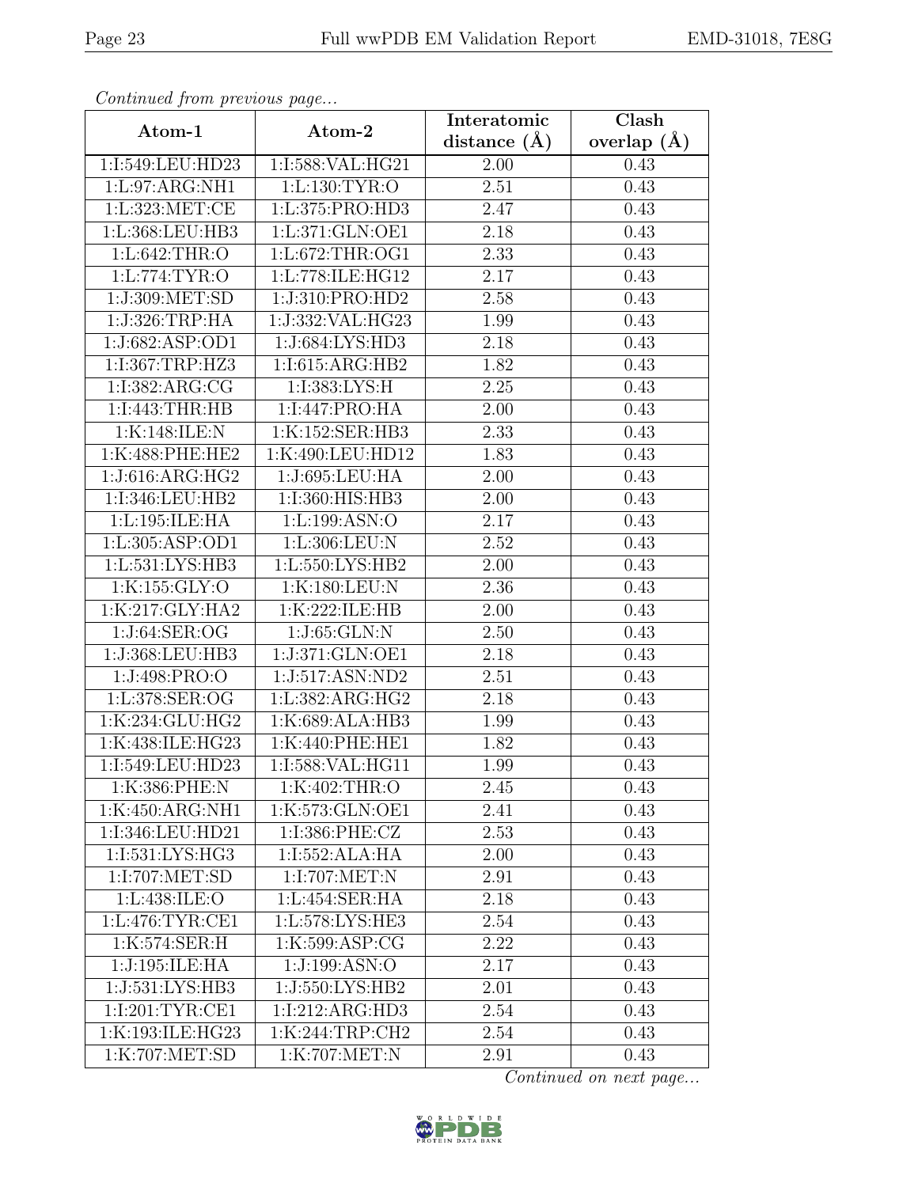*Continued from previous page...*

| Atom-1 | Atom-2 | Interatomic distance (Å) | Clash overlap (Å) |
|---|---|---|---|
| 1:I:549:LEU:HD23 | 1:I:588:VAL:HG21 | 2.00 | 0.43 |
| 1:L:97:ARG:NH1 | 1:L:130:TYR:O | 2.51 | 0.43 |
| 1:L:323:MET:CE | 1:L:375:PRO:HD3 | 2.47 | 0.43 |
| 1:L:368:LEU:HB3 | 1:L:371:GLN:OE1 | 2.18 | 0.43 |
| 1:L:642:THR:O | 1:L:672:THR:OG1 | 2.33 | 0.43 |
| 1:L:774:TYR:O | 1:L:778:ILE:HG12 | 2.17 | 0.43 |
| 1:J:309:MET:SD | 1:J:310:PRO:HD2 | 2.58 | 0.43 |
| 1:J:326:TRP:HA | 1:J:332:VAL:HG23 | 1.99 | 0.43 |
| 1:J:682:ASP:OD1 | 1:J:684:LYS:HD3 | 2.18 | 0.43 |
| 1:I:367:TRP:HZ3 | 1:I:615:ARG:HB2 | 1.82 | 0.43 |
| 1:I:382:ARG:CG | 1:I:383:LYS:H | 2.25 | 0.43 |
| 1:I:443:THR:HB | 1:I:447:PRO:HA | 2.00 | 0.43 |
| 1:K:148:ILE:N | 1:K:152:SER:HB3 | 2.33 | 0.43 |
| 1:K:488:PHE:HE2 | 1:K:490:LEU:HD12 | 1.83 | 0.43 |
| 1:J:616:ARG:HG2 | 1:J:695:LEU:HA | 2.00 | 0.43 |
| 1:I:346:LEU:HB2 | 1:I:360:HIS:HB3 | 2.00 | 0.43 |
| 1:L:195:ILE:HA | 1:L:199:ASN:O | 2.17 | 0.43 |
| 1:L:305:ASP:OD1 | 1:L:306:LEU:N | 2.52 | 0.43 |
| 1:L:531:LYS:HB3 | 1:L:550:LYS:HB2 | 2.00 | 0.43 |
| 1:K:155:GLY:O | 1:K:180:LEU:N | 2.36 | 0.43 |
| 1:K:217:GLY:HA2 | 1:K:222:ILE:HB | 2.00 | 0.43 |
| 1:J:64:SER:OG | 1:J:65:GLN:N | 2.50 | 0.43 |
| 1:J:368:LEU:HB3 | 1:J:371:GLN:OE1 | 2.18 | 0.43 |
| 1:J:498:PRO:O | 1:J:517:ASN:ND2 | 2.51 | 0.43 |
| 1:L:378:SER:OG | 1:L:382:ARG:HG2 | 2.18 | 0.43 |
| 1:K:234:GLU:HG2 | 1:K:689:ALA:HB3 | 1.99 | 0.43 |
| 1:K:438:ILE:HG23 | 1:K:440:PHE:HE1 | 1.82 | 0.43 |
| 1:I:549:LEU:HD23 | 1:I:588:VAL:HG11 | 1.99 | 0.43 |
| 1:K:386:PHE:N | 1:K:402:THR:O | 2.45 | 0.43 |
| 1:K:450:ARG:NH1 | 1:K:573:GLN:OE1 | 2.41 | 0.43 |
| 1:I:346:LEU:HD21 | 1:I:386:PHE:CZ | 2.53 | 0.43 |
| 1:I:531:LYS:HG3 | 1:I:552:ALA:HA | 2.00 | 0.43 |
| 1:I:707:MET:SD | 1:I:707:MET:N | 2.91 | 0.43 |
| 1:L:438:ILE:O | 1:L:454:SER:HA | 2.18 | 0.43 |
| 1:L:476:TYR:CE1 | 1:L:578:LYS:HE3 | 2.54 | 0.43 |
| 1:K:574:SER:H | 1:K:599:ASP:CG | 2.22 | 0.43 |
| 1:J:195:ILE:HA | 1:J:199:ASN:O | 2.17 | 0.43 |
| 1:J:531:LYS:HB3 | 1:J:550:LYS:HB2 | 2.01 | 0.43 |
| 1:I:201:TYR:CE1 | 1:I:212:ARG:HD3 | 2.54 | 0.43 |
| 1:K:193:ILE:HG23 | 1:K:244:TRP:CH2 | 2.54 | 0.43 |
| 1:K:707:MET:SD | 1:K:707:MET:N | 2.91 | 0.43 |

*Continued on next page...*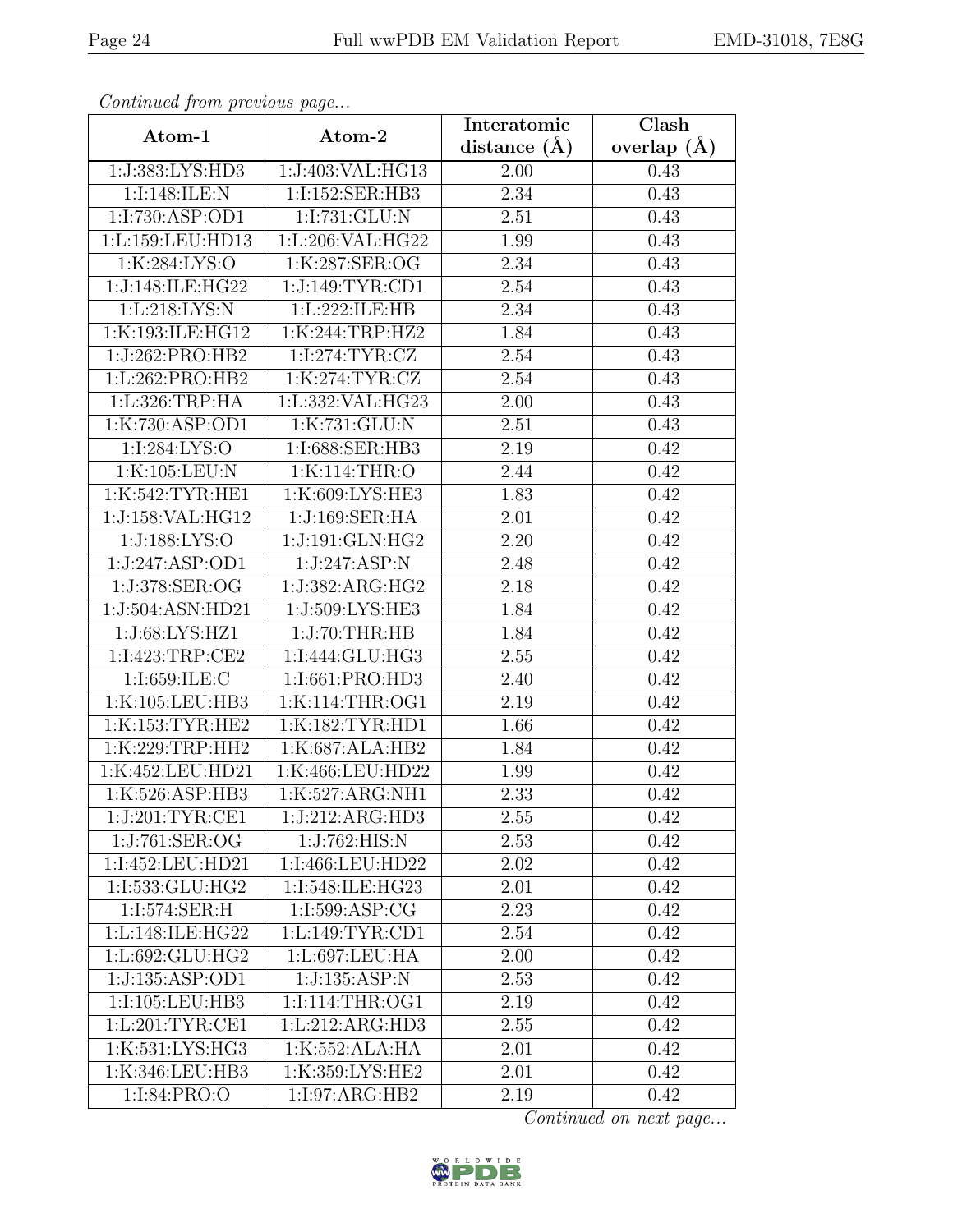*Continued from previous page...*

| Atom-1 | Atom-2 | Interatomic distance (Å) | Clash overlap (Å) |
|---|---|---|---|
| 1:J:383:LYS:HD3 | 1:J:403:VAL:HG13 | 2.00 | 0.43 |
| 1:I:148:ILE:N | 1:I:152:SER:HB3 | 2.34 | 0.43 |
| 1:I:730:ASP:OD1 | 1:I:731:GLU:N | 2.51 | 0.43 |
| 1:L:159:LEU:HD13 | 1:L:206:VAL:HG22 | 1.99 | 0.43 |
| 1:K:284:LYS:O | 1:K:287:SER:OG | 2.34 | 0.43 |
| 1:J:148:ILE:HG22 | 1:J:149:TYR:CD1 | 2.54 | 0.43 |
| 1:L:218:LYS:N | 1:L:222:ILE:HB | 2.34 | 0.43 |
| 1:K:193:ILE:HG12 | 1:K:244:TRP:HZ2 | 1.84 | 0.43 |
| 1:J:262:PRO:HB2 | 1:I:274:TYR:CZ | 2.54 | 0.43 |
| 1:L:262:PRO:HB2 | 1:K:274:TYR:CZ | 2.54 | 0.43 |
| 1:L:326:TRP:HA | 1:L:332:VAL:HG23 | 2.00 | 0.43 |
| 1:K:730:ASP:OD1 | 1:K:731:GLU:N | 2.51 | 0.43 |
| 1:I:284:LYS:O | 1:I:688:SER:HB3 | 2.19 | 0.42 |
| 1:K:105:LEU:N | 1:K:114:THR:O | 2.44 | 0.42 |
| 1:K:542:TYR:HE1 | 1:K:609:LYS:HE3 | 1.83 | 0.42 |
| 1:J:158:VAL:HG12 | 1:J:169:SER:HA | 2.01 | 0.42 |
| 1:J:188:LYS:O | 1:J:191:GLN:HG2 | 2.20 | 0.42 |
| 1:J:247:ASP:OD1 | 1:J:247:ASP:N | 2.48 | 0.42 |
| 1:J:378:SER:OG | 1:J:382:ARG:HG2 | 2.18 | 0.42 |
| 1:J:504:ASN:HD21 | 1:J:509:LYS:HE3 | 1.84 | 0.42 |
| 1:J:68:LYS:HZ1 | 1:J:70:THR:HB | 1.84 | 0.42 |
| 1:I:423:TRP:CE2 | 1:I:444:GLU:HG3 | 2.55 | 0.42 |
| 1:I:659:ILE:C | 1:I:661:PRO:HD3 | 2.40 | 0.42 |
| 1:K:105:LEU:HB3 | 1:K:114:THR:OG1 | 2.19 | 0.42 |
| 1:K:153:TYR:HE2 | 1:K:182:TYR:HD1 | 1.66 | 0.42 |
| 1:K:229:TRP:HH2 | 1:K:687:ALA:HB2 | 1.84 | 0.42 |
| 1:K:452:LEU:HD21 | 1:K:466:LEU:HD22 | 1.99 | 0.42 |
| 1:K:526:ASP:HB3 | 1:K:527:ARG:NH1 | 2.33 | 0.42 |
| 1:J:201:TYR:CE1 | 1:J:212:ARG:HD3 | 2.55 | 0.42 |
| 1:J:761:SER:OG | 1:J:762:HIS:N | 2.53 | 0.42 |
| 1:I:452:LEU:HD21 | 1:I:466:LEU:HD22 | 2.02 | 0.42 |
| 1:I:533:GLU:HG2 | 1:I:548:ILE:HG23 | 2.01 | 0.42 |
| 1:I:574:SER:H | 1:I:599:ASP:CG | 2.23 | 0.42 |
| 1:L:148:ILE:HG22 | 1:L:149:TYR:CD1 | 2.54 | 0.42 |
| 1:L:692:GLU:HG2 | 1:L:697:LEU:HA | 2.00 | 0.42 |
| 1:J:135:ASP:OD1 | 1:J:135:ASP:N | 2.53 | 0.42 |
| 1:I:105:LEU:HB3 | 1:I:114:THR:OG1 | 2.19 | 0.42 |
| 1:L:201:TYR:CE1 | 1:L:212:ARG:HD3 | 2.55 | 0.42 |
| 1:K:531:LYS:HG3 | 1:K:552:ALA:HA | 2.01 | 0.42 |
| 1:K:346:LEU:HB3 | 1:K:359:LYS:HE2 | 2.01 | 0.42 |
| 1:I:84:PRO:O | 1:I:97:ARG:HB2 | 2.19 | 0.42 |

*Continued on next page...*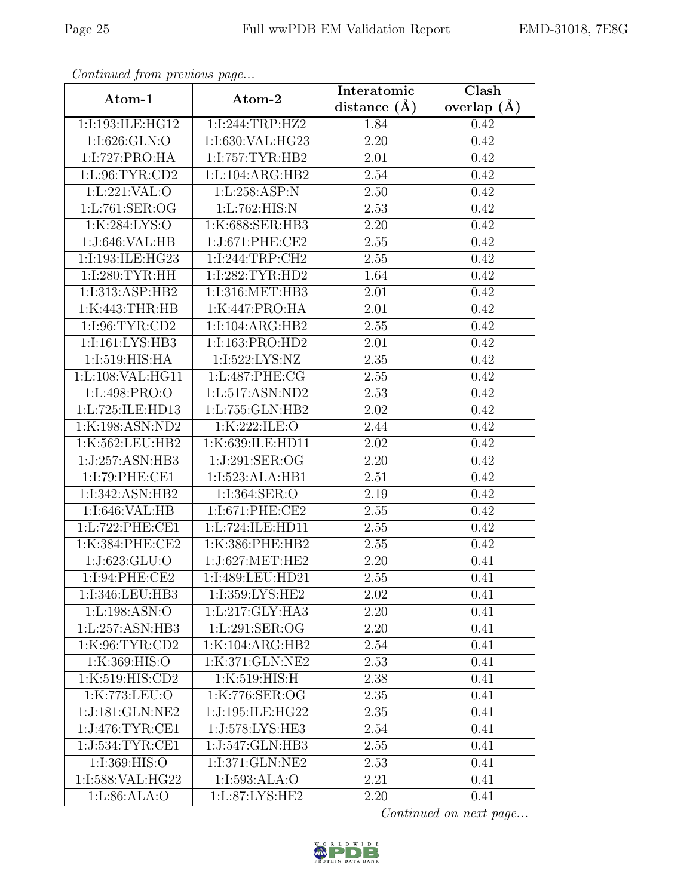*Continued from previous page...*

| Atom-1 | Atom-2 | Interatomic distance (Å) | Clash overlap (Å) |
|---|---|---|---|
| 1:I:193:ILE:HG12 | 1:I:244:TRP:HZ2 | 1.84 | 0.42 |
| 1:I:626:GLN:O | 1:I:630:VAL:HG23 | 2.20 | 0.42 |
| 1:I:727:PRO:HA | 1:I:757:TYR:HB2 | 2.01 | 0.42 |
| 1:L:96:TYR:CD2 | 1:L:104:ARG:HB2 | 2.54 | 0.42 |
| 1:L:221:VAL:O | 1:L:258:ASP:N | 2.50 | 0.42 |
| 1:L:761:SER:OG | 1:L:762:HIS:N | 2.53 | 0.42 |
| 1:K:284:LYS:O | 1:K:688:SER:HB3 | 2.20 | 0.42 |
| 1:J:646:VAL:HB | 1:J:671:PHE:CE2 | 2.55 | 0.42 |
| 1:I:193:ILE:HG23 | 1:I:244:TRP:CH2 | 2.55 | 0.42 |
| 1:I:280:TYR:HH | 1:I:282:TYR:HD2 | 1.64 | 0.42 |
| 1:I:313:ASP:HB2 | 1:I:316:MET:HB3 | 2.01 | 0.42 |
| 1:K:443:THR:HB | 1:K:447:PRO:HA | 2.01 | 0.42 |
| 1:I:96:TYR:CD2 | 1:I:104:ARG:HB2 | 2.55 | 0.42 |
| 1:I:161:LYS:HB3 | 1:I:163:PRO:HD2 | 2.01 | 0.42 |
| 1:I:519:HIS:HA | 1:I:522:LYS:NZ | 2.35 | 0.42 |
| 1:L:108:VAL:HG11 | 1:L:487:PHE:CG | 2.55 | 0.42 |
| 1:L:498:PRO:O | 1:L:517:ASN:ND2 | 2.53 | 0.42 |
| 1:L:725:ILE:HD13 | 1:L:755:GLN:HB2 | 2.02 | 0.42 |
| 1:K:198:ASN:ND2 | 1:K:222:ILE:O | 2.44 | 0.42 |
| 1:K:562:LEU:HB2 | 1:K:639:ILE:HD11 | 2.02 | 0.42 |
| 1:J:257:ASN:HB3 | 1:J:291:SER:OG | 2.20 | 0.42 |
| 1:I:79:PHE:CE1 | 1:I:523:ALA:HB1 | 2.51 | 0.42 |
| 1:I:342:ASN:HB2 | 1:I:364:SER:O | 2.19 | 0.42 |
| 1:I:646:VAL:HB | 1:I:671:PHE:CE2 | 2.55 | 0.42 |
| 1:L:722:PHE:CE1 | 1:L:724:ILE:HD11 | 2.55 | 0.42 |
| 1:K:384:PHE:CE2 | 1:K:386:PHE:HB2 | 2.55 | 0.42 |
| 1:J:623:GLU:O | 1:J:627:MET:HE2 | 2.20 | 0.41 |
| 1:I:94:PHE:CE2 | 1:I:489:LEU:HD21 | 2.55 | 0.41 |
| 1:I:346:LEU:HB3 | 1:I:359:LYS:HE2 | 2.02 | 0.41 |
| 1:L:198:ASN:O | 1:L:217:GLY:HA3 | 2.20 | 0.41 |
| 1:L:257:ASN:HB3 | 1:L:291:SER:OG | 2.20 | 0.41 |
| 1:K:96:TYR:CD2 | 1:K:104:ARG:HB2 | 2.54 | 0.41 |
| 1:K:369:HIS:O | 1:K:371:GLN:NE2 | 2.53 | 0.41 |
| 1:K:519:HIS:CD2 | 1:K:519:HIS:H | 2.38 | 0.41 |
| 1:K:773:LEU:O | 1:K:776:SER:OG | 2.35 | 0.41 |
| 1:J:181:GLN:NE2 | 1:J:195:ILE:HG22 | 2.35 | 0.41 |
| 1:J:476:TYR:CE1 | 1:J:578:LYS:HE3 | 2.54 | 0.41 |
| 1:J:534:TYR:CE1 | 1:J:547:GLN:HB3 | 2.55 | 0.41 |
| 1:I:369:HIS:O | 1:I:371:GLN:NE2 | 2.53 | 0.41 |
| 1:I:588:VAL:HG22 | 1:I:593:ALA:O | 2.21 | 0.41 |
| 1:L:86:ALA:O | 1:L:87:LYS:HE2 | 2.20 | 0.41 |

*Continued on next page...*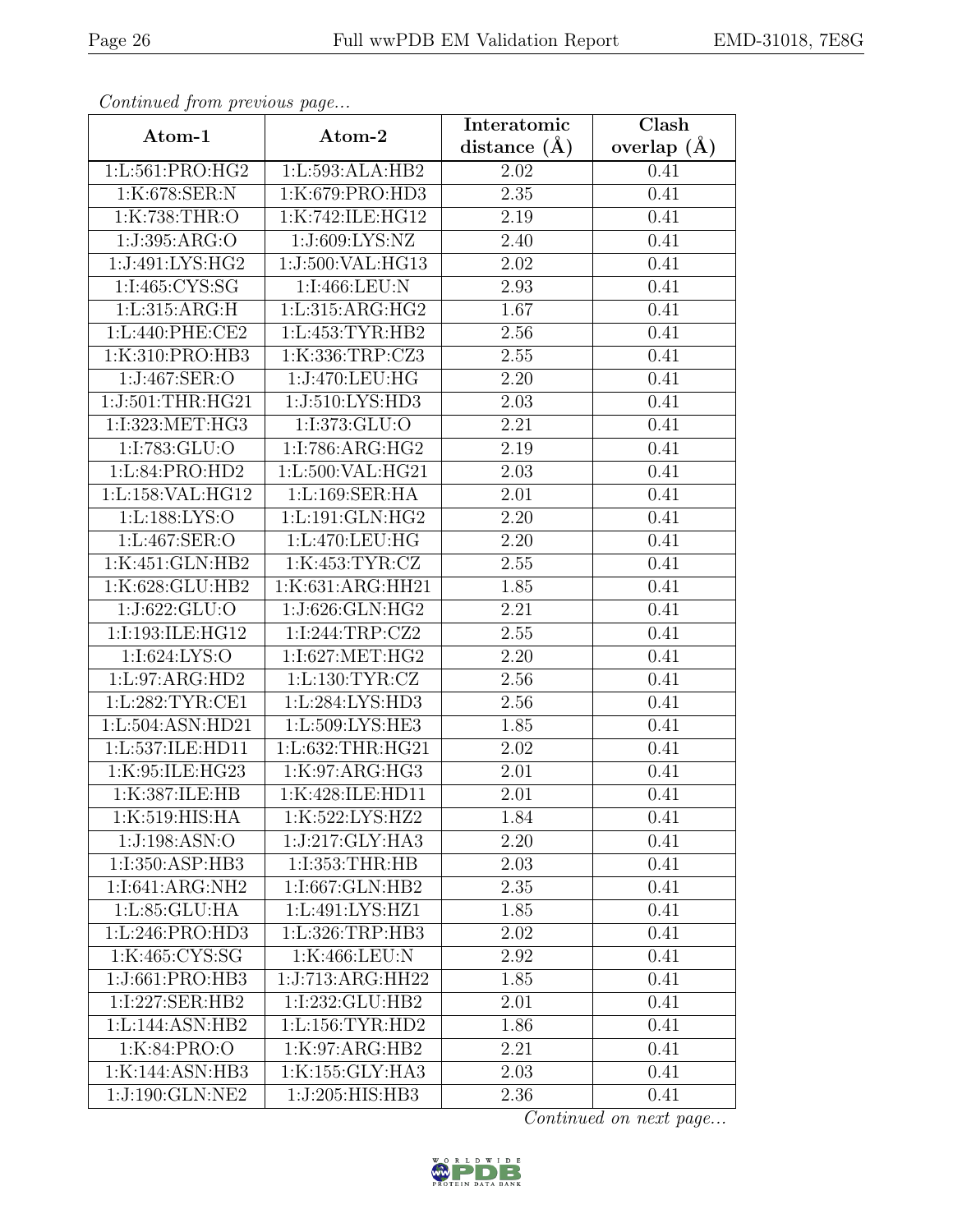*Continued from previous page...*

| Atom-1 | Atom-2 | Interatomic distance (Å) | Clash overlap (Å) |
|---|---|---|---|
| 1:L:561:PRO:HG2 | 1:L:593:ALA:HB2 | 2.02 | 0.41 |
| 1:K:678:SER:N | 1:K:679:PRO:HD3 | 2.35 | 0.41 |
| 1:K:738:THR:O | 1:K:742:ILE:HG12 | 2.19 | 0.41 |
| 1:J:395:ARG:O | 1:J:609:LYS:NZ | 2.40 | 0.41 |
| 1:J:491:LYS:HG2 | 1:J:500:VAL:HG13 | 2.02 | 0.41 |
| 1:I:465:CYS:SG | 1:I:466:LEU:N | 2.93 | 0.41 |
| 1:L:315:ARG:H | 1:L:315:ARG:HG2 | 1.67 | 0.41 |
| 1:L:440:PHE:CE2 | 1:L:453:TYR:HB2 | 2.56 | 0.41 |
| 1:K:310:PRO:HB3 | 1:K:336:TRP:CZ3 | 2.55 | 0.41 |
| 1:J:467:SER:O | 1:J:470:LEU:HG | 2.20 | 0.41 |
| 1:J:501:THR:HG21 | 1:J:510:LYS:HD3 | 2.03 | 0.41 |
| 1:I:323:MET:HG3 | 1:I:373:GLU:O | 2.21 | 0.41 |
| 1:I:783:GLU:O | 1:I:786:ARG:HG2 | 2.19 | 0.41 |
| 1:L:84:PRO:HD2 | 1:L:500:VAL:HG21 | 2.03 | 0.41 |
| 1:L:158:VAL:HG12 | 1:L:169:SER:HA | 2.01 | 0.41 |
| 1:L:188:LYS:O | 1:L:191:GLN:HG2 | 2.20 | 0.41 |
| 1:L:467:SER:O | 1:L:470:LEU:HG | 2.20 | 0.41 |
| 1:K:451:GLN:HB2 | 1:K:453:TYR:CZ | 2.55 | 0.41 |
| 1:K:628:GLU:HB2 | 1:K:631:ARG:HH21 | 1.85 | 0.41 |
| 1:J:622:GLU:O | 1:J:626:GLN:HG2 | 2.21 | 0.41 |
| 1:I:193:ILE:HG12 | 1:I:244:TRP:CZ2 | 2.55 | 0.41 |
| 1:I:624:LYS:O | 1:I:627:MET:HG2 | 2.20 | 0.41 |
| 1:L:97:ARG:HD2 | 1:L:130:TYR:CZ | 2.56 | 0.41 |
| 1:L:282:TYR:CE1 | 1:L:284:LYS:HD3 | 2.56 | 0.41 |
| 1:L:504:ASN:HD21 | 1:L:509:LYS:HE3 | 1.85 | 0.41 |
| 1:L:537:ILE:HD11 | 1:L:632:THR:HG21 | 2.02 | 0.41 |
| 1:K:95:ILE:HG23 | 1:K:97:ARG:HG3 | 2.01 | 0.41 |
| 1:K:387:ILE:HB | 1:K:428:ILE:HD11 | 2.01 | 0.41 |
| 1:K:519:HIS:HA | 1:K:522:LYS:HZ2 | 1.84 | 0.41 |
| 1:J:198:ASN:O | 1:J:217:GLY:HA3 | 2.20 | 0.41 |
| 1:I:350:ASP:HB3 | 1:I:353:THR:HB | 2.03 | 0.41 |
| 1:I:641:ARG:NH2 | 1:I:667:GLN:HB2 | 2.35 | 0.41 |
| 1:L:85:GLU:HA | 1:L:491:LYS:HZ1 | 1.85 | 0.41 |
| 1:L:246:PRO:HD3 | 1:L:326:TRP:HB3 | 2.02 | 0.41 |
| 1:K:465:CYS:SG | 1:K:466:LEU:N | 2.92 | 0.41 |
| 1:J:661:PRO:HB3 | 1:J:713:ARG:HH22 | 1.85 | 0.41 |
| 1:I:227:SER:HB2 | 1:I:232:GLU:HB2 | 2.01 | 0.41 |
| 1:L:144:ASN:HB2 | 1:L:156:TYR:HD2 | 1.86 | 0.41 |
| 1:K:84:PRO:O | 1:K:97:ARG:HB2 | 2.21 | 0.41 |
| 1:K:144:ASN:HB3 | 1:K:155:GLY:HA3 | 2.03 | 0.41 |
| 1:J:190:GLN:NE2 | 1:J:205:HIS:HB3 | 2.36 | 0.41 |

*Continued on next page...*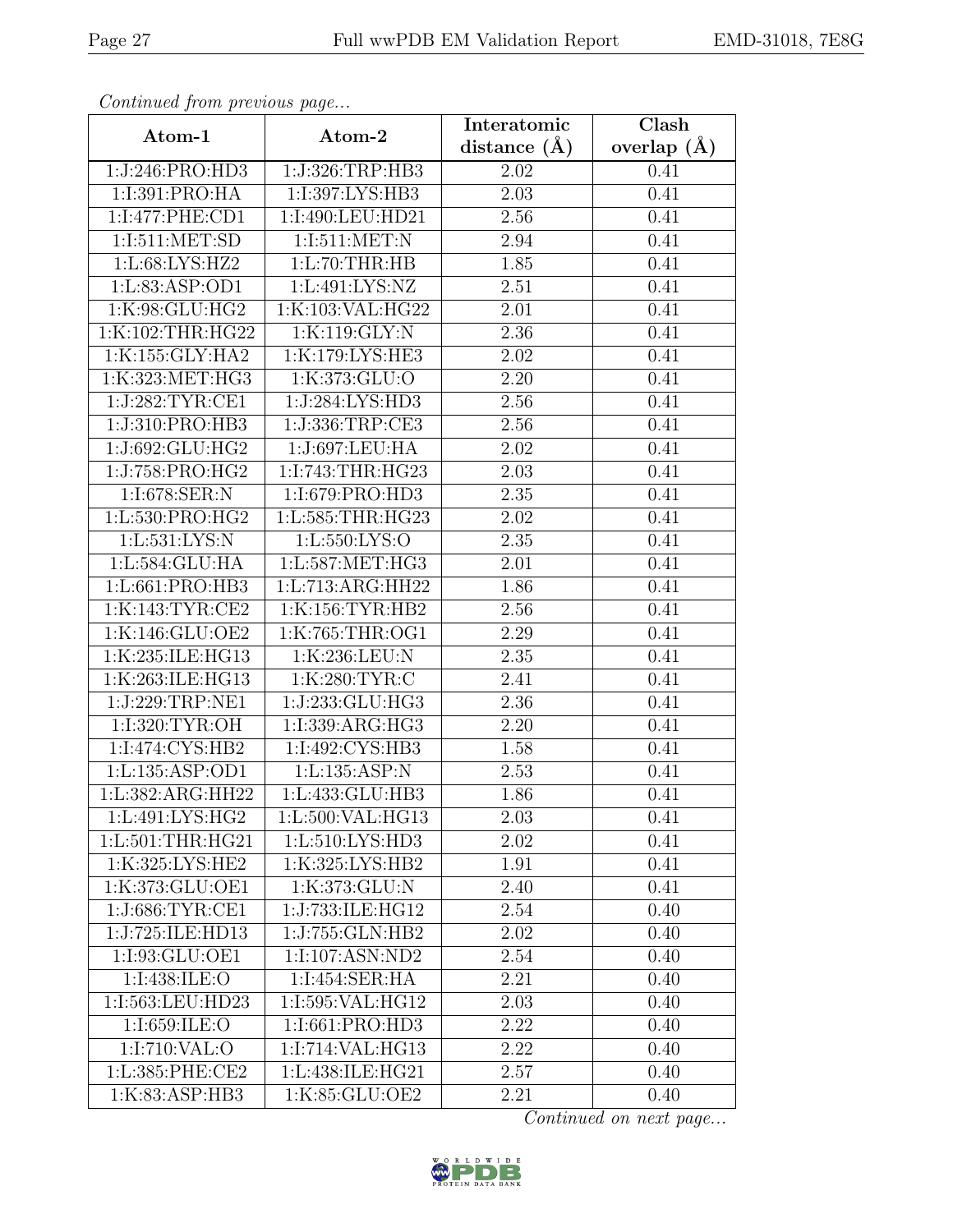*Continued from previous page...*

| Atom-1 | Atom-2 | Interatomic distance (Å) | Clash overlap (Å) |
| --- | --- | --- | --- |
| 1:J:246:PRO:HD3 | 1:J:326:TRP:HB3 | 2.02 | 0.41 |
| 1:I:391:PRO:HA | 1:I:397:LYS:HB3 | 2.03 | 0.41 |
| 1:I:477:PHE:CD1 | 1:I:490:LEU:HD21 | 2.56 | 0.41 |
| 1:I:511:MET:SD | 1:I:511:MET:N | 2.94 | 0.41 |
| 1:L:68:LYS:HZ2 | 1:L:70:THR:HB | 1.85 | 0.41 |
| 1:L:83:ASP:OD1 | 1:L:491:LYS:NZ | 2.51 | 0.41 |
| 1:K:98:GLU:HG2 | 1:K:103:VAL:HG22 | 2.01 | 0.41 |
| 1:K:102:THR:HG22 | 1:K:119:GLY:N | 2.36 | 0.41 |
| 1:K:155:GLY:HA2 | 1:K:179:LYS:HE3 | 2.02 | 0.41 |
| 1:K:323:MET:HG3 | 1:K:373:GLU:O | 2.20 | 0.41 |
| 1:J:282:TYR:CE1 | 1:J:284:LYS:HD3 | 2.56 | 0.41 |
| 1:J:310:PRO:HB3 | 1:J:336:TRP:CE3 | 2.56 | 0.41 |
| 1:J:692:GLU:HG2 | 1:J:697:LEU:HA | 2.02 | 0.41 |
| 1:J:758:PRO:HG2 | 1:I:743:THR:HG23 | 2.03 | 0.41 |
| 1:I:678:SER:N | 1:I:679:PRO:HD3 | 2.35 | 0.41 |
| 1:L:530:PRO:HG2 | 1:L:585:THR:HG23 | 2.02 | 0.41 |
| 1:L:531:LYS:N | 1:L:550:LYS:O | 2.35 | 0.41 |
| 1:L:584:GLU:HA | 1:L:587:MET:HG3 | 2.01 | 0.41 |
| 1:L:661:PRO:HB3 | 1:L:713:ARG:HH22 | 1.86 | 0.41 |
| 1:K:143:TYR:CE2 | 1:K:156:TYR:HB2 | 2.56 | 0.41 |
| 1:K:146:GLU:OE2 | 1:K:765:THR:OG1 | 2.29 | 0.41 |
| 1:K:235:ILE:HG13 | 1:K:236:LEU:N | 2.35 | 0.41 |
| 1:K:263:ILE:HG13 | 1:K:280:TYR:C | 2.41 | 0.41 |
| 1:J:229:TRP:NE1 | 1:J:233:GLU:HG3 | 2.36 | 0.41 |
| 1:I:320:TYR:OH | 1:I:339:ARG:HG3 | 2.20 | 0.41 |
| 1:I:474:CYS:HB2 | 1:I:492:CYS:HB3 | 1.58 | 0.41 |
| 1:L:135:ASP:OD1 | 1:L:135:ASP:N | 2.53 | 0.41 |
| 1:L:382:ARG:HH22 | 1:L:433:GLU:HB3 | 1.86 | 0.41 |
| 1:L:491:LYS:HG2 | 1:L:500:VAL:HG13 | 2.03 | 0.41 |
| 1:L:501:THR:HG21 | 1:L:510:LYS:HD3 | 2.02 | 0.41 |
| 1:K:325:LYS:HE2 | 1:K:325:LYS:HB2 | 1.91 | 0.41 |
| 1:K:373:GLU:OE1 | 1:K:373:GLU:N | 2.40 | 0.41 |
| 1:J:686:TYR:CE1 | 1:J:733:ILE:HG12 | 2.54 | 0.40 |
| 1:J:725:ILE:HD13 | 1:J:755:GLN:HB2 | 2.02 | 0.40 |
| 1:I:93:GLU:OE1 | 1:I:107:ASN:ND2 | 2.54 | 0.40 |
| 1:I:438:ILE:O | 1:I:454:SER:HA | 2.21 | 0.40 |
| 1:I:563:LEU:HD23 | 1:I:595:VAL:HG12 | 2.03 | 0.40 |
| 1:I:659:ILE:O | 1:I:661:PRO:HD3 | 2.22 | 0.40 |
| 1:I:710:VAL:O | 1:I:714:VAL:HG13 | 2.22 | 0.40 |
| 1:L:385:PHE:CE2 | 1:L:438:ILE:HG21 | 2.57 | 0.40 |
| 1:K:83:ASP:HB3 | 1:K:85:GLU:OE2 | 2.21 | 0.40 |

*Continued on next page...*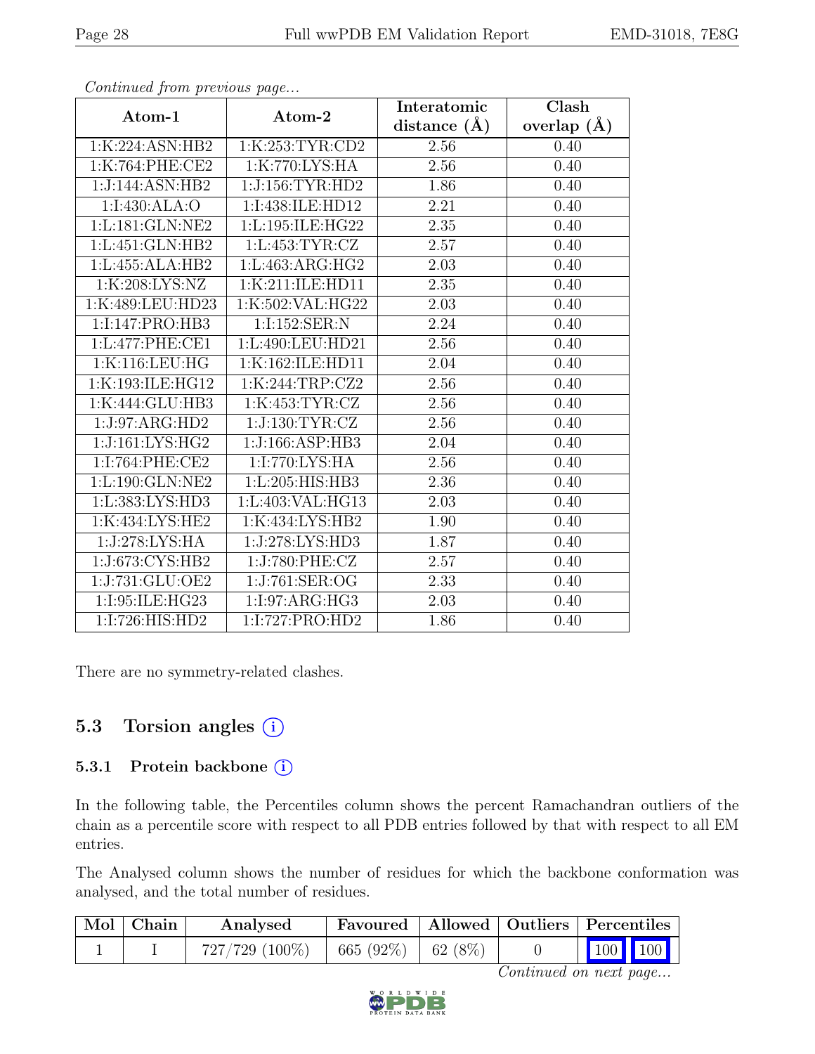*Continued from previous page...*

| Atom-1 | Atom-2 | Interatomic distance (Å) | Clash overlap (Å) |
|---|---|---|---|
| 1:K:224:ASN:HB2 | 1:K:253:TYR:CD2 | 2.56 | 0.40 |
| 1:K:764:PHE:CE2 | 1:K:770:LYS:HA | 2.56 | 0.40 |
| 1:J:144:ASN:HB2 | 1:J:156:TYR:HD2 | 1.86 | 0.40 |
| 1:I:430:ALA:O | 1:I:438:ILE:HD12 | 2.21 | 0.40 |
| 1:L:181:GLN:NE2 | 1:L:195:ILE:HG22 | 2.35 | 0.40 |
| 1:L:451:GLN:HB2 | 1:L:453:TYR:CZ | 2.57 | 0.40 |
| 1:L:455:ALA:HB2 | 1:L:463:ARG:HG2 | 2.03 | 0.40 |
| 1:K:208:LYS:NZ | 1:K:211:ILE:HD11 | 2.35 | 0.40 |
| 1:K:489:LEU:HD23 | 1:K:502:VAL:HG22 | 2.03 | 0.40 |
| 1:I:147:PRO:HB3 | 1:I:152:SER:N | 2.24 | 0.40 |
| 1:L:477:PHE:CE1 | 1:L:490:LEU:HD21 | 2.56 | 0.40 |
| 1:K:116:LEU:HG | 1:K:162:ILE:HD11 | 2.04 | 0.40 |
| 1:K:193:ILE:HG12 | 1:K:244:TRP:CZ2 | 2.56 | 0.40 |
| 1:K:444:GLU:HB3 | 1:K:453:TYR:CZ | 2.56 | 0.40 |
| 1:J:97:ARG:HD2 | 1:J:130:TYR:CZ | 2.56 | 0.40 |
| 1:J:161:LYS:HG2 | 1:J:166:ASP:HB3 | 2.04 | 0.40 |
| 1:I:764:PHE:CE2 | 1:I:770:LYS:HA | 2.56 | 0.40 |
| 1:L:190:GLN:NE2 | 1:L:205:HIS:HB3 | 2.36 | 0.40 |
| 1:L:383:LYS:HD3 | 1:L:403:VAL:HG13 | 2.03 | 0.40 |
| 1:K:434:LYS:HE2 | 1:K:434:LYS:HB2 | 1.90 | 0.40 |
| 1:J:278:LYS:HA | 1:J:278:LYS:HD3 | 1.87 | 0.40 |
| 1:J:673:CYS:HB2 | 1:J:780:PHE:CZ | 2.57 | 0.40 |
| 1:J:731:GLU:OE2 | 1:J:761:SER:OG | 2.33 | 0.40 |
| 1:I:95:ILE:HG23 | 1:I:97:ARG:HG3 | 2.03 | 0.40 |
| 1:I:726:HIS:HD2 | 1:I:727:PRO:HD2 | 1.86 | 0.40 |

There are no symmetry-related clashes.

## 5.3 Torsion angles (i)

### 5.3.1 Protein backbone (i)

In the following table, the Percentiles column shows the percent Ramachandran outliers of the chain as a percentile score with respect to all PDB entries followed by that with respect to all EM entries.

The Analysed column shows the number of residues for which the backbone conformation was analysed, and the total number of residues.

| Mol | Chain | Analysed | Favoured | Allowed | Outliers | Percentiles | |
|---|---|---|---|---|---|---|---|
| 1 | I | 727/729 (100%) | 665 (92%) | 62 (8%) | 0 | 100 | 100 |

*Continued on next page...*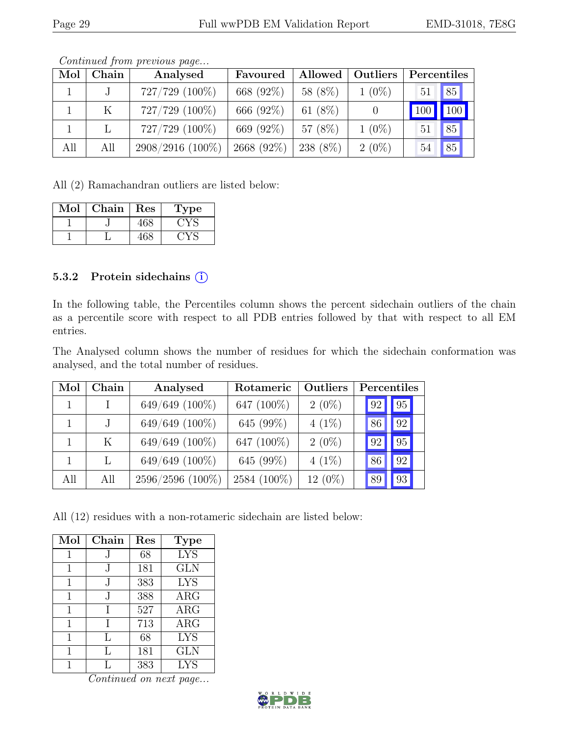*Continued from previous page...*

| Mol | Chain | Analysed | Favoured | Allowed | Outliers | Percentiles | |
|---|---|---|---|---|---|---|---|
| 1 | J | 727/729 (100%) | 668 (92%) | 58 (8%) | 1 (0%) | 51 | 85 |
| 1 | K | 727/729 (100%) | 666 (92%) | 61 (8%) | 0 | 100 | 100 |
| 1 | L | 727/729 (100%) | 669 (92%) | 57 (8%) | 1 (0%) | 51 | 85 |
| All | All | 2908/2916 (100%) | 2668 (92%) | 238 (8%) | 2 (0%) | 54 | 85 |

All (2) Ramachandran outliers are listed below:

| Mol | Chain | Res | Type |
|---|---|---|---|
| 1 | J | 468 | CYS |
| 1 | L | 468 | CYS |

### 5.3.2 Protein sidechains (i)

In the following table, the Percentiles column shows the percent sidechain outliers of the chain as a percentile score with respect to all PDB entries followed by that with respect to all EM entries.

The Analysed column shows the number of residues for which the sidechain conformation was analysed, and the total number of residues.

| Mol | Chain | Analysed | Rotameric | Outliers | Percentiles | |
|---|---|---|---|---|---|---|
| 1 | I | 649/649 (100%) | 647 (100%) | 2 (0%) | 92 | 95 |
| 1 | J | 649/649 (100%) | 645 (99%) | 4 (1%) | 86 | 92 |
| 1 | K | 649/649 (100%) | 647 (100%) | 2 (0%) | 92 | 95 |
| 1 | L | 649/649 (100%) | 645 (99%) | 4 (1%) | 86 | 92 |
| All | All | 2596/2596 (100%) | 2584 (100%) | 12 (0%) | 89 | 93 |

All (12) residues with a non-rotameric sidechain are listed below:

| Mol | Chain | Res | Type |
|---|---|---|---|
| 1 | J | 68 | LYS |
| 1 | J | 181 | GLN |
| 1 | J | 383 | LYS |
| 1 | J | 388 | ARG |
| 1 | I | 527 | ARG |
| 1 | I | 713 | ARG |
| 1 | L | 68 | LYS |
| 1 | L | 181 | GLN |
| 1 | L | 383 | LYS |

*Continued on next page...*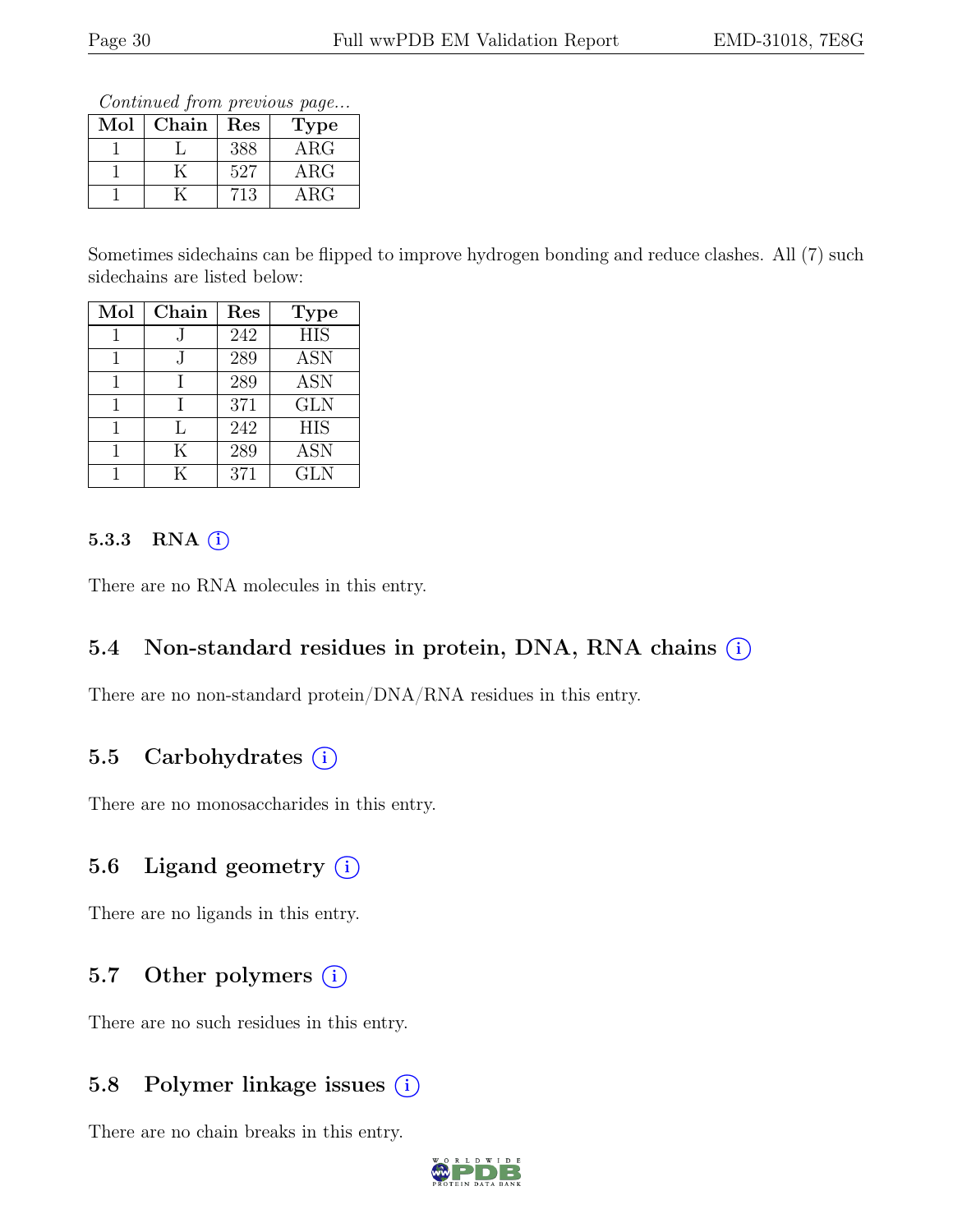*Continued from previous page...*

| Mol | Chain | Res | Type |
|---|---|---|---|
| 1 | L | 388 | ARG |
| 1 | K | 527 | ARG |
| 1 | K | 713 | ARG |

Sometimes sidechains can be flipped to improve hydrogen bonding and reduce clashes. All (7) such sidechains are listed below:

| Mol | Chain | Res | Type |
|---|---|---|---|
| 1 | J | 242 | HIS |
| 1 | J | 289 | ASN |
| 1 | I | 289 | ASN |
| 1 | I | 371 | GLN |
| 1 | L | 242 | HIS |
| 1 | K | 289 | ASN |
| 1 | K | 371 | GLN |

#### 5.3.3 RNA (i)

There are no RNA molecules in this entry.

### 5.4 Non-standard residues in protein, DNA, RNA chains (i)

There are no non-standard protein/DNA/RNA residues in this entry.

### 5.5 Carbohydrates (i)

There are no monosaccharides in this entry.

### 5.6 Ligand geometry (i)

There are no ligands in this entry.

### 5.7 Other polymers (i)

There are no such residues in this entry.

### 5.8 Polymer linkage issues (i)

There are no chain breaks in this entry.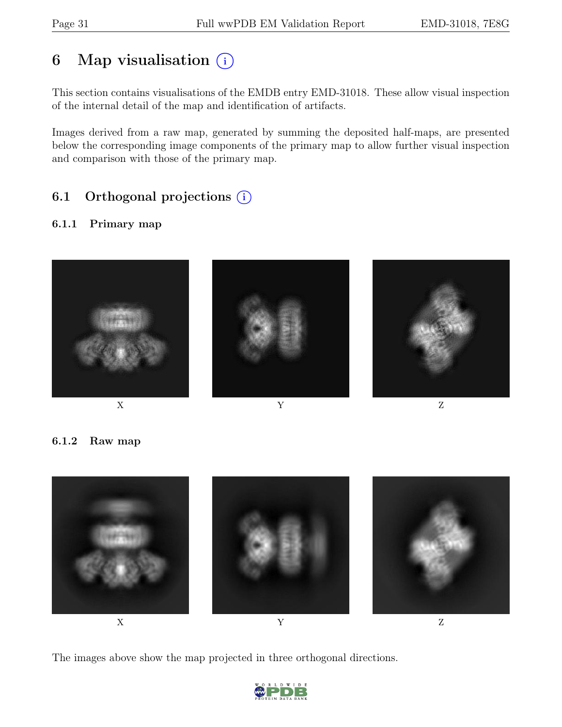# 6 Map visualisation

This section contains visualisations of the EMDB entry EMD-31018. These allow visual inspection of the internal detail of the map and identification of artifacts.

Images derived from a raw map, generated by summing the deposited half-maps, are presented below the corresponding image components of the primary map to allow further visual inspection and comparison with those of the primary map.

## 6.1 Orthogonal projections

### 6.1.1 Primary map

X

Y

Z

### 6.1.2 Raw map

X

Y

Z

The images above show the map projected in three orthogonal directions.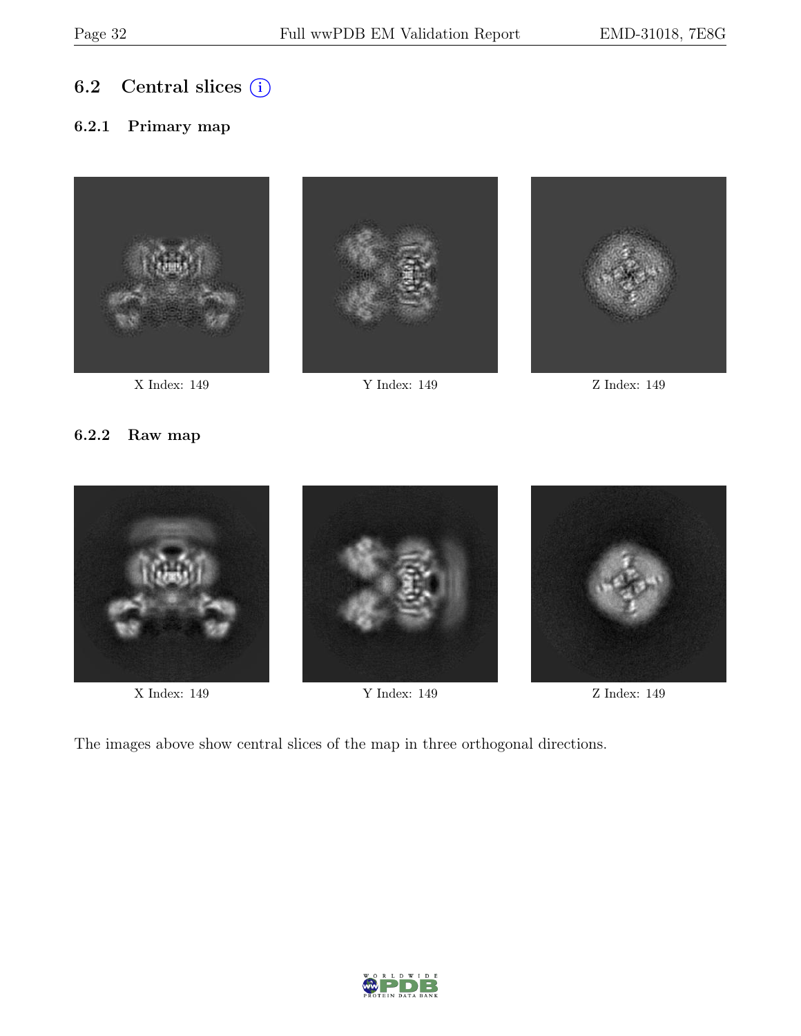## 6.2 Central slices

### 6.2.1 Primary map

X Index: 149

Y Index: 149

Z Index: 149

### 6.2.2 Raw map

X Index: 149

Y Index: 149

Z Index: 149

The images above show central slices of the map in three orthogonal directions.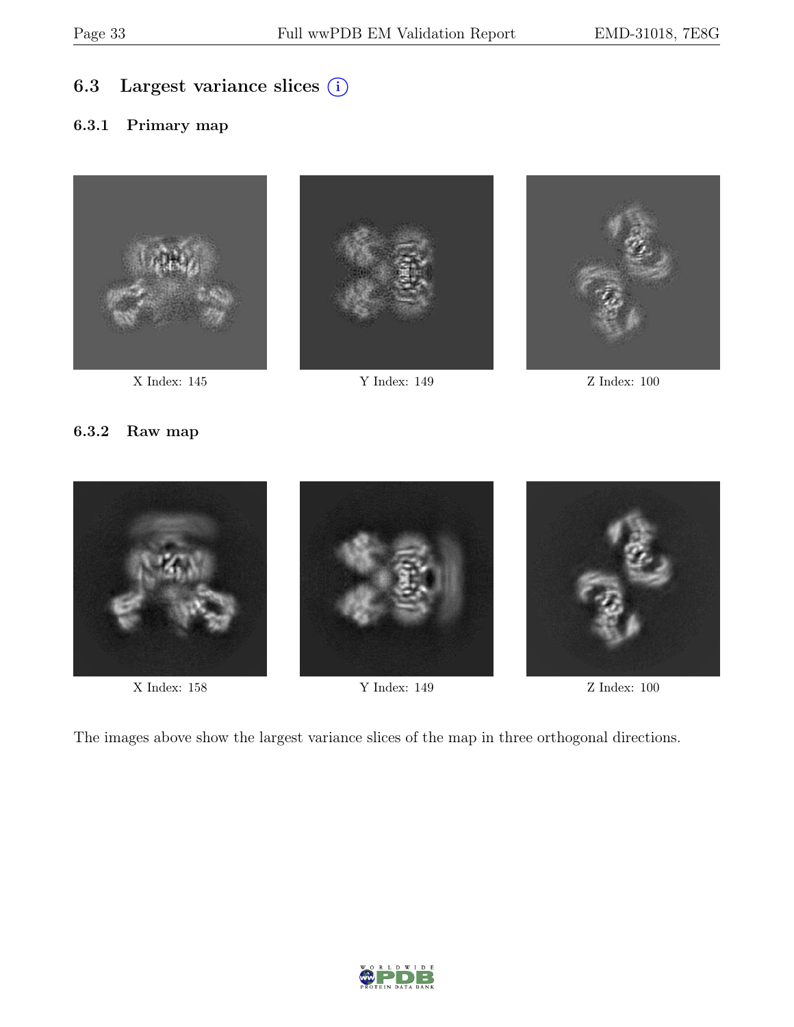## 6.3 Largest variance slices

### 6.3.1 Primary map

X Index: 145

Y Index: 149

Z Index: 100

### 6.3.2 Raw map

X Index: 158

Y Index: 149

Z Index: 100

The images above show the largest variance slices of the map in three orthogonal directions.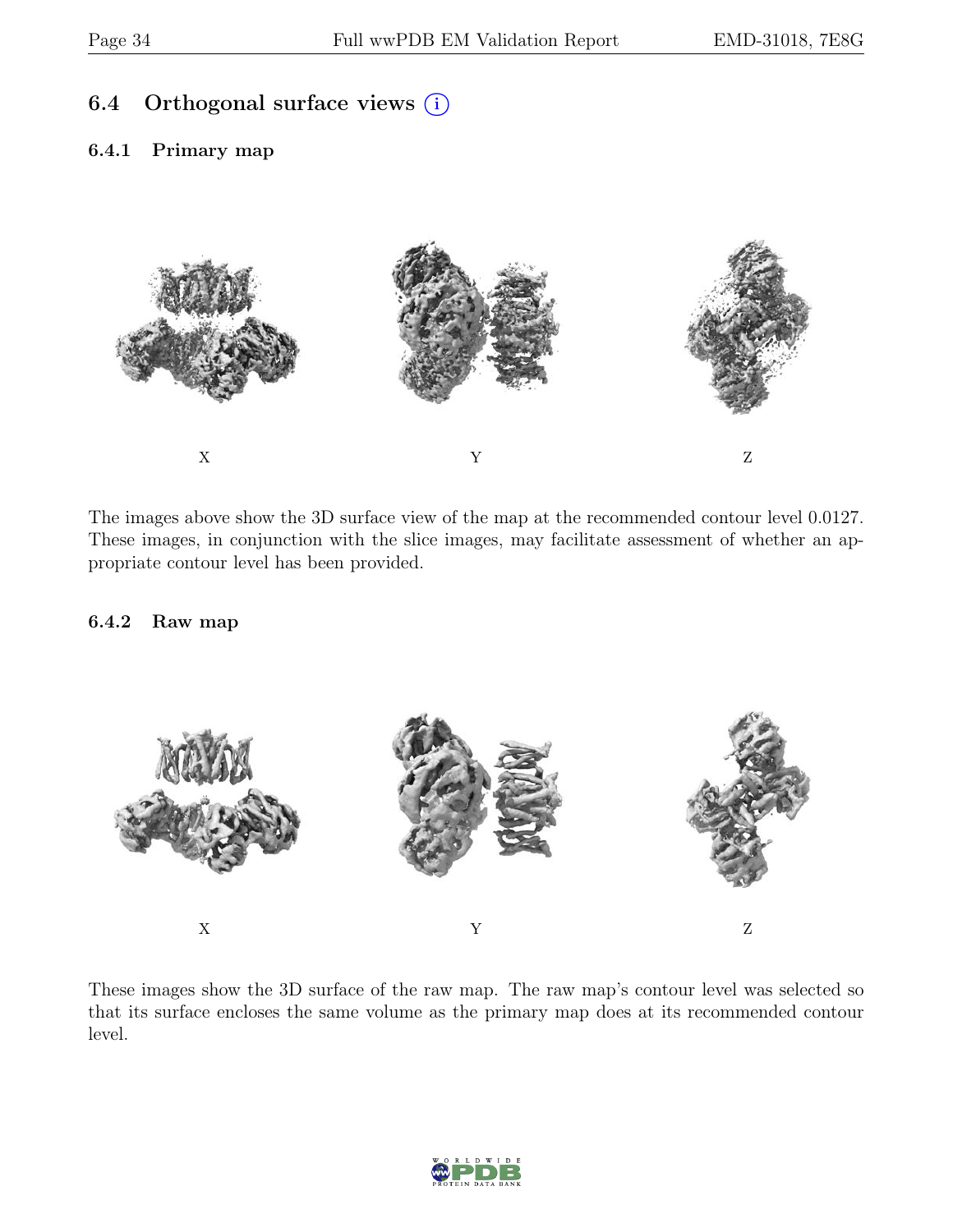## 6.4 Orthogonal surface views (i)

### 6.4.1 Primary map

X

Y

Z

The images above show the 3D surface view of the map at the recommended contour level 0.0127. These images, in conjunction with the slice images, may facilitate assessment of whether an appropriate contour level has been provided.

### 6.4.2 Raw map

X

Y

Z

These images show the 3D surface of the raw map. The raw map's contour level was selected so that its surface encloses the same volume as the primary map does at its recommended contour level.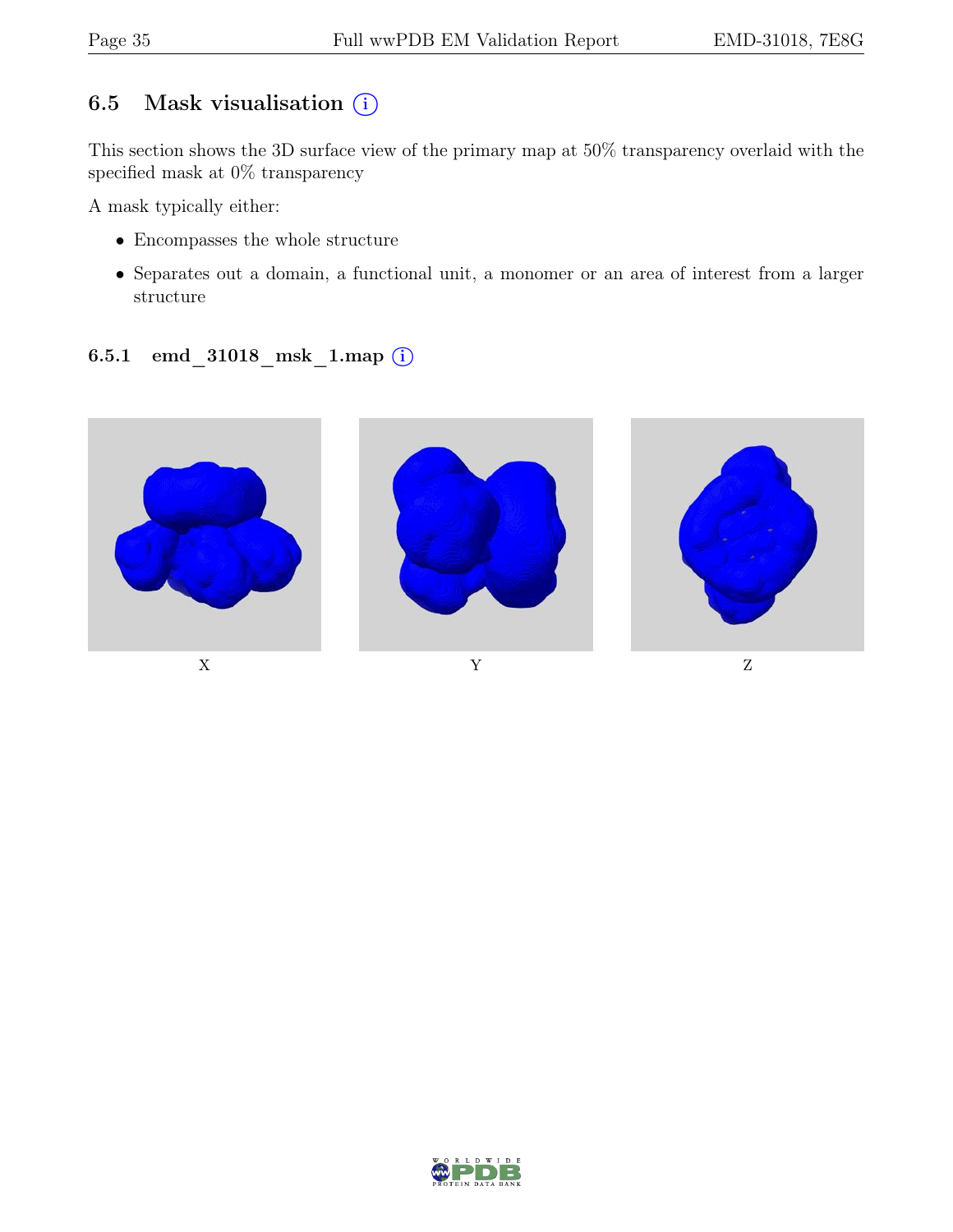## 6.5 Mask visualisation ⓘ

This section shows the 3D surface view of the primary map at 50% transparency overlaid with the specified mask at 0% transparency

A mask typically either:

- Encompasses the whole structure
- Separates out a domain, a functional unit, a monomer or an area of interest from a larger structure

### 6.5.1 emd_31018_msk_1.map ⓘ

X

Y

Z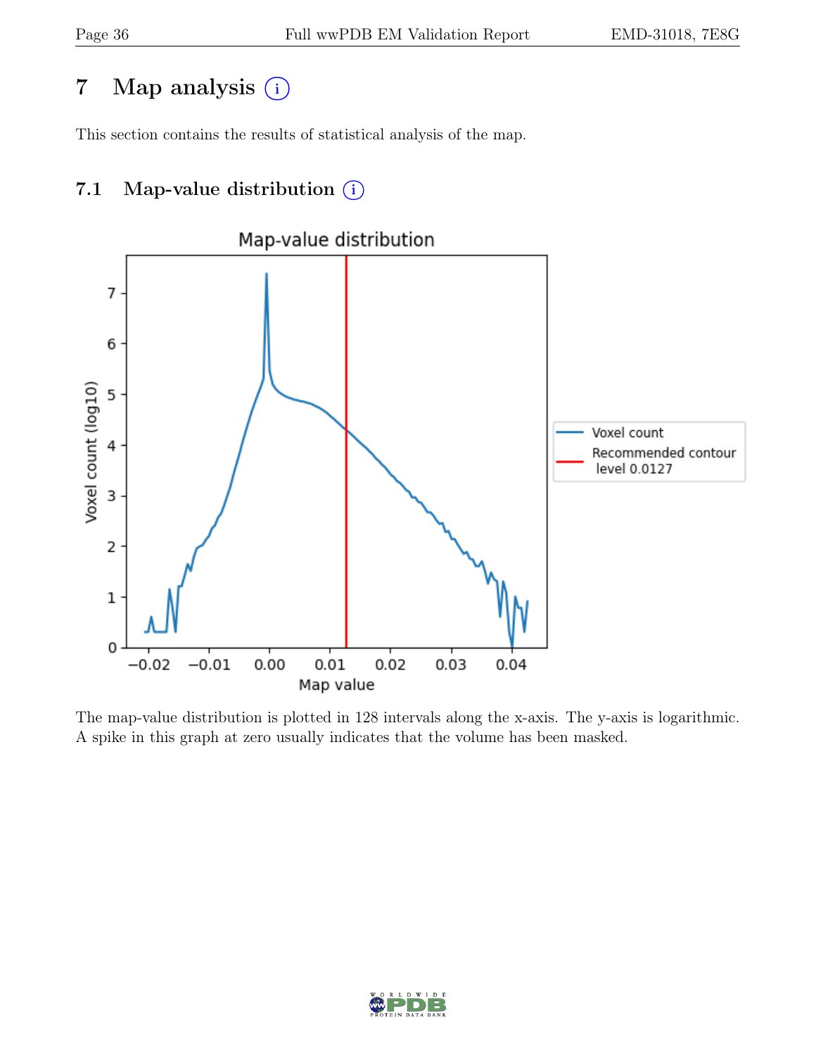# 7 Map analysis

This section contains the results of statistical analysis of the map.

## 7.1 Map-value distribution

Map-value distribution

Voxel count (log10)

Map value

Voxel count

Recommended contour level 0.0127

The map-value distribution is plotted in 128 intervals along the x-axis. The y-axis is logarithmic. A spike in this graph at zero usually indicates that the volume has been masked.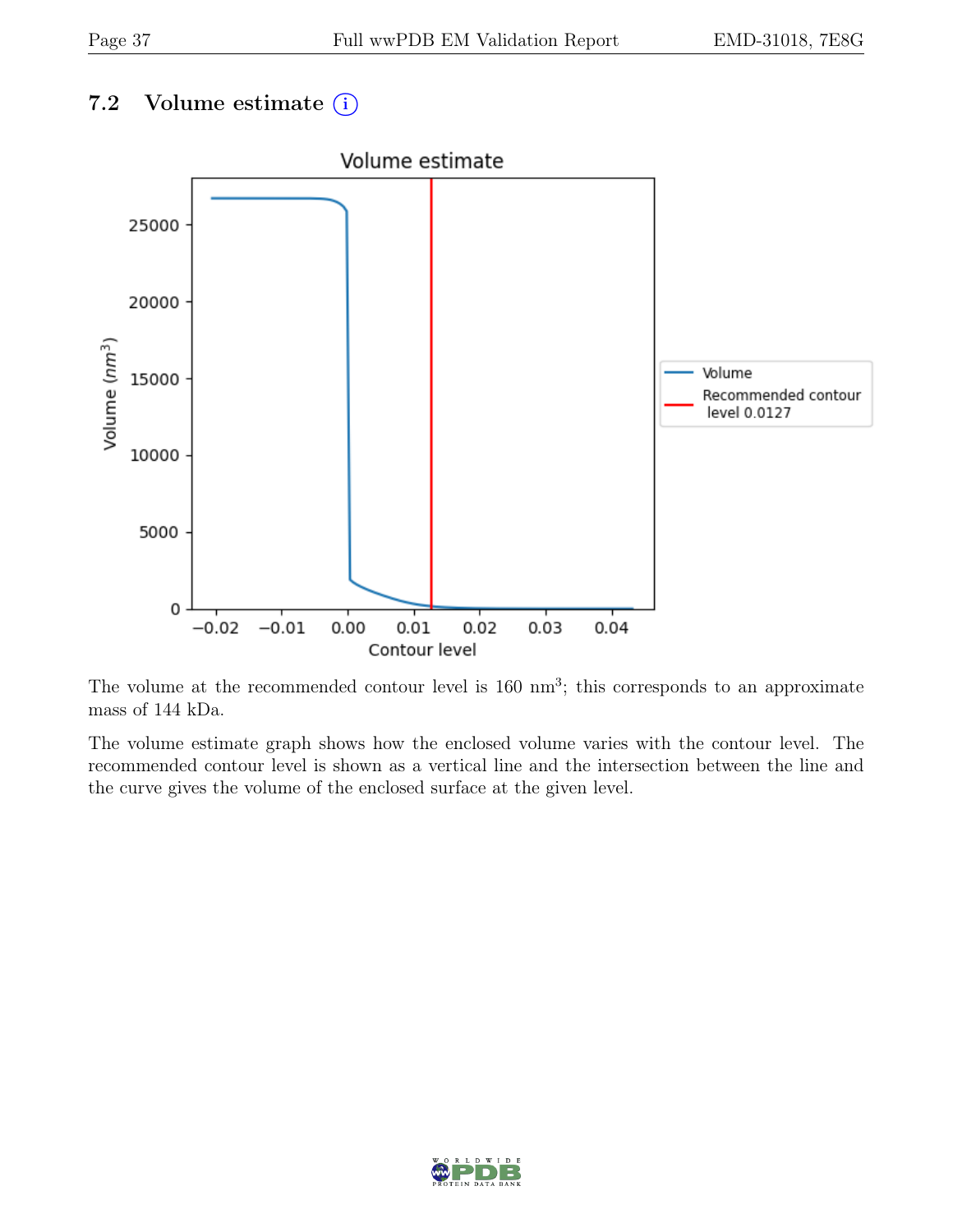### 7.2 Volume estimate

Volume estimate

Volume ($nm^3$)

25000

20000

15000

10000

5000

0

−0.02 −0.01 0.00 0.01 0.02 0.03 0.04

Contour level

Volume

Recommended contour level 0.0127

The volume at the recommended contour level is 160 $nm^3$; this corresponds to an approximate mass of 144 kDa.

The volume estimate graph shows how the enclosed volume varies with the contour level. The recommended contour level is shown as a vertical line and the intersection between the line and the curve gives the volume of the enclosed surface at the given level.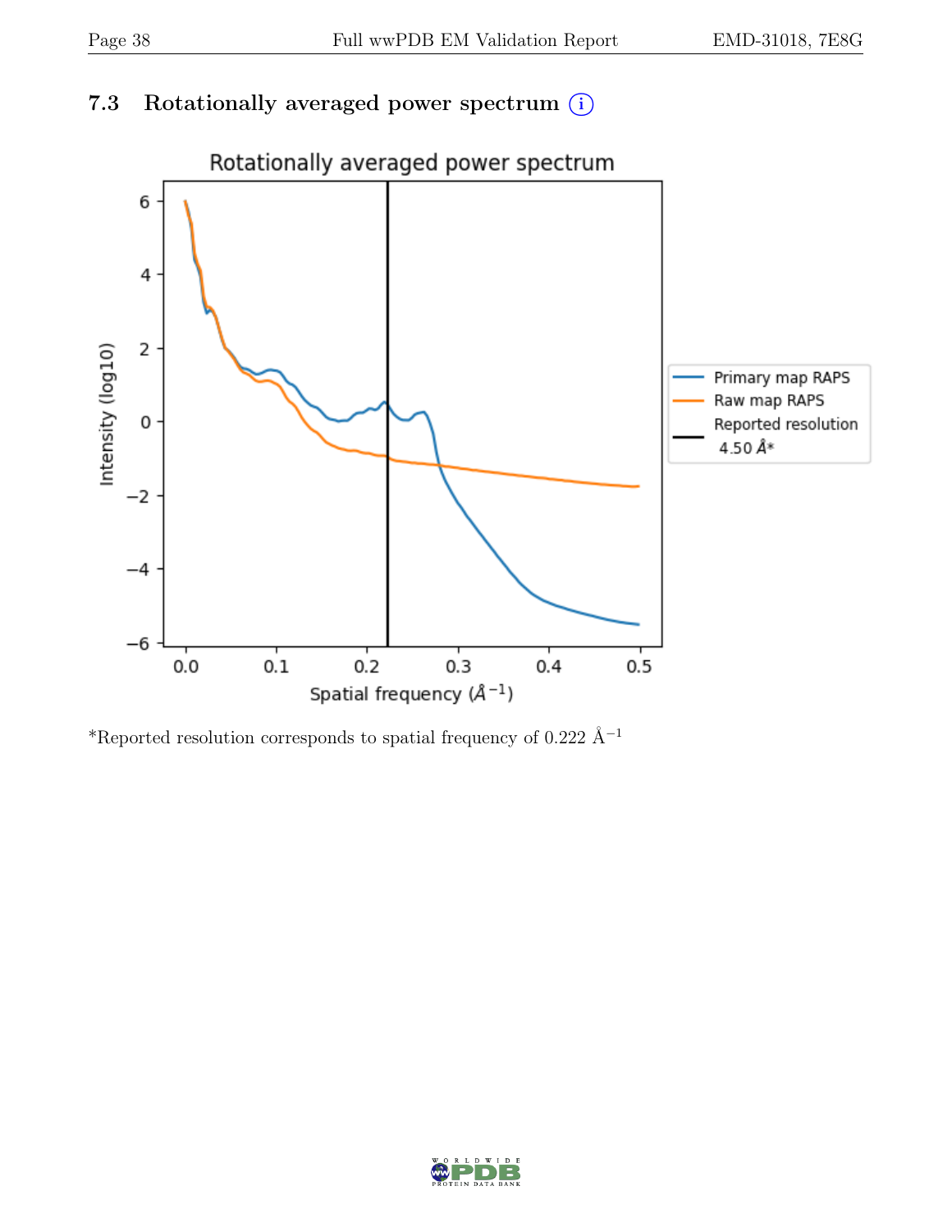## 7.3 Rotationally averaged power spectrum (i)

Rotationally averaged power spectrum

Intensity (log10)

6

4

2

0

−2

−4

−6

0.0

0.1

0.2

0.3

0.4

0.5

Spatial frequency ($Å^{-1}$)

Primary map RAPS

Raw map RAPS

Reported resolution 4.50 Å*

*Reported resolution corresponds to spatial frequency of 0.222 $Å^{-1}$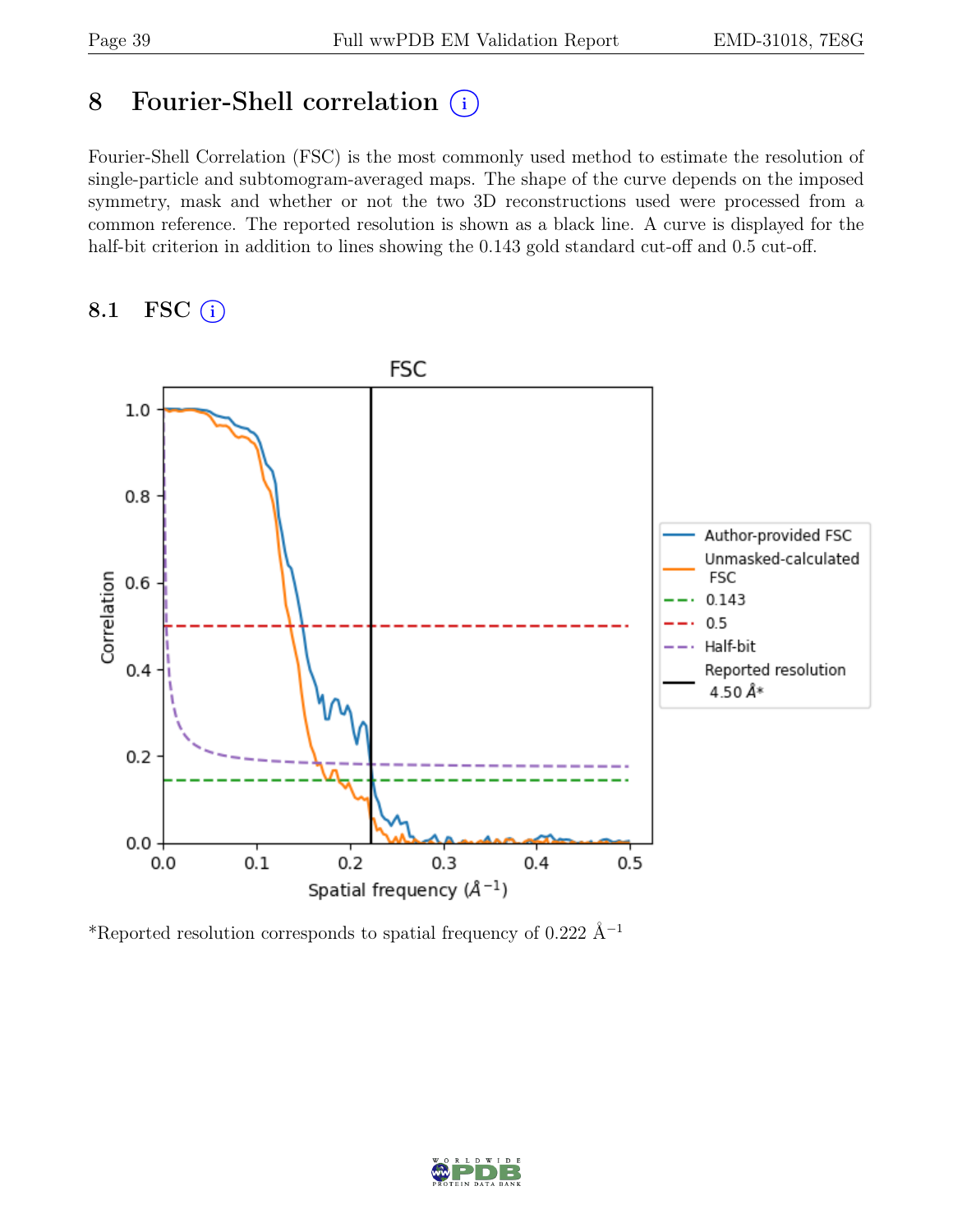# 8 Fourier-Shell correlation

Fourier-Shell Correlation (FSC) is the most commonly used method to estimate the resolution of single-particle and subtomogram-averaged maps. The shape of the curve depends on the imposed symmetry, mask and whether or not the two 3D reconstructions used were processed from a common reference. The reported resolution is shown as a black line. A curve is displayed for the half-bit criterion in addition to lines showing the 0.143 gold standard cut-off and 0.5 cut-off.

## 8.1 FSC

FSC

Correlation

1.0
0.8
0.6
0.4
0.2
0.0

0.0
0.1
0.2
0.3
0.4
0.5

Spatial frequency ($Å^{-1}$)

Author-provided FSC
Unmasked-calculated FSC
0.143
0.5
Half-bit
Reported resolution 4.50 Å*

*Reported resolution corresponds to spatial frequency of 0.222 $Å^{-1}$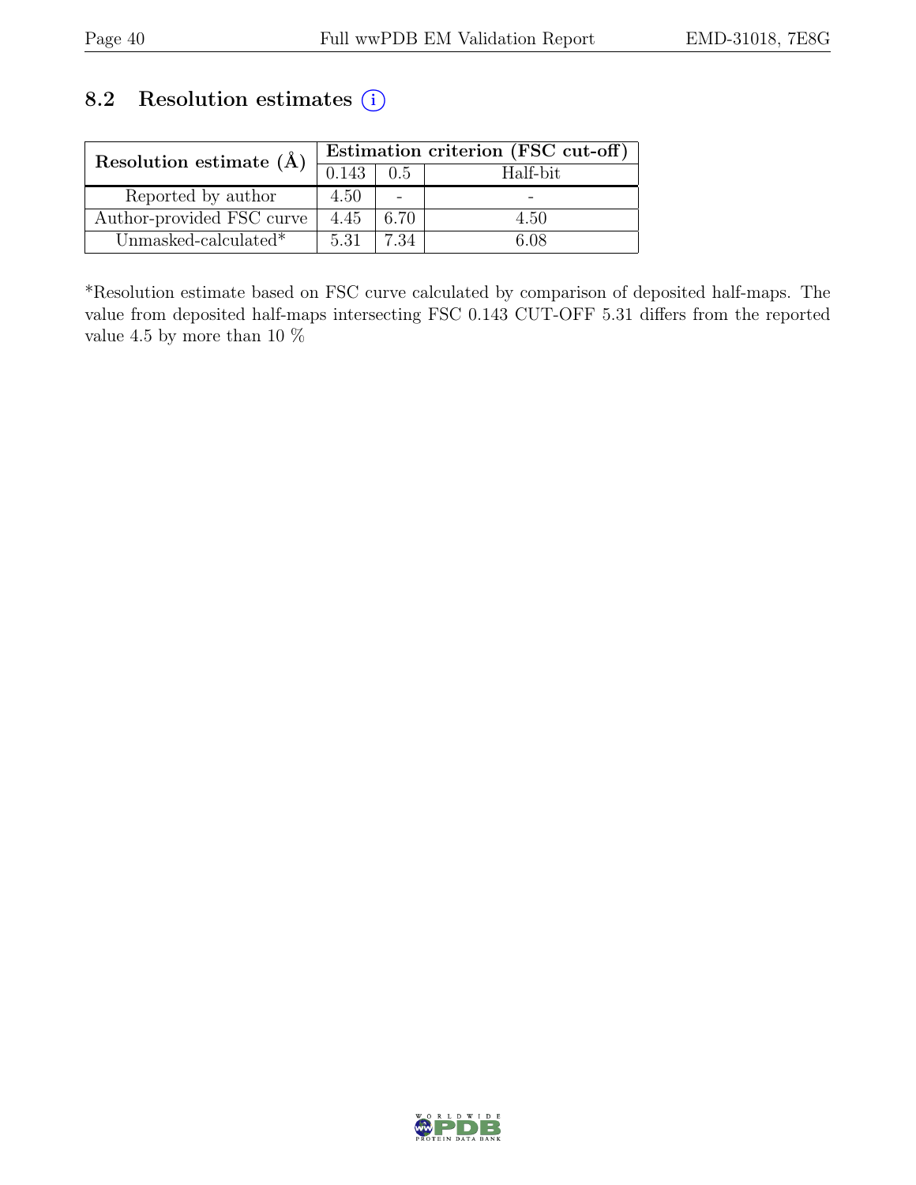## 8.2 Resolution estimates (i)

| Resolution estimate (Å) | Estimation criterion (FSC cut-off) | | |
|---|---|---|---|
| | 0.143 | 0.5 | Half-bit |
| Reported by author | 4.50 | - | - |
| Author-provided FSC curve | 4.45 | 6.70 | 4.50 |
| Unmasked-calculated* | 5.31 | 7.34 | 6.08 |

*Resolution estimate based on FSC curve calculated by comparison of deposited half-maps. The value from deposited half-maps intersecting FSC 0.143 CUT-OFF 5.31 differs from the reported value 4.5 by more than 10 %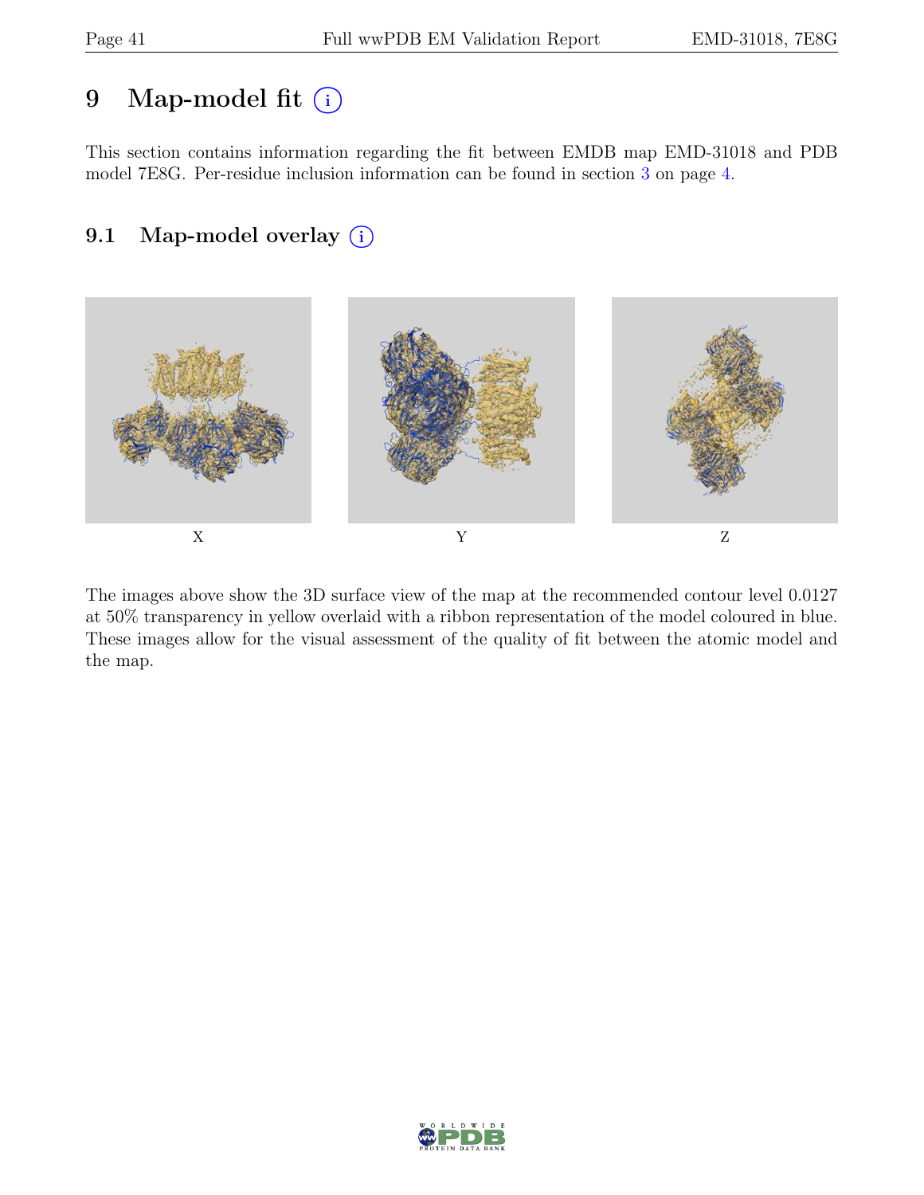# 9 Map-model fit (i)

This section contains information regarding the fit between EMDB map EMD-31018 and PDB model 7E8G. Per-residue inclusion information can be found in section 3 on page 4.

## 9.1 Map-model overlay (i)

X

Y

Z

The images above show the 3D surface view of the map at the recommended contour level 0.0127 at 50% transparency in yellow overlaid with a ribbon representation of the model coloured in blue. These images allow for the visual assessment of the quality of fit between the atomic model and the map.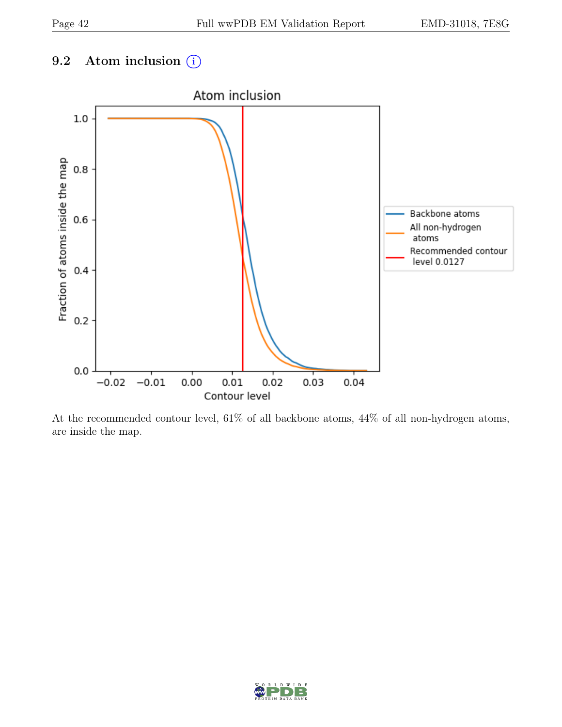## 9.2 Atom inclusion (i)

Atom inclusion

Fraction of atoms inside the map

1.0
0.8
0.6
0.4
0.2
0.0

−0.02 −0.01 0.00 0.01 0.02 0.03 0.04

Contour level

Backbone atoms
All non-hydrogen atoms
Recommended contour level 0.0127

At the recommended contour level, 61% of all backbone atoms, 44% of all non-hydrogen atoms, are inside the map.